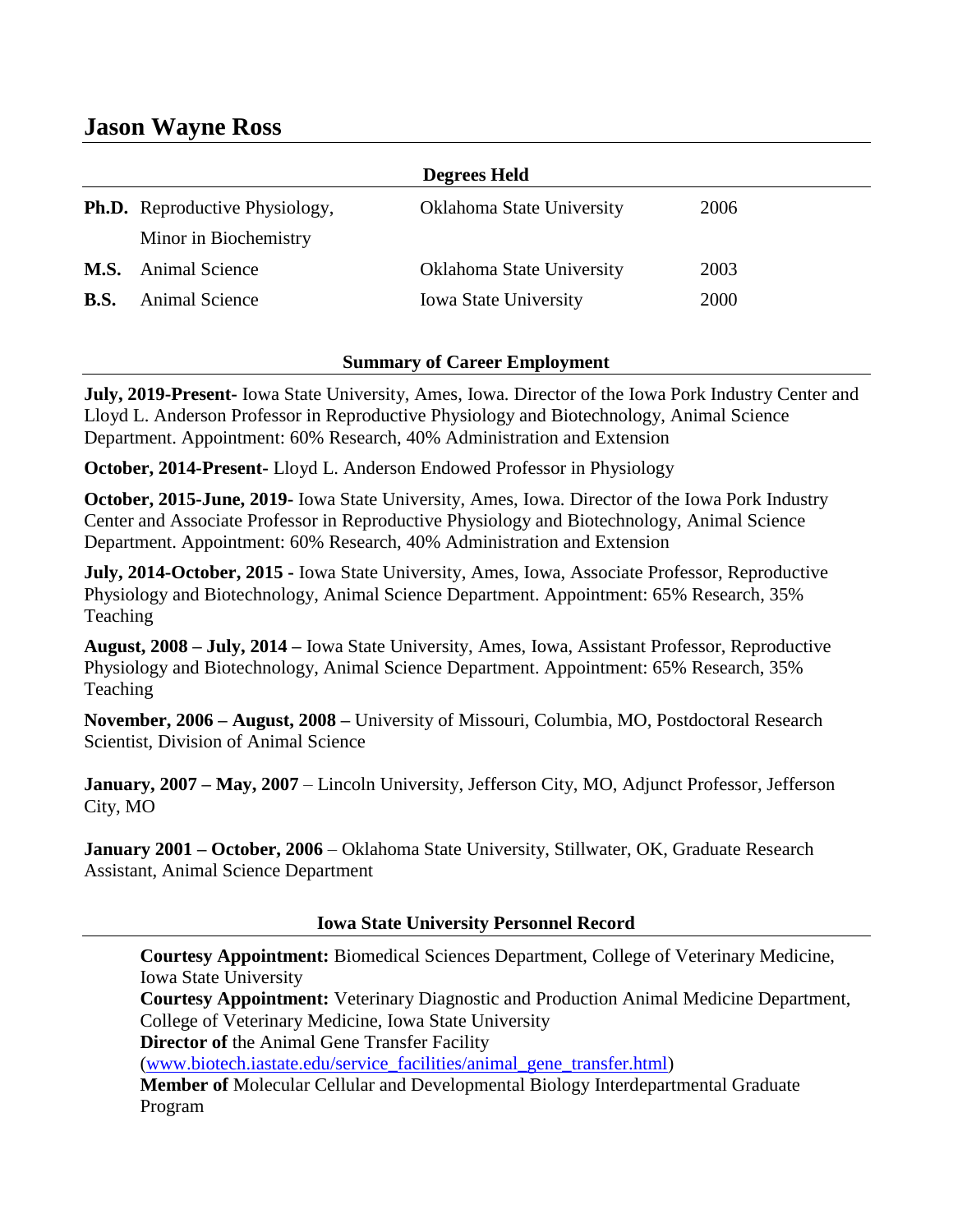# Jason Wayne Ross

## Degrees Held

| | | | |
|---|---|---|---|
| **Ph.D.** | Reproductive Physiology, Minor in Biochemistry | Oklahoma State University | 2006 |
| **M.S.** | Animal Science | Oklahoma State University | 2003 |
| **B.S.** | Animal Science | Iowa State University | 2000 |

## Summary of Career Employment

**July, 2019-Present-** Iowa State University, Ames, Iowa. Director of the Iowa Pork Industry Center and Lloyd L. Anderson Professor in Reproductive Physiology and Biotechnology, Animal Science Department. Appointment: 60% Research, 40% Administration and Extension

**October, 2014-Present-** Lloyd L. Anderson Endowed Professor in Physiology

**October, 2015-June, 2019-** Iowa State University, Ames, Iowa. Director of the Iowa Pork Industry Center and Associate Professor in Reproductive Physiology and Biotechnology, Animal Science Department. Appointment: 60% Research, 40% Administration and Extension

**July, 2014-October, 2015 -** Iowa State University, Ames, Iowa, Associate Professor, Reproductive Physiology and Biotechnology, Animal Science Department. Appointment: 65% Research, 35% Teaching

**August, 2008 – July, 2014 –** Iowa State University, Ames, Iowa, Assistant Professor, Reproductive Physiology and Biotechnology, Animal Science Department. Appointment: 65% Research, 35% Teaching

**November, 2006 – August, 2008 –** University of Missouri, Columbia, MO, Postdoctoral Research Scientist, Division of Animal Science

**January, 2007 – May, 2007** – Lincoln University, Jefferson City, MO, Adjunct Professor, Jefferson City, MO

**January 2001 – October, 2006** – Oklahoma State University, Stillwater, OK, Graduate Research Assistant, Animal Science Department

## Iowa State University Personnel Record

**Courtesy Appointment:** Biomedical Sciences Department, College of Veterinary Medicine, Iowa State University
**Courtesy Appointment:** Veterinary Diagnostic and Production Animal Medicine Department, College of Veterinary Medicine, Iowa State University
**Director of** the Animal Gene Transfer Facility (www.biotech.iastate.edu/service_facilities/animal_gene_transfer.html)
**Member of** Molecular Cellular and Developmental Biology Interdepartmental Graduate Program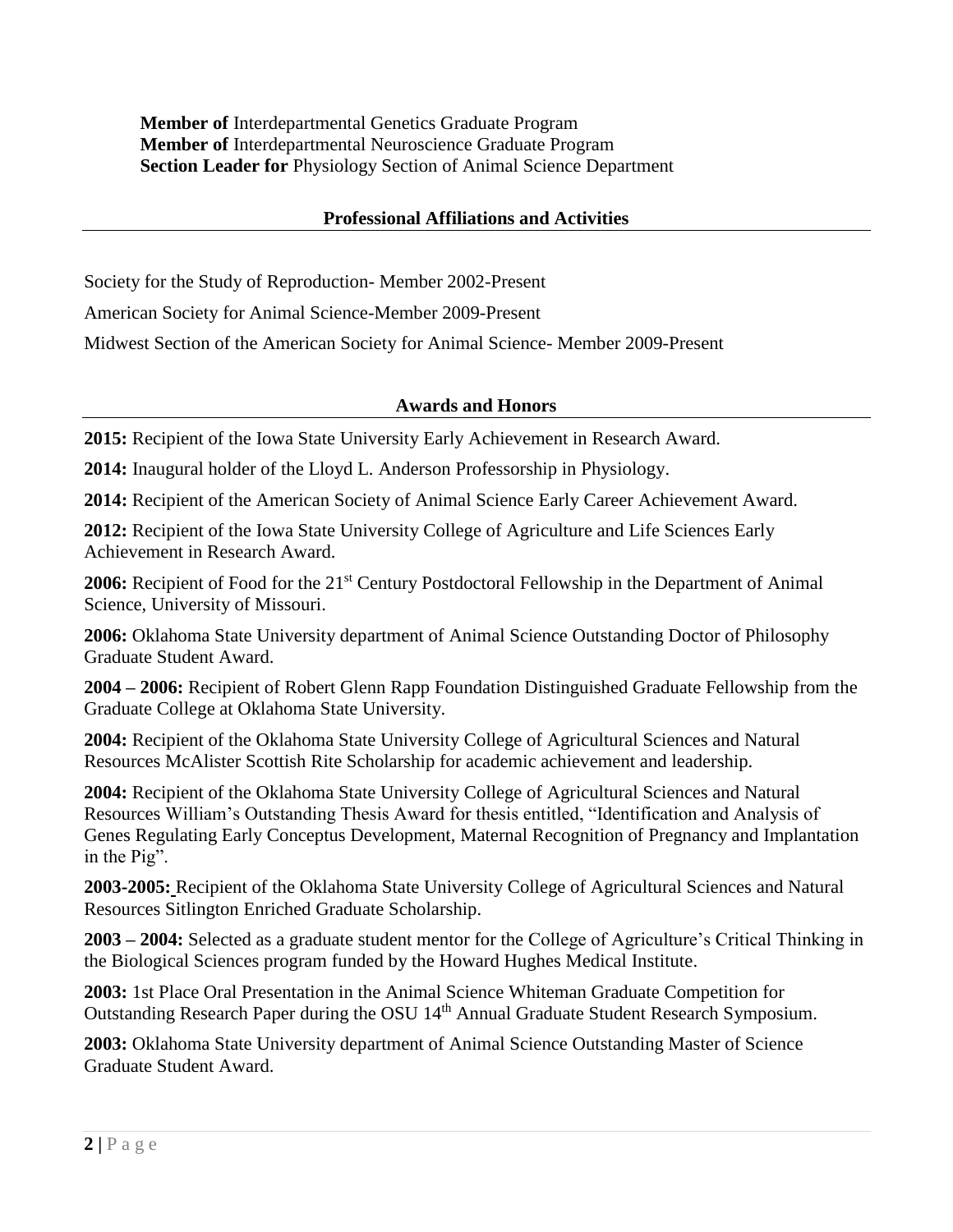**Member of** Interdepartmental Genetics Graduate Program
**Member of** Interdepartmental Neuroscience Graduate Program
**Section Leader for** Physiology Section of Animal Science Department

## Professional Affiliations and Activities

Society for the Study of Reproduction- Member 2002-Present

American Society for Animal Science-Member 2009-Present

Midwest Section of the American Society for Animal Science- Member 2009-Present

## Awards and Honors

**2015:** Recipient of the Iowa State University Early Achievement in Research Award.

**2014:** Inaugural holder of the Lloyd L. Anderson Professorship in Physiology.

**2014:** Recipient of the American Society of Animal Science Early Career Achievement Award.

**2012:** Recipient of the Iowa State University College of Agriculture and Life Sciences Early Achievement in Research Award.

**2006:** Recipient of Food for the 21st Century Postdoctoral Fellowship in the Department of Animal Science, University of Missouri.

**2006:** Oklahoma State University department of Animal Science Outstanding Doctor of Philosophy Graduate Student Award.

**2004 – 2006:** Recipient of Robert Glenn Rapp Foundation Distinguished Graduate Fellowship from the Graduate College at Oklahoma State University.

**2004:** Recipient of the Oklahoma State University College of Agricultural Sciences and Natural Resources McAlister Scottish Rite Scholarship for academic achievement and leadership.

**2004:** Recipient of the Oklahoma State University College of Agricultural Sciences and Natural Resources William's Outstanding Thesis Award for thesis entitled, "Identification and Analysis of Genes Regulating Early Conceptus Development, Maternal Recognition of Pregnancy and Implantation in the Pig".

**2003-2005:** Recipient of the Oklahoma State University College of Agricultural Sciences and Natural Resources Sitlington Enriched Graduate Scholarship.

**2003 – 2004:** Selected as a graduate student mentor for the College of Agriculture's Critical Thinking in the Biological Sciences program funded by the Howard Hughes Medical Institute.

**2003:** 1st Place Oral Presentation in the Animal Science Whiteman Graduate Competition for Outstanding Research Paper during the OSU 14th Annual Graduate Student Research Symposium.

**2003:** Oklahoma State University department of Animal Science Outstanding Master of Science Graduate Student Award.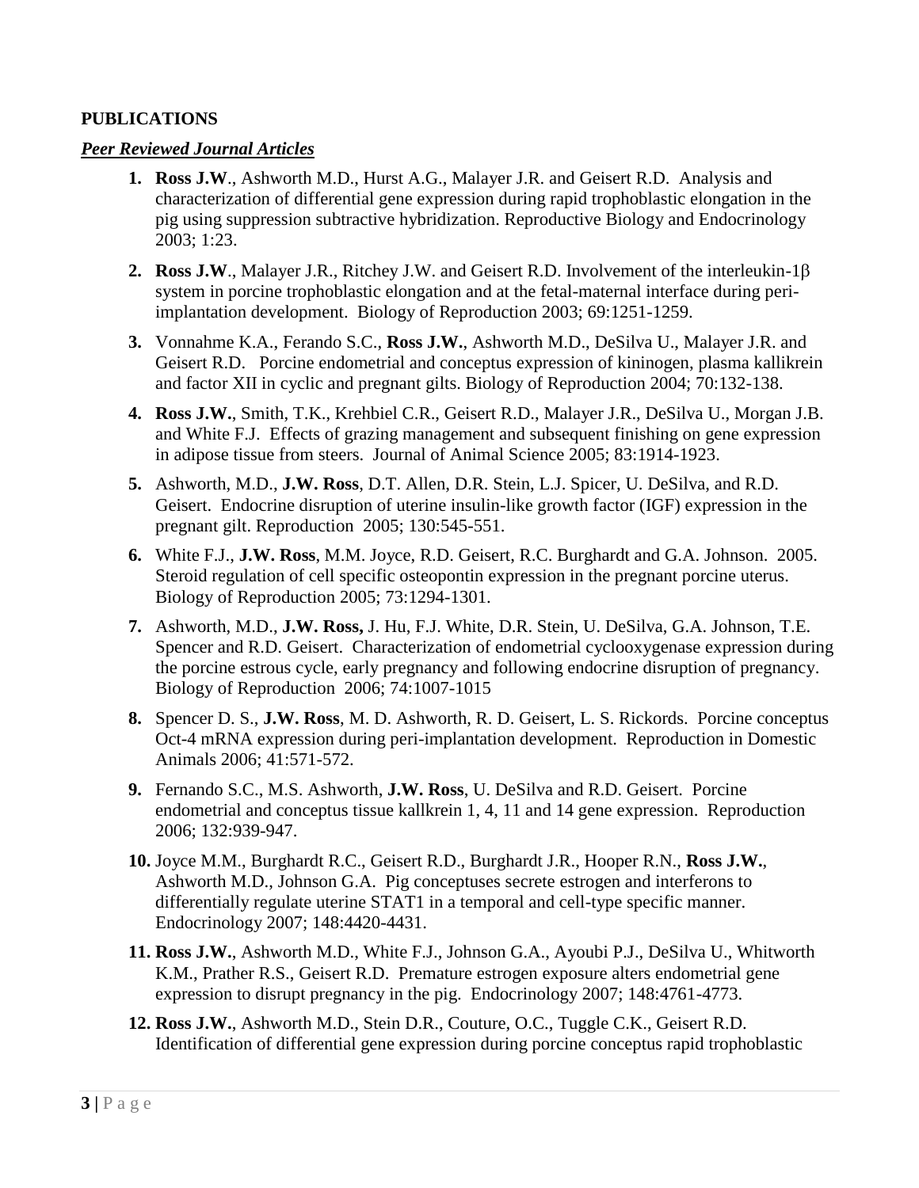## PUBLICATIONS

### ***Peer Reviewed Journal Articles***

1. **Ross J.W**., Ashworth M.D., Hurst A.G., Malayer J.R. and Geisert R.D. Analysis and characterization of differential gene expression during rapid trophoblastic elongation in the pig using suppression subtractive hybridization. Reproductive Biology and Endocrinology 2003; 1:23.

2. **Ross J.W**., Malayer J.R., Ritchey J.W. and Geisert R.D. Involvement of the interleukin-1β system in porcine trophoblastic elongation and at the fetal-maternal interface during peri-implantation development. Biology of Reproduction 2003; 69:1251-1259.

3. Vonnahme K.A., Ferando S.C., **Ross J.W.**, Ashworth M.D., DeSilva U., Malayer J.R. and Geisert R.D. Porcine endometrial and conceptus expression of kininogen, plasma kallikrein and factor XII in cyclic and pregnant gilts. Biology of Reproduction 2004; 70:132-138.

4. **Ross J.W.**, Smith, T.K., Krehbiel C.R., Geisert R.D., Malayer J.R., DeSilva U., Morgan J.B. and White F.J. Effects of grazing management and subsequent finishing on gene expression in adipose tissue from steers. Journal of Animal Science 2005; 83:1914-1923.

5. Ashworth, M.D., **J.W. Ross**, D.T. Allen, D.R. Stein, L.J. Spicer, U. DeSilva, and R.D. Geisert. Endocrine disruption of uterine insulin-like growth factor (IGF) expression in the pregnant gilt. Reproduction 2005; 130:545-551.

6. White F.J., **J.W. Ross**, M.M. Joyce, R.D. Geisert, R.C. Burghardt and G.A. Johnson. 2005. Steroid regulation of cell specific osteopontin expression in the pregnant porcine uterus. Biology of Reproduction 2005; 73:1294-1301.

7. Ashworth, M.D., **J.W. Ross,** J. Hu, F.J. White, D.R. Stein, U. DeSilva, G.A. Johnson, T.E. Spencer and R.D. Geisert. Characterization of endometrial cyclooxygenase expression during the porcine estrous cycle, early pregnancy and following endocrine disruption of pregnancy. Biology of Reproduction 2006; 74:1007-1015

8. Spencer D. S., **J.W. Ross**, M. D. Ashworth, R. D. Geisert, L. S. Rickords. Porcine conceptus Oct-4 mRNA expression during peri-implantation development. Reproduction in Domestic Animals 2006; 41:571-572.

9. Fernando S.C., M.S. Ashworth, **J.W. Ross**, U. DeSilva and R.D. Geisert. Porcine endometrial and conceptus tissue kallkrein 1, 4, 11 and 14 gene expression. Reproduction 2006; 132:939-947.

10. Joyce M.M., Burghardt R.C., Geisert R.D., Burghardt J.R., Hooper R.N., **Ross J.W.**, Ashworth M.D., Johnson G.A. Pig conceptuses secrete estrogen and interferons to differentially regulate uterine STAT1 in a temporal and cell-type specific manner. Endocrinology 2007; 148:4420-4431.

11. **Ross J.W.**, Ashworth M.D., White F.J., Johnson G.A., Ayoubi P.J., DeSilva U., Whitworth K.M., Prather R.S., Geisert R.D. Premature estrogen exposure alters endometrial gene expression to disrupt pregnancy in the pig. Endocrinology 2007; 148:4761-4773.

12. **Ross J.W.**, Ashworth M.D., Stein D.R., Couture, O.C., Tuggle C.K., Geisert R.D. Identification of differential gene expression during porcine conceptus rapid trophoblastic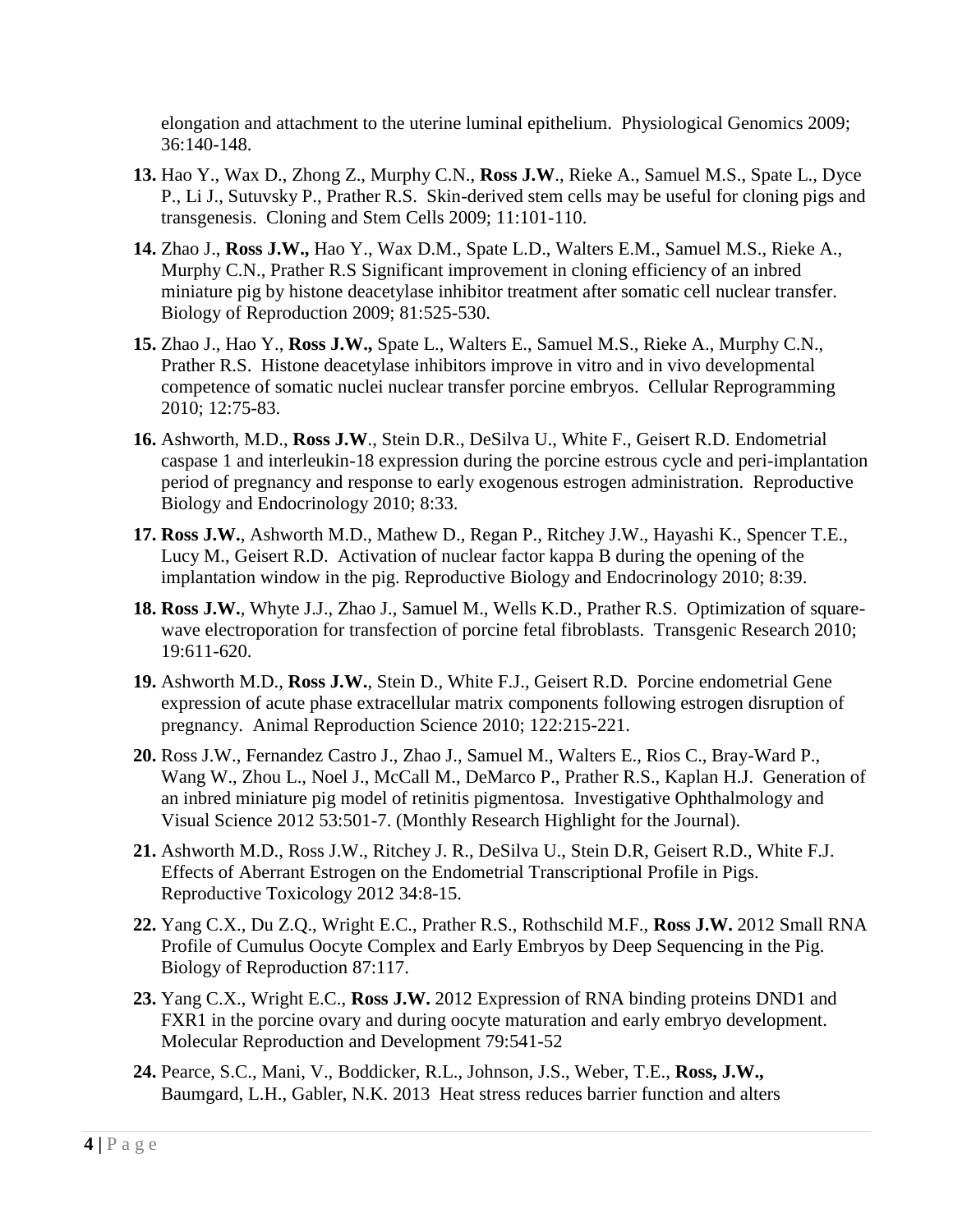elongation and attachment to the uterine luminal epithelium. Physiological Genomics 2009; 36:140-148.

**13.** Hao Y., Wax D., Zhong Z., Murphy C.N., **Ross J.W**., Rieke A., Samuel M.S., Spate L., Dyce P., Li J., Sutuvsky P., Prather R.S. Skin-derived stem cells may be useful for cloning pigs and transgenesis. Cloning and Stem Cells 2009; 11:101-110.

**14.** Zhao J., **Ross J.W.,** Hao Y., Wax D.M., Spate L.D., Walters E.M., Samuel M.S., Rieke A., Murphy C.N., Prather R.S Significant improvement in cloning efficiency of an inbred miniature pig by histone deacetylase inhibitor treatment after somatic cell nuclear transfer. Biology of Reproduction 2009; 81:525-530.

**15.** Zhao J., Hao Y., **Ross J.W.,** Spate L., Walters E., Samuel M.S., Rieke A., Murphy C.N., Prather R.S. Histone deacetylase inhibitors improve in vitro and in vivo developmental competence of somatic nuclei nuclear transfer porcine embryos. Cellular Reprogramming 2010; 12:75-83.

**16.** Ashworth, M.D., **Ross J.W**., Stein D.R., DeSilva U., White F., Geisert R.D. Endometrial caspase 1 and interleukin-18 expression during the porcine estrous cycle and peri-implantation period of pregnancy and response to early exogenous estrogen administration. Reproductive Biology and Endocrinology 2010; 8:33.

**17. Ross J.W.**, Ashworth M.D., Mathew D., Regan P., Ritchey J.W., Hayashi K., Spencer T.E., Lucy M., Geisert R.D. Activation of nuclear factor kappa B during the opening of the implantation window in the pig. Reproductive Biology and Endocrinology 2010; 8:39.

**18. Ross J.W.**, Whyte J.J., Zhao J., Samuel M., Wells K.D., Prather R.S. Optimization of square-wave electroporation for transfection of porcine fetal fibroblasts. Transgenic Research 2010; 19:611-620.

**19.** Ashworth M.D., **Ross J.W.**, Stein D., White F.J., Geisert R.D. Porcine endometrial Gene expression of acute phase extracellular matrix components following estrogen disruption of pregnancy. Animal Reproduction Science 2010; 122:215-221.

**20.** Ross J.W., Fernandez Castro J., Zhao J., Samuel M., Walters E., Rios C., Bray-Ward P., Wang W., Zhou L., Noel J., McCall M., DeMarco P., Prather R.S., Kaplan H.J. Generation of an inbred miniature pig model of retinitis pigmentosa. Investigative Ophthalmology and Visual Science 2012 53:501-7. (Monthly Research Highlight for the Journal).

**21.** Ashworth M.D., Ross J.W., Ritchey J. R., DeSilva U., Stein D.R, Geisert R.D., White F.J. Effects of Aberrant Estrogen on the Endometrial Transcriptional Profile in Pigs. Reproductive Toxicology 2012 34:8-15.

**22.** Yang C.X., Du Z.Q., Wright E.C., Prather R.S., Rothschild M.F., **Ross J.W.** 2012 Small RNA Profile of Cumulus Oocyte Complex and Early Embryos by Deep Sequencing in the Pig. Biology of Reproduction 87:117.

**23.** Yang C.X., Wright E.C., **Ross J.W.** 2012 Expression of RNA binding proteins DND1 and FXR1 in the porcine ovary and during oocyte maturation and early embryo development. Molecular Reproduction and Development 79:541-52

**24.** Pearce, S.C., Mani, V., Boddicker, R.L., Johnson, J.S., Weber, T.E., **Ross, J.W.,** Baumgard, L.H., Gabler, N.K. 2013 Heat stress reduces barrier function and alters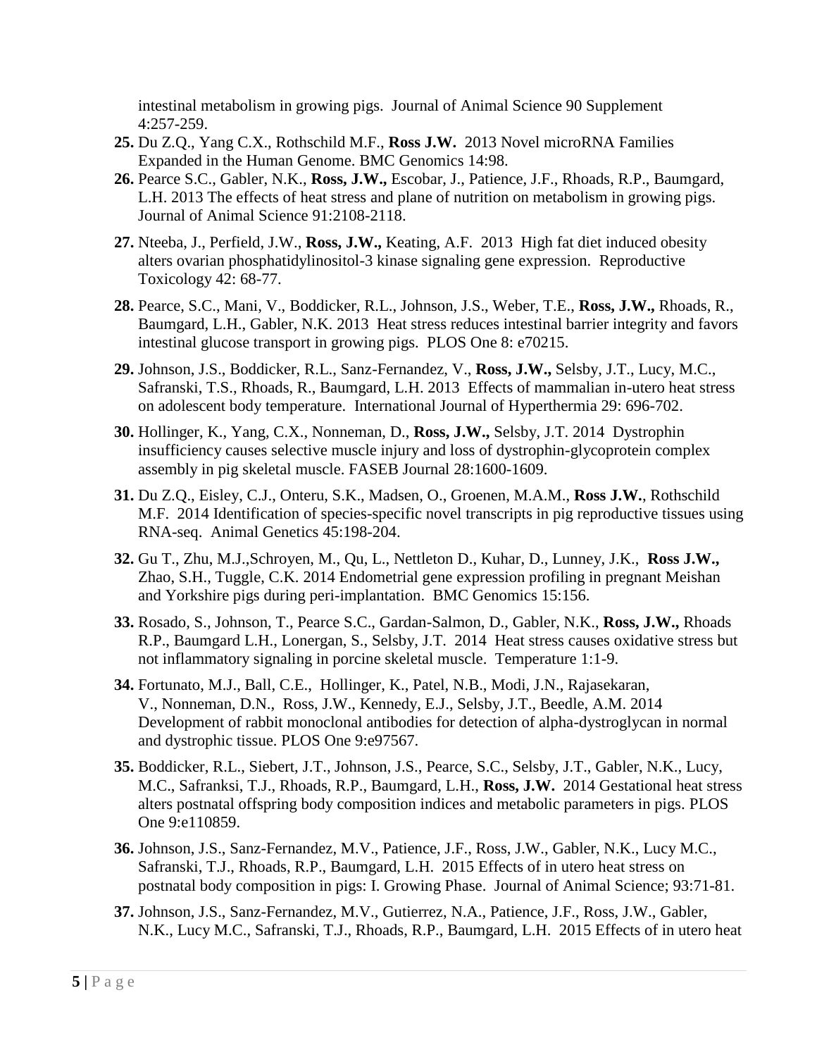intestinal metabolism in growing pigs. Journal of Animal Science 90 Supplement 4:257-259.

25. Du Z.Q., Yang C.X., Rothschild M.F., **Ross J.W.** 2013 Novel microRNA Families Expanded in the Human Genome. BMC Genomics 14:98.

26. Pearce S.C., Gabler, N.K., **Ross, J.W.,** Escobar, J., Patience, J.F., Rhoads, R.P., Baumgard, L.H. 2013 The effects of heat stress and plane of nutrition on metabolism in growing pigs. Journal of Animal Science 91:2108-2118.

27. Nteeba, J., Perfield, J.W., **Ross, J.W.,** Keating, A.F. 2013 High fat diet induced obesity alters ovarian phosphatidylinositol-3 kinase signaling gene expression. Reproductive Toxicology 42: 68-77.

28. Pearce, S.C., Mani, V., Boddicker, R.L., Johnson, J.S., Weber, T.E., **Ross, J.W.,** Rhoads, R., Baumgard, L.H., Gabler, N.K. 2013 Heat stress reduces intestinal barrier integrity and favors intestinal glucose transport in growing pigs. PLOS One 8: e70215.

29. Johnson, J.S., Boddicker, R.L., Sanz-Fernandez, V., **Ross, J.W.,** Selsby, J.T., Lucy, M.C., Safranski, T.S., Rhoads, R., Baumgard, L.H. 2013 Effects of mammalian in-utero heat stress on adolescent body temperature. International Journal of Hyperthermia 29: 696-702.

30. Hollinger, K., Yang, C.X., Nonneman, D., **Ross, J.W.,** Selsby, J.T. 2014 Dystrophin insufficiency causes selective muscle injury and loss of dystrophin-glycoprotein complex assembly in pig skeletal muscle. FASEB Journal 28:1600-1609.

31. Du Z.Q., Eisley, C.J., Onteru, S.K., Madsen, O., Groenen, M.A.M., **Ross J.W.**, Rothschild M.F. 2014 Identification of species-specific novel transcripts in pig reproductive tissues using RNA-seq. Animal Genetics 45:198-204.

32. Gu T., Zhu, M.J.,Schroyen, M., Qu, L., Nettleton D., Kuhar, D., Lunney, J.K., **Ross J.W.,** Zhao, S.H., Tuggle, C.K. 2014 Endometrial gene expression profiling in pregnant Meishan and Yorkshire pigs during peri-implantation. BMC Genomics 15:156.

33. Rosado, S., Johnson, T., Pearce S.C., Gardan-Salmon, D., Gabler, N.K., **Ross, J.W.,** Rhoads R.P., Baumgard L.H., Lonergan, S., Selsby, J.T. 2014 Heat stress causes oxidative stress but not inflammatory signaling in porcine skeletal muscle. Temperature 1:1-9.

34. Fortunato, M.J., Ball, C.E., Hollinger, K., Patel, N.B., Modi, J.N., Rajasekaran, V., Nonneman, D.N., Ross, J.W., Kennedy, E.J., Selsby, J.T., Beedle, A.M. 2014 Development of rabbit monoclonal antibodies for detection of alpha-dystroglycan in normal and dystrophic tissue. PLOS One 9:e97567.

35. Boddicker, R.L., Siebert, J.T., Johnson, J.S., Pearce, S.C., Selsby, J.T., Gabler, N.K., Lucy, M.C., Safranksi, T.J., Rhoads, R.P., Baumgard, L.H., **Ross, J.W.** 2014 Gestational heat stress alters postnatal offspring body composition indices and metabolic parameters in pigs. PLOS One 9:e110859.

36. Johnson, J.S., Sanz-Fernandez, M.V., Patience, J.F., Ross, J.W., Gabler, N.K., Lucy M.C., Safranski, T.J., Rhoads, R.P., Baumgard, L.H. 2015 Effects of in utero heat stress on postnatal body composition in pigs: I. Growing Phase. Journal of Animal Science; 93:71-81.

37. Johnson, J.S., Sanz-Fernandez, M.V., Gutierrez, N.A., Patience, J.F., Ross, J.W., Gabler, N.K., Lucy M.C., Safranski, T.J., Rhoads, R.P., Baumgard, L.H. 2015 Effects of in utero heat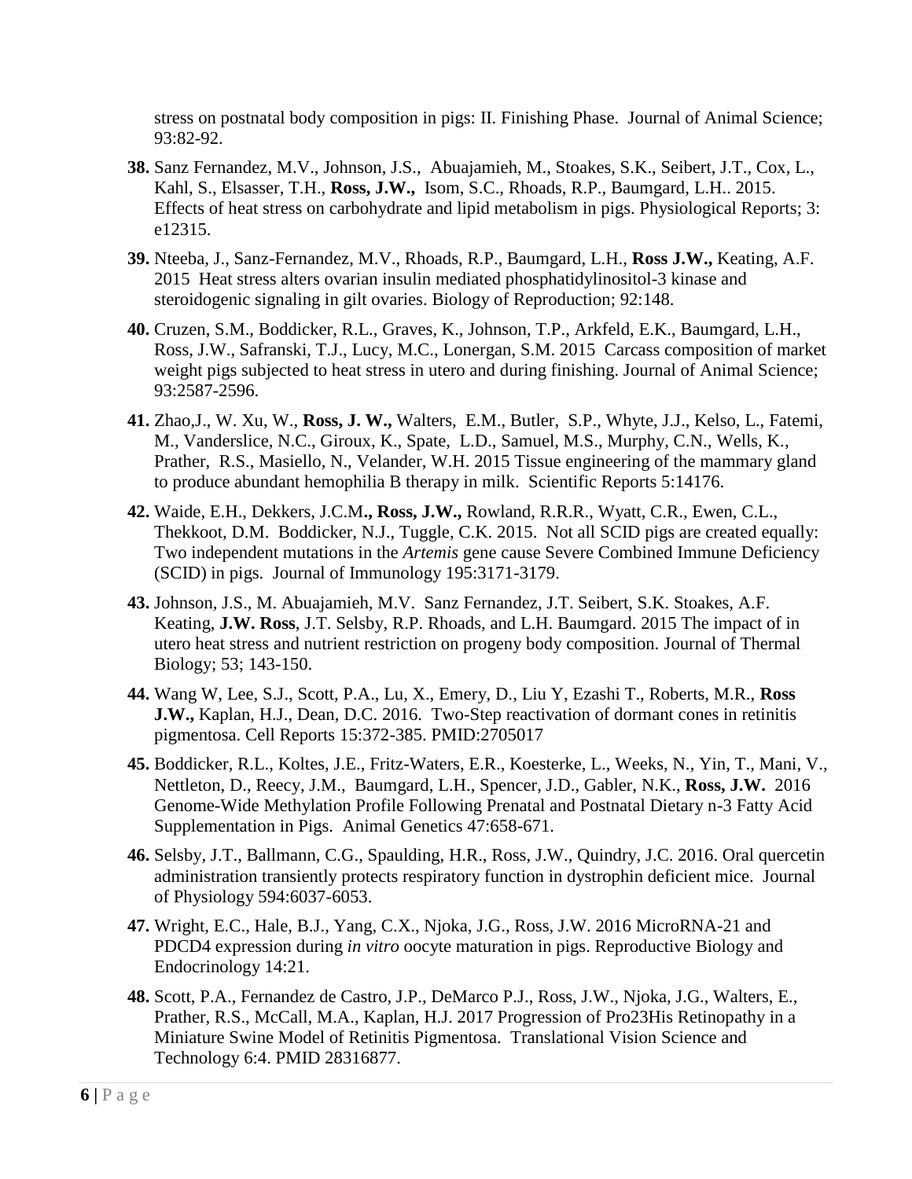stress on postnatal body composition in pigs: II. Finishing Phase. Journal of Animal Science; 93:82-92.

**38.** Sanz Fernandez, M.V., Johnson, J.S., Abuajamieh, M., Stoakes, S.K., Seibert, J.T., Cox, L., Kahl, S., Elsasser, T.H., **Ross, J.W.,** Isom, S.C., Rhoads, R.P., Baumgard, L.H.. 2015. Effects of heat stress on carbohydrate and lipid metabolism in pigs. Physiological Reports; 3: e12315.

**39.** Nteeba, J., Sanz-Fernandez, M.V., Rhoads, R.P., Baumgard, L.H., **Ross J.W.,** Keating, A.F. 2015 Heat stress alters ovarian insulin mediated phosphatidylinositol-3 kinase and steroidogenic signaling in gilt ovaries. Biology of Reproduction; 92:148.

**40.** Cruzen, S.M., Boddicker, R.L., Graves, K., Johnson, T.P., Arkfeld, E.K., Baumgard, L.H., Ross, J.W., Safranski, T.J., Lucy, M.C., Lonergan, S.M. 2015 Carcass composition of market weight pigs subjected to heat stress in utero and during finishing. Journal of Animal Science; 93:2587-2596.

**41.** Zhao,J., W. Xu, W., **Ross, J. W.,** Walters, E.M., Butler, S.P., Whyte, J.J., Kelso, L., Fatemi, M., Vanderslice, N.C., Giroux, K., Spate, L.D., Samuel, M.S., Murphy, C.N., Wells, K., Prather, R.S., Masiello, N., Velander, W.H. 2015 Tissue engineering of the mammary gland to produce abundant hemophilia B therapy in milk. Scientific Reports 5:14176.

**42.** Waide, E.H., Dekkers, J.C.M**., Ross, J.W.,** Rowland, R.R.R., Wyatt, C.R., Ewen, C.L., Thekkoot, D.M. Boddicker, N.J., Tuggle, C.K. 2015. Not all SCID pigs are created equally: Two independent mutations in the *Artemis* gene cause Severe Combined Immune Deficiency (SCID) in pigs. Journal of Immunology 195:3171-3179.

**43.** Johnson, J.S., M. Abuajamieh, M.V. Sanz Fernandez, J.T. Seibert, S.K. Stoakes, A.F. Keating, **J.W. Ross**, J.T. Selsby, R.P. Rhoads, and L.H. Baumgard. 2015 The impact of in utero heat stress and nutrient restriction on progeny body composition. Journal of Thermal Biology; 53; 143-150.

**44.** Wang W, Lee, S.J., Scott, P.A., Lu, X., Emery, D., Liu Y, Ezashi T., Roberts, M.R., **Ross J.W.,** Kaplan, H.J., Dean, D.C. 2016. Two-Step reactivation of dormant cones in retinitis pigmentosa. Cell Reports 15:372-385. PMID:2705017

**45.** Boddicker, R.L., Koltes, J.E., Fritz-Waters, E.R., Koesterke, L., Weeks, N., Yin, T., Mani, V., Nettleton, D., Reecy, J.M., Baumgard, L.H., Spencer, J.D., Gabler, N.K., **Ross, J.W.** 2016 Genome-Wide Methylation Profile Following Prenatal and Postnatal Dietary n-3 Fatty Acid Supplementation in Pigs. Animal Genetics 47:658-671.

**46.** Selsby, J.T., Ballmann, C.G., Spaulding, H.R., Ross, J.W., Quindry, J.C. 2016. Oral quercetin administration transiently protects respiratory function in dystrophin deficient mice. Journal of Physiology 594:6037-6053.

**47.** Wright, E.C., Hale, B.J., Yang, C.X., Njoka, J.G., Ross, J.W. 2016 MicroRNA-21 and PDCD4 expression during *in vitro* oocyte maturation in pigs. Reproductive Biology and Endocrinology 14:21.

**48.** Scott, P.A., Fernandez de Castro, J.P., DeMarco P.J., Ross, J.W., Njoka, J.G., Walters, E., Prather, R.S., McCall, M.A., Kaplan, H.J. 2017 Progression of Pro23His Retinopathy in a Miniature Swine Model of Retinitis Pigmentosa. Translational Vision Science and Technology 6:4. PMID 28316877.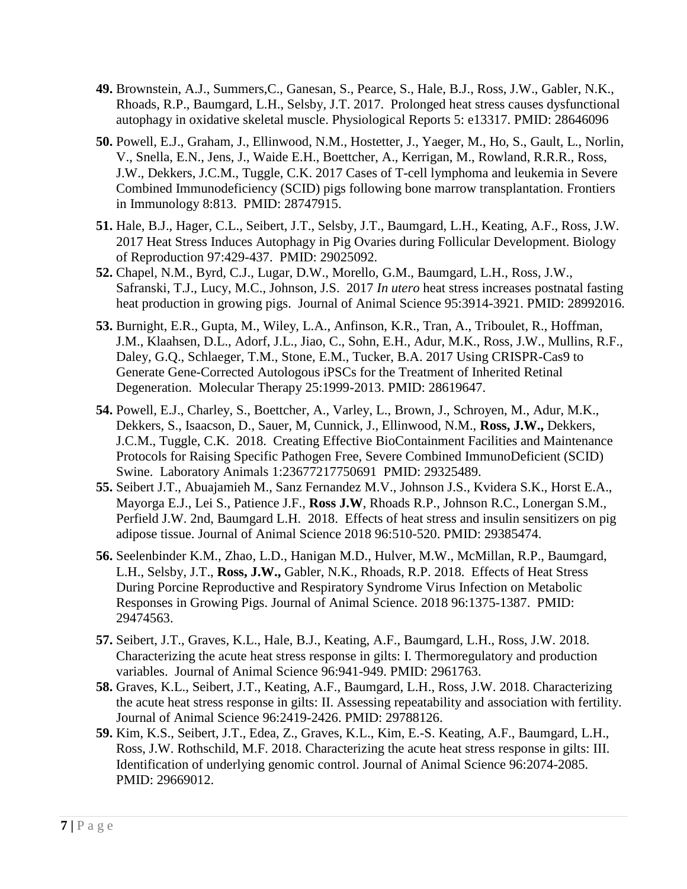**49.** Brownstein, A.J., Summers,C., Ganesan, S., Pearce, S., Hale, B.J., Ross, J.W., Gabler, N.K., Rhoads, R.P., Baumgard, L.H., Selsby, J.T. 2017. Prolonged heat stress causes dysfunctional autophagy in oxidative skeletal muscle. Physiological Reports 5: e13317. PMID: 28646096

**50.** Powell, E.J., Graham, J., Ellinwood, N.M., Hostetter, J., Yaeger, M., Ho, S., Gault, L., Norlin, V., Snella, E.N., Jens, J., Waide E.H., Boettcher, A., Kerrigan, M., Rowland, R.R.R., Ross, J.W., Dekkers, J.C.M., Tuggle, C.K. 2017 Cases of T-cell lymphoma and leukemia in Severe Combined Immunodeficiency (SCID) pigs following bone marrow transplantation. Frontiers in Immunology 8:813. PMID: 28747915.

**51.** Hale, B.J., Hager, C.L., Seibert, J.T., Selsby, J.T., Baumgard, L.H., Keating, A.F., Ross, J.W. 2017 Heat Stress Induces Autophagy in Pig Ovaries during Follicular Development. Biology of Reproduction 97:429-437. PMID: 29025092.

**52.** Chapel, N.M., Byrd, C.J., Lugar, D.W., Morello, G.M., Baumgard, L.H., Ross, J.W., Safranski, T.J., Lucy, M.C., Johnson, J.S. 2017 *In utero* heat stress increases postnatal fasting heat production in growing pigs. Journal of Animal Science 95:3914-3921. PMID: 28992016.

**53.** Burnight, E.R., Gupta, M., Wiley, L.A., Anfinson, K.R., Tran, A., Triboulet, R., Hoffman, J.M., Klaahsen, D.L., Adorf, J.L., Jiao, C., Sohn, E.H., Adur, M.K., Ross, J.W., Mullins, R.F., Daley, G.Q., Schlaeger, T.M., Stone, E.M., Tucker, B.A. 2017 Using CRISPR-Cas9 to Generate Gene-Corrected Autologous iPSCs for the Treatment of Inherited Retinal Degeneration. Molecular Therapy 25:1999-2013. PMID: 28619647.

**54.** Powell, E.J., Charley, S., Boettcher, A., Varley, L., Brown, J., Schroyen, M., Adur, M.K., Dekkers, S., Isaacson, D., Sauer, M, Cunnick, J., Ellinwood, N.M., **Ross, J.W.,** Dekkers, J.C.M., Tuggle, C.K. 2018. Creating Effective BioContainment Facilities and Maintenance Protocols for Raising Specific Pathogen Free, Severe Combined ImmunoDeficient (SCID) Swine. Laboratory Animals 1:23677217750691 PMID: 29325489.

**55.** Seibert J.T., Abuajamieh M., Sanz Fernandez M.V., Johnson J.S., Kvidera S.K., Horst E.A., Mayorga E.J., Lei S., Patience J.F., **Ross J.W**, Rhoads R.P., Johnson R.C., Lonergan S.M., Perfield J.W. 2nd, Baumgard L.H. 2018. Effects of heat stress and insulin sensitizers on pig adipose tissue. Journal of Animal Science 2018 96:510-520. PMID: 29385474.

**56.** Seelenbinder K.M., Zhao, L.D., Hanigan M.D., Hulver, M.W., McMillan, R.P., Baumgard, L.H., Selsby, J.T., **Ross, J.W.,** Gabler, N.K., Rhoads, R.P. 2018. Effects of Heat Stress During Porcine Reproductive and Respiratory Syndrome Virus Infection on Metabolic Responses in Growing Pigs. Journal of Animal Science. 2018 96:1375-1387. PMID: 29474563.

**57.** Seibert, J.T., Graves, K.L., Hale, B.J., Keating, A.F., Baumgard, L.H., Ross, J.W. 2018. Characterizing the acute heat stress response in gilts: I. Thermoregulatory and production variables. Journal of Animal Science 96:941-949. PMID: 2961763.

**58.** Graves, K.L., Seibert, J.T., Keating, A.F., Baumgard, L.H., Ross, J.W. 2018. Characterizing the acute heat stress response in gilts: II. Assessing repeatability and association with fertility. Journal of Animal Science 96:2419-2426. PMID: 29788126.

**59.** Kim, K.S., Seibert, J.T., Edea, Z., Graves, K.L., Kim, E.-S. Keating, A.F., Baumgard, L.H., Ross, J.W. Rothschild, M.F. 2018. Characterizing the acute heat stress response in gilts: III. Identification of underlying genomic control. Journal of Animal Science 96:2074-2085. PMID: 29669012.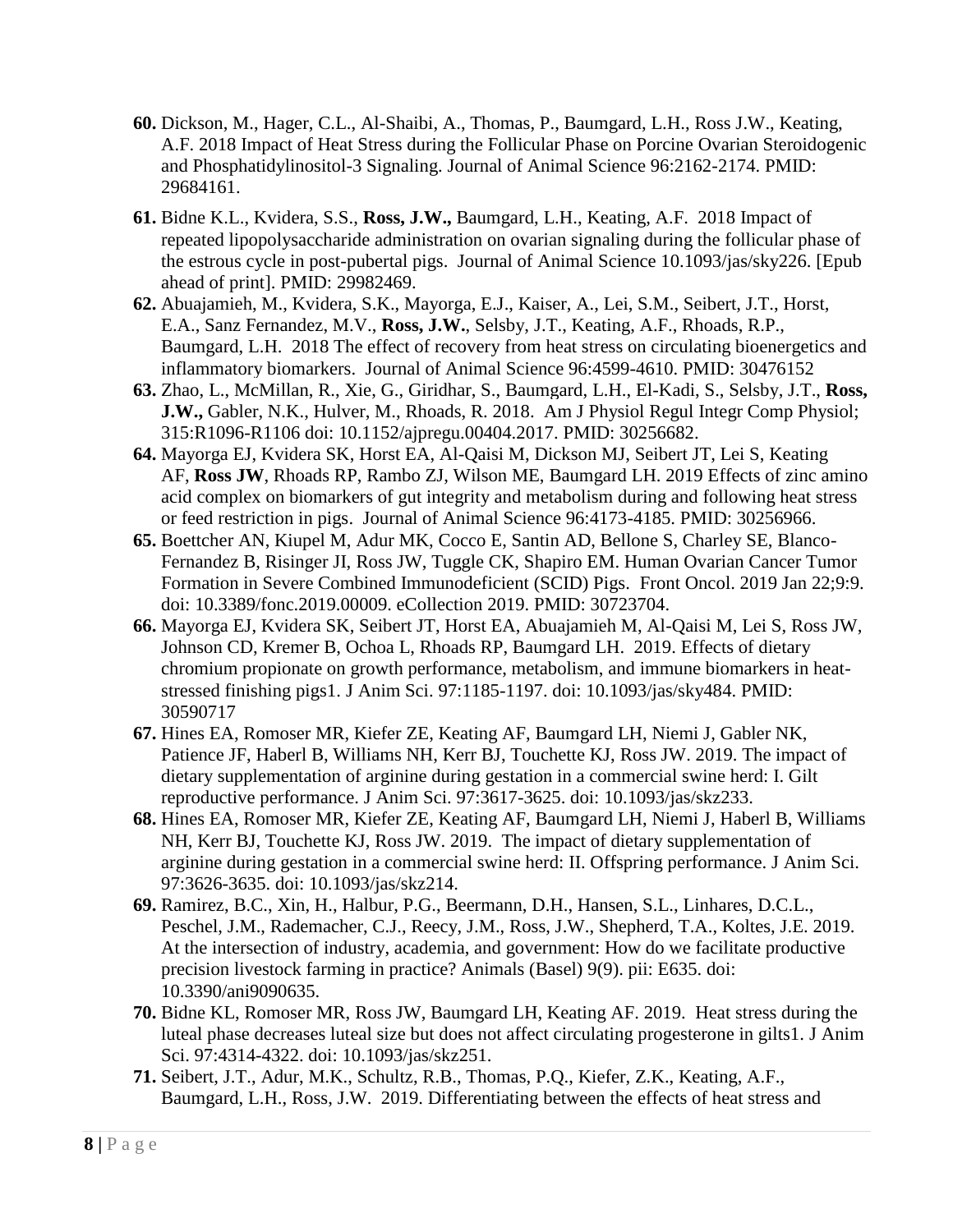**60.** Dickson, M., Hager, C.L., Al-Shaibi, A., Thomas, P., Baumgard, L.H., Ross J.W., Keating, A.F. 2018 Impact of Heat Stress during the Follicular Phase on Porcine Ovarian Steroidogenic and Phosphatidylinositol-3 Signaling. Journal of Animal Science 96:2162-2174. PMID: 29684161.

**61.** Bidne K.L., Kvidera, S.S., **Ross, J.W.,** Baumgard, L.H., Keating, A.F. 2018 Impact of repeated lipopolysaccharide administration on ovarian signaling during the follicular phase of the estrous cycle in post-pubertal pigs. Journal of Animal Science 10.1093/jas/sky226. [Epub ahead of print]. PMID: 29982469.

**62.** Abuajamieh, M., Kvidera, S.K., Mayorga, E.J., Kaiser, A., Lei, S.M., Seibert, J.T., Horst, E.A., Sanz Fernandez, M.V., **Ross, J.W.**, Selsby, J.T., Keating, A.F., Rhoads, R.P., Baumgard, L.H. 2018 The effect of recovery from heat stress on circulating bioenergetics and inflammatory biomarkers. Journal of Animal Science 96:4599-4610. PMID: 30476152

**63.** Zhao, L., McMillan, R., Xie, G., Giridhar, S., Baumgard, L.H., El-Kadi, S., Selsby, J.T., **Ross, J.W.,** Gabler, N.K., Hulver, M., Rhoads, R. 2018. Am J Physiol Regul Integr Comp Physiol; 315:R1096-R1106 doi: 10.1152/ajpregu.00404.2017. PMID: 30256682.

**64.** Mayorga EJ, Kvidera SK, Horst EA, Al-Qaisi M, Dickson MJ, Seibert JT, Lei S, Keating AF, **Ross JW**, Rhoads RP, Rambo ZJ, Wilson ME, Baumgard LH. 2019 Effects of zinc amino acid complex on biomarkers of gut integrity and metabolism during and following heat stress or feed restriction in pigs. Journal of Animal Science 96:4173-4185. PMID: 30256966.

**65.** Boettcher AN, Kiupel M, Adur MK, Cocco E, Santin AD, Bellone S, Charley SE, Blanco-Fernandez B, Risinger JI, Ross JW, Tuggle CK, Shapiro EM. Human Ovarian Cancer Tumor Formation in Severe Combined Immunodeficient (SCID) Pigs. Front Oncol. 2019 Jan 22;9:9. doi: 10.3389/fonc.2019.00009. eCollection 2019. PMID: 30723704.

**66.** Mayorga EJ, Kvidera SK, Seibert JT, Horst EA, Abuajamieh M, Al-Qaisi M, Lei S, Ross JW, Johnson CD, Kremer B, Ochoa L, Rhoads RP, Baumgard LH. 2019. Effects of dietary chromium propionate on growth performance, metabolism, and immune biomarkers in heat-stressed finishing pigs1. J Anim Sci. 97:1185-1197. doi: 10.1093/jas/sky484. PMID: 30590717

**67.** Hines EA, Romoser MR, Kiefer ZE, Keating AF, Baumgard LH, Niemi J, Gabler NK, Patience JF, Haberl B, Williams NH, Kerr BJ, Touchette KJ, Ross JW. 2019. The impact of dietary supplementation of arginine during gestation in a commercial swine herd: I. Gilt reproductive performance. J Anim Sci. 97:3617-3625. doi: 10.1093/jas/skz233.

**68.** Hines EA, Romoser MR, Kiefer ZE, Keating AF, Baumgard LH, Niemi J, Haberl B, Williams NH, Kerr BJ, Touchette KJ, Ross JW. 2019. The impact of dietary supplementation of arginine during gestation in a commercial swine herd: II. Offspring performance. J Anim Sci. 97:3626-3635. doi: 10.1093/jas/skz214.

**69.** Ramirez, B.C., Xin, H., Halbur, P.G., Beermann, D.H., Hansen, S.L., Linhares, D.C.L., Peschel, J.M., Rademacher, C.J., Reecy, J.M., Ross, J.W., Shepherd, T.A., Koltes, J.E. 2019. At the intersection of industry, academia, and government: How do we facilitate productive precision livestock farming in practice? Animals (Basel) 9(9). pii: E635. doi: 10.3390/ani9090635.

**70.** Bidne KL, Romoser MR, Ross JW, Baumgard LH, Keating AF. 2019. Heat stress during the luteal phase decreases luteal size but does not affect circulating progesterone in gilts1. J Anim Sci. 97:4314-4322. doi: 10.1093/jas/skz251.

**71.** Seibert, J.T., Adur, M.K., Schultz, R.B., Thomas, P.Q., Kiefer, Z.K., Keating, A.F., Baumgard, L.H., Ross, J.W. 2019. Differentiating between the effects of heat stress and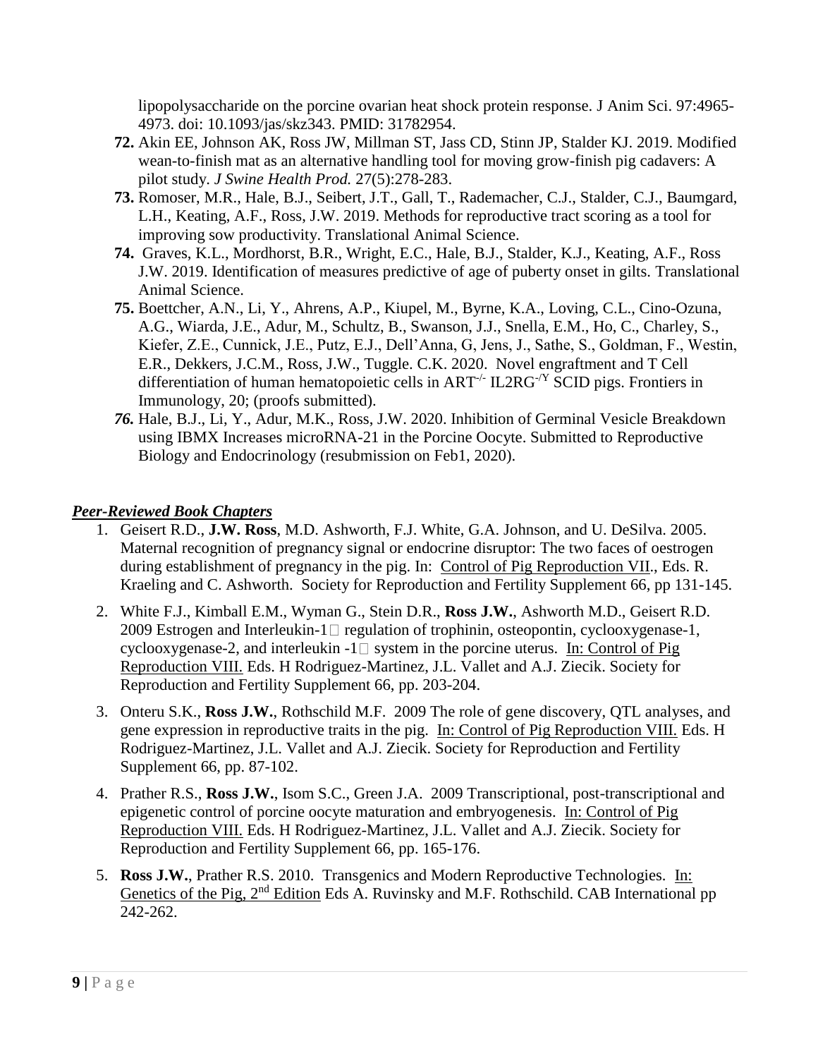lipopolysaccharide on the porcine ovarian heat shock protein response. J Anim Sci. 97:4965-4973. doi: 10.1093/jas/skz343. PMID: 31782954.

72. Akin EE, Johnson AK, Ross JW, Millman ST, Jass CD, Stinn JP, Stalder KJ. 2019. Modified wean-to-finish mat as an alternative handling tool for moving grow-finish pig cadavers: A pilot study. *J Swine Health Prod.* 27(5):278-283.
73. Romoser, M.R., Hale, B.J., Seibert, J.T., Gall, T., Rademacher, C.J., Stalder, C.J., Baumgard, L.H., Keating, A.F., Ross, J.W. 2019. Methods for reproductive tract scoring as a tool for improving sow productivity. Translational Animal Science.
74. Graves, K.L., Mordhorst, B.R., Wright, E.C., Hale, B.J., Stalder, K.J., Keating, A.F., Ross J.W. 2019. Identification of measures predictive of age of puberty onset in gilts. Translational Animal Science.
75. Boettcher, A.N., Li, Y., Ahrens, A.P., Kiupel, M., Byrne, K.A., Loving, C.L., Cino-Ozuna, A.G., Wiarda, J.E., Adur, M., Schultz, B., Swanson, J.J., Snella, E.M., Ho, C., Charley, S., Kiefer, Z.E., Cunnick, J.E., Putz, E.J., Dell'Anna, G, Jens, J., Sathe, S., Goldman, F., Westin, E.R., Dekkers, J.C.M., Ross, J.W., Tuggle. C.K. 2020. Novel engraftment and T Cell differentiation of human hematopoietic cells in ART$^{-/-}$ IL2RG$^{-/Y}$ SCID pigs. Frontiers in Immunology, 20; (proofs submitted).
76. Hale, B.J., Li, Y., Adur, M.K., Ross, J.W. 2020. Inhibition of Germinal Vesicle Breakdown using IBMX Increases microRNA-21 in the Porcine Oocyte. Submitted to Reproductive Biology and Endocrinology (resubmission on Feb1, 2020).

## ***Peer-Reviewed Book Chapters***

1. Geisert R.D., **J.W. Ross**, M.D. Ashworth, F.J. White, G.A. Johnson, and U. DeSilva. 2005. Maternal recognition of pregnancy signal or endocrine disruptor: The two faces of oestrogen during establishment of pregnancy in the pig. In: Control of Pig Reproduction VII., Eds. R. Kraeling and C. Ashworth. Society for Reproduction and Fertility Supplement 66, pp 131-145.
2. White F.J., Kimball E.M., Wyman G., Stein D.R., **Ross J.W.**, Ashworth M.D., Geisert R.D. 2009 Estrogen and Interleukin-1 regulation of trophinin, osteopontin, cyclooxygenase-1, cyclooxygenase-2, and interleukin -1 system in the porcine uterus. In: Control of Pig Reproduction VIII. Eds. H Rodriguez-Martinez, J.L. Vallet and A.J. Ziecik. Society for Reproduction and Fertility Supplement 66, pp. 203-204.
3. Onteru S.K., **Ross J.W.**, Rothschild M.F. 2009 The role of gene discovery, QTL analyses, and gene expression in reproductive traits in the pig. In: Control of Pig Reproduction VIII. Eds. H Rodriguez-Martinez, J.L. Vallet and A.J. Ziecik. Society for Reproduction and Fertility Supplement 66, pp. 87-102.
4. Prather R.S., **Ross J.W.**, Isom S.C., Green J.A. 2009 Transcriptional, post-transcriptional and epigenetic control of porcine oocyte maturation and embryogenesis. In: Control of Pig Reproduction VIII. Eds. H Rodriguez-Martinez, J.L. Vallet and A.J. Ziecik. Society for Reproduction and Fertility Supplement 66, pp. 165-176.
5. **Ross J.W.**, Prather R.S. 2010. Transgenics and Modern Reproductive Technologies. In: Genetics of the Pig, 2nd Edition Eds A. Ruvinsky and M.F. Rothschild. CAB International pp 242-262.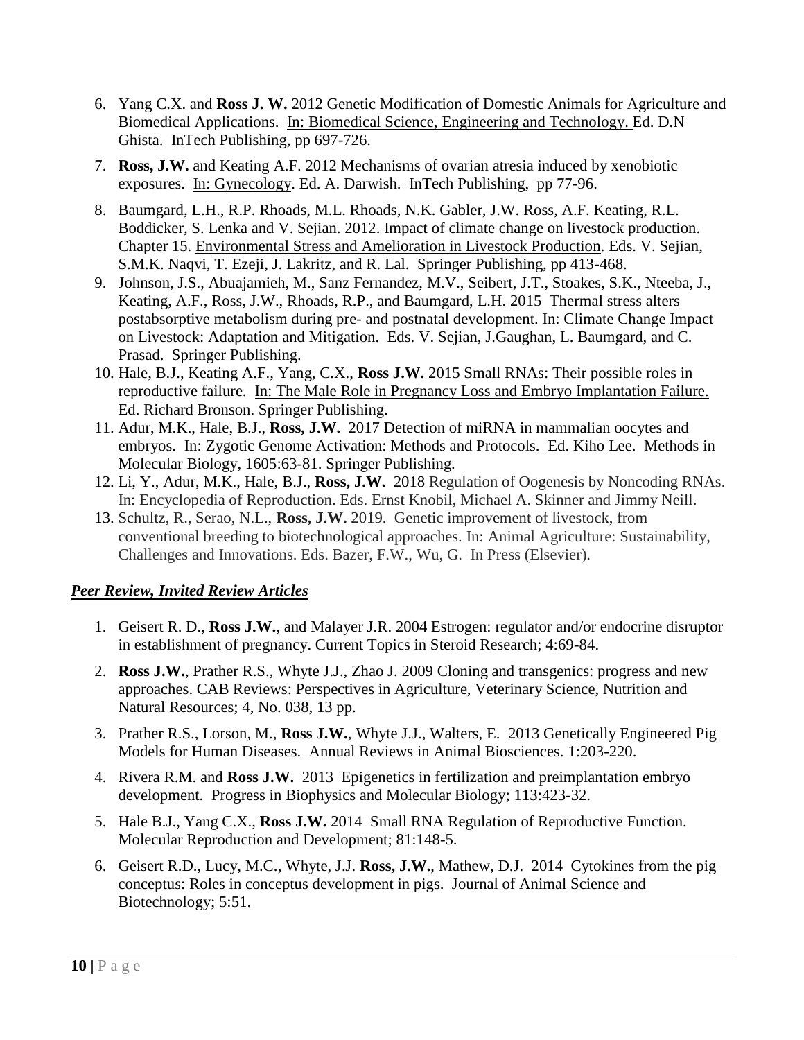6. Yang C.X. and **Ross J. W.** 2012 Genetic Modification of Domestic Animals for Agriculture and Biomedical Applications. In: Biomedical Science, Engineering and Technology. Ed. D.N Ghista. InTech Publishing, pp 697-726.
7. **Ross, J.W.** and Keating A.F. 2012 Mechanisms of ovarian atresia induced by xenobiotic exposures. In: Gynecology. Ed. A. Darwish. InTech Publishing, pp 77-96.
8. Baumgard, L.H., R.P. Rhoads, M.L. Rhoads, N.K. Gabler, J.W. Ross, A.F. Keating, R.L. Boddicker, S. Lenka and V. Sejian. 2012. Impact of climate change on livestock production. Chapter 15. Environmental Stress and Amelioration in Livestock Production. Eds. V. Sejian, S.M.K. Naqvi, T. Ezeji, J. Lakritz, and R. Lal. Springer Publishing, pp 413-468.
9. Johnson, J.S., Abuajamieh, M., Sanz Fernandez, M.V., Seibert, J.T., Stoakes, S.K., Nteeba, J., Keating, A.F., Ross, J.W., Rhoads, R.P., and Baumgard, L.H. 2015 Thermal stress alters postabsorptive metabolism during pre- and postnatal development. In: Climate Change Impact on Livestock: Adaptation and Mitigation. Eds. V. Sejian, J.Gaughan, L. Baumgard, and C. Prasad. Springer Publishing.
10. Hale, B.J., Keating A.F., Yang, C.X., **Ross J.W.** 2015 Small RNAs: Their possible roles in reproductive failure. In: The Male Role in Pregnancy Loss and Embryo Implantation Failure. Ed. Richard Bronson. Springer Publishing.
11. Adur, M.K., Hale, B.J., **Ross, J.W.** 2017 Detection of miRNA in mammalian oocytes and embryos. In: Zygotic Genome Activation: Methods and Protocols. Ed. Kiho Lee. Methods in Molecular Biology, 1605:63-81. Springer Publishing.
12. Li, Y., Adur, M.K., Hale, B.J., **Ross, J.W.** 2018 Regulation of Oogenesis by Noncoding RNAs. In: Encyclopedia of Reproduction. Eds. Ernst Knobil, Michael A. Skinner and Jimmy Neill.
13. Schultz, R., Serao, N.L., **Ross, J.W.** 2019. Genetic improvement of livestock, from conventional breeding to biotechnological approaches. In: Animal Agriculture: Sustainability, Challenges and Innovations. Eds. Bazer, F.W., Wu, G. In Press (Elsevier).

## ***Peer Review, Invited Review Articles***

1. Geisert R. D., **Ross J.W.**, and Malayer J.R. 2004 Estrogen: regulator and/or endocrine disruptor in establishment of pregnancy. Current Topics in Steroid Research; 4:69-84.
2. **Ross J.W.**, Prather R.S., Whyte J.J., Zhao J. 2009 Cloning and transgenics: progress and new approaches. CAB Reviews: Perspectives in Agriculture, Veterinary Science, Nutrition and Natural Resources; 4, No. 038, 13 pp.
3. Prather R.S., Lorson, M., **Ross J.W.**, Whyte J.J., Walters, E. 2013 Genetically Engineered Pig Models for Human Diseases. Annual Reviews in Animal Biosciences. 1:203-220.
4. Rivera R.M. and **Ross J.W.** 2013 Epigenetics in fertilization and preimplantation embryo development. Progress in Biophysics and Molecular Biology; 113:423-32.
5. Hale B.J., Yang C.X., **Ross J.W.** 2014 Small RNA Regulation of Reproductive Function. Molecular Reproduction and Development; 81:148-5.
6. Geisert R.D., Lucy, M.C., Whyte, J.J. **Ross, J.W.**, Mathew, D.J. 2014 Cytokines from the pig conceptus: Roles in conceptus development in pigs. Journal of Animal Science and Biotechnology; 5:51.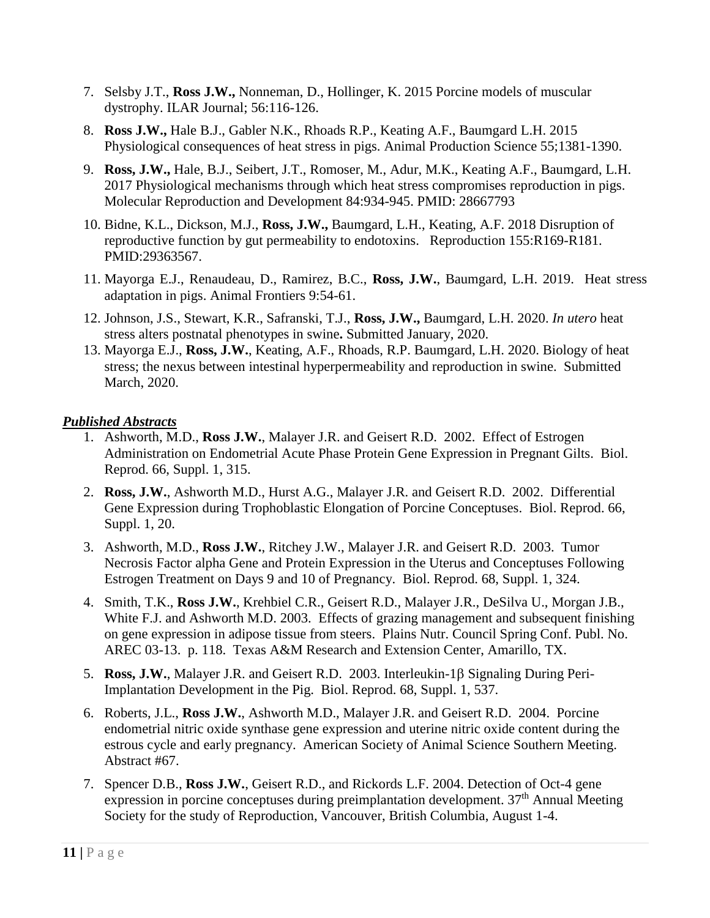7. Selsby J.T., **Ross J.W.,** Nonneman, D., Hollinger, K. 2015 Porcine models of muscular dystrophy. ILAR Journal; 56:116-126.

8. **Ross J.W.,** Hale B.J., Gabler N.K., Rhoads R.P., Keating A.F., Baumgard L.H. 2015 Physiological consequences of heat stress in pigs. Animal Production Science 55;1381-1390.

9. **Ross, J.W.,** Hale, B.J., Seibert, J.T., Romoser, M., Adur, M.K., Keating A.F., Baumgard, L.H. 2017 Physiological mechanisms through which heat stress compromises reproduction in pigs. Molecular Reproduction and Development 84:934-945. PMID: 28667793

10. Bidne, K.L., Dickson, M.J., **Ross, J.W.,** Baumgard, L.H., Keating, A.F. 2018 Disruption of reproductive function by gut permeability to endotoxins. Reproduction 155:R169-R181. PMID:29363567.

11. Mayorga E.J., Renaudeau, D., Ramirez, B.C., **Ross, J.W.**, Baumgard, L.H. 2019. Heat stress adaptation in pigs. Animal Frontiers 9:54-61.

12. Johnson, J.S., Stewart, K.R., Safranski, T.J., **Ross, J.W.,** Baumgard, L.H. 2020. *In utero* heat stress alters postnatal phenotypes in swine**.** Submitted January, 2020.

13. Mayorga E.J., **Ross, J.W.**, Keating, A.F., Rhoads, R.P. Baumgard, L.H. 2020. Biology of heat stress; the nexus between intestinal hyperpermeability and reproduction in swine. Submitted March, 2020.

***Published Abstracts***

1. Ashworth, M.D., **Ross J.W.**, Malayer J.R. and Geisert R.D. 2002. Effect of Estrogen Administration on Endometrial Acute Phase Protein Gene Expression in Pregnant Gilts. Biol. Reprod. 66, Suppl. 1, 315.

2. **Ross, J.W.**, Ashworth M.D., Hurst A.G., Malayer J.R. and Geisert R.D. 2002. Differential Gene Expression during Trophoblastic Elongation of Porcine Conceptuses. Biol. Reprod. 66, Suppl. 1, 20.

3. Ashworth, M.D., **Ross J.W.**, Ritchey J.W., Malayer J.R. and Geisert R.D. 2003. Tumor Necrosis Factor alpha Gene and Protein Expression in the Uterus and Conceptuses Following Estrogen Treatment on Days 9 and 10 of Pregnancy. Biol. Reprod. 68, Suppl. 1, 324.

4. Smith, T.K., **Ross J.W.**, Krehbiel C.R., Geisert R.D., Malayer J.R., DeSilva U., Morgan J.B., White F.J. and Ashworth M.D. 2003. Effects of grazing management and subsequent finishing on gene expression in adipose tissue from steers. Plains Nutr. Council Spring Conf. Publ. No. AREC 03-13. p. 118. Texas A&M Research and Extension Center, Amarillo, TX.

5. **Ross, J.W.**, Malayer J.R. and Geisert R.D. 2003. Interleukin-1β Signaling During Peri-Implantation Development in the Pig. Biol. Reprod. 68, Suppl. 1, 537.

6. Roberts, J.L., **Ross J.W.**, Ashworth M.D., Malayer J.R. and Geisert R.D. 2004. Porcine endometrial nitric oxide synthase gene expression and uterine nitric oxide content during the estrous cycle and early pregnancy. American Society of Animal Science Southern Meeting. Abstract #67.

7. Spencer D.B., **Ross J.W.**, Geisert R.D., and Rickords L.F. 2004. Detection of Oct-4 gene expression in porcine conceptuses during preimplantation development. 37th Annual Meeting Society for the study of Reproduction, Vancouver, British Columbia, August 1-4.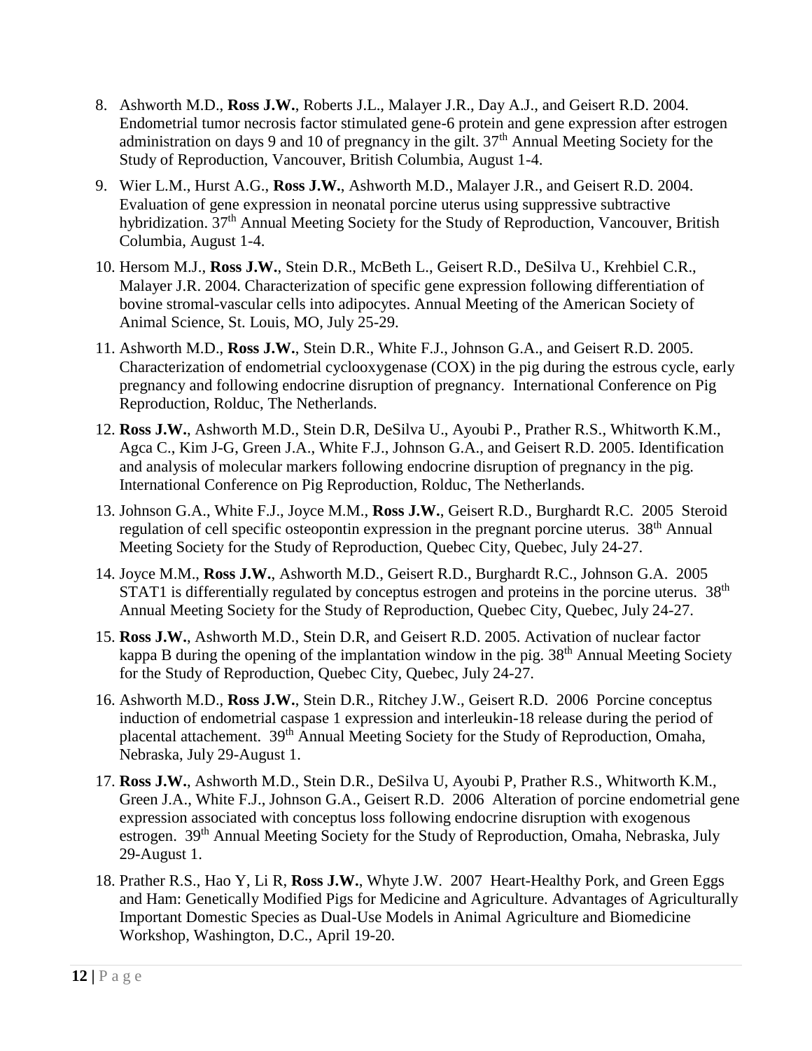8. Ashworth M.D., **Ross J.W.**, Roberts J.L., Malayer J.R., Day A.J., and Geisert R.D. 2004. Endometrial tumor necrosis factor stimulated gene-6 protein and gene expression after estrogen administration on days 9 and 10 of pregnancy in the gilt. 37th Annual Meeting Society for the Study of Reproduction, Vancouver, British Columbia, August 1-4.

9. Wier L.M., Hurst A.G., **Ross J.W.**, Ashworth M.D., Malayer J.R., and Geisert R.D. 2004. Evaluation of gene expression in neonatal porcine uterus using suppressive subtractive hybridization. 37th Annual Meeting Society for the Study of Reproduction, Vancouver, British Columbia, August 1-4.

10. Hersom M.J., **Ross J.W.**, Stein D.R., McBeth L., Geisert R.D., DeSilva U., Krehbiel C.R., Malayer J.R. 2004. Characterization of specific gene expression following differentiation of bovine stromal-vascular cells into adipocytes. Annual Meeting of the American Society of Animal Science, St. Louis, MO, July 25-29.

11. Ashworth M.D., **Ross J.W.**, Stein D.R., White F.J., Johnson G.A., and Geisert R.D. 2005. Characterization of endometrial cyclooxygenase (COX) in the pig during the estrous cycle, early pregnancy and following endocrine disruption of pregnancy. International Conference on Pig Reproduction, Rolduc, The Netherlands.

12. **Ross J.W.**, Ashworth M.D., Stein D.R, DeSilva U., Ayoubi P., Prather R.S., Whitworth K.M., Agca C., Kim J-G, Green J.A., White F.J., Johnson G.A., and Geisert R.D. 2005. Identification and analysis of molecular markers following endocrine disruption of pregnancy in the pig. International Conference on Pig Reproduction, Rolduc, The Netherlands.

13. Johnson G.A., White F.J., Joyce M.M., **Ross J.W.**, Geisert R.D., Burghardt R.C. 2005 Steroid regulation of cell specific osteopontin expression in the pregnant porcine uterus. 38th Annual Meeting Society for the Study of Reproduction, Quebec City, Quebec, July 24-27.

14. Joyce M.M., **Ross J.W.**, Ashworth M.D., Geisert R.D., Burghardt R.C., Johnson G.A. 2005 STAT1 is differentially regulated by conceptus estrogen and proteins in the porcine uterus. 38th Annual Meeting Society for the Study of Reproduction, Quebec City, Quebec, July 24-27.

15. **Ross J.W.**, Ashworth M.D., Stein D.R, and Geisert R.D. 2005. Activation of nuclear factor kappa B during the opening of the implantation window in the pig. 38th Annual Meeting Society for the Study of Reproduction, Quebec City, Quebec, July 24-27.

16. Ashworth M.D., **Ross J.W.**, Stein D.R., Ritchey J.W., Geisert R.D. 2006 Porcine conceptus induction of endometrial caspase 1 expression and interleukin-18 release during the period of placental attachement. 39th Annual Meeting Society for the Study of Reproduction, Omaha, Nebraska, July 29-August 1.

17. **Ross J.W.**, Ashworth M.D., Stein D.R., DeSilva U, Ayoubi P, Prather R.S., Whitworth K.M., Green J.A., White F.J., Johnson G.A., Geisert R.D. 2006 Alteration of porcine endometrial gene expression associated with conceptus loss following endocrine disruption with exogenous estrogen. 39th Annual Meeting Society for the Study of Reproduction, Omaha, Nebraska, July 29-August 1.

18. Prather R.S., Hao Y, Li R, **Ross J.W.**, Whyte J.W. 2007 Heart-Healthy Pork, and Green Eggs and Ham: Genetically Modified Pigs for Medicine and Agriculture. Advantages of Agriculturally Important Domestic Species as Dual-Use Models in Animal Agriculture and Biomedicine Workshop, Washington, D.C., April 19-20.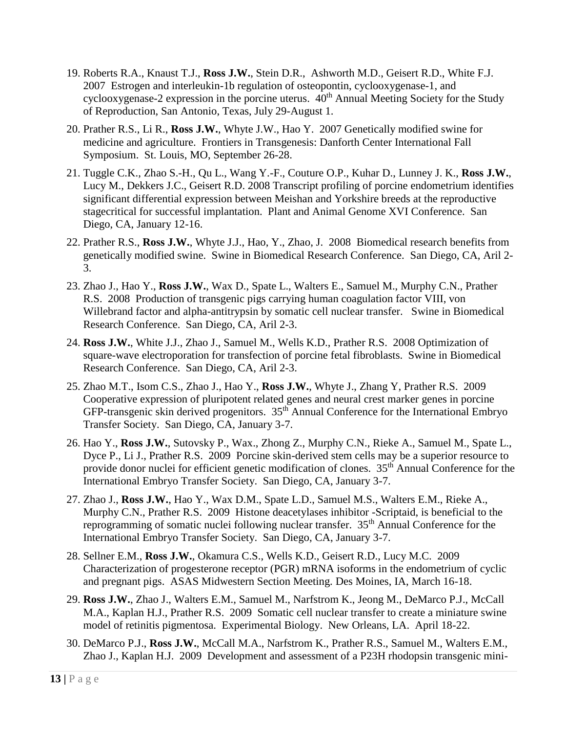19. Roberts R.A., Knaust T.J., **Ross J.W.**, Stein D.R., Ashworth M.D., Geisert R.D., White F.J. 2007 Estrogen and interleukin-1b regulation of osteopontin, cyclooxygenase-1, and cyclooxygenase-2 expression in the porcine uterus. 40th Annual Meeting Society for the Study of Reproduction, San Antonio, Texas, July 29-August 1.
20. Prather R.S., Li R., **Ross J.W.**, Whyte J.W., Hao Y. 2007 Genetically modified swine for medicine and agriculture. Frontiers in Transgenesis: Danforth Center International Fall Symposium. St. Louis, MO, September 26-28.
21. Tuggle C.K., Zhao S.-H., Qu L., Wang Y.-F., Couture O.P., Kuhar D., Lunney J. K., **Ross J.W.**, Lucy M., Dekkers J.C., Geisert R.D. 2008 Transcript profiling of porcine endometrium identifies significant differential expression between Meishan and Yorkshire breeds at the reproductive stagecritical for successful implantation. Plant and Animal Genome XVI Conference. San Diego, CA, January 12-16.
22. Prather R.S., **Ross J.W.**, Whyte J.J., Hao, Y., Zhao, J. 2008 Biomedical research benefits from genetically modified swine. Swine in Biomedical Research Conference. San Diego, CA, Aril 2-3.
23. Zhao J., Hao Y., **Ross J.W.**, Wax D., Spate L., Walters E., Samuel M., Murphy C.N., Prather R.S. 2008 Production of transgenic pigs carrying human coagulation factor VIII, von Willebrand factor and alpha-antitrypsin by somatic cell nuclear transfer. Swine in Biomedical Research Conference. San Diego, CA, Aril 2-3.
24. **Ross J.W.**, White J.J., Zhao J., Samuel M., Wells K.D., Prather R.S. 2008 Optimization of square-wave electroporation for transfection of porcine fetal fibroblasts. Swine in Biomedical Research Conference. San Diego, CA, Aril 2-3.
25. Zhao M.T., Isom C.S., Zhao J., Hao Y., **Ross J.W.**, Whyte J., Zhang Y, Prather R.S. 2009 Cooperative expression of pluripotent related genes and neural crest marker genes in porcine GFP-transgenic skin derived progenitors. 35th Annual Conference for the International Embryo Transfer Society. San Diego, CA, January 3-7.
26. Hao Y., **Ross J.W.**, Sutovsky P., Wax., Zhong Z., Murphy C.N., Rieke A., Samuel M., Spate L., Dyce P., Li J., Prather R.S. 2009 Porcine skin-derived stem cells may be a superior resource to provide donor nuclei for efficient genetic modification of clones. 35th Annual Conference for the International Embryo Transfer Society. San Diego, CA, January 3-7.
27. Zhao J., **Ross J.W.**, Hao Y., Wax D.M., Spate L.D., Samuel M.S., Walters E.M., Rieke A., Murphy C.N., Prather R.S. 2009 Histone deacetylases inhibitor -Scriptaid, is beneficial to the reprogramming of somatic nuclei following nuclear transfer. 35th Annual Conference for the International Embryo Transfer Society. San Diego, CA, January 3-7.
28. Sellner E.M., **Ross J.W.**, Okamura C.S., Wells K.D., Geisert R.D., Lucy M.C. 2009 Characterization of progesterone receptor (PGR) mRNA isoforms in the endometrium of cyclic and pregnant pigs. ASAS Midwestern Section Meeting. Des Moines, IA, March 16-18.
29. **Ross J.W.**, Zhao J., Walters E.M., Samuel M., Narfstrom K., Jeong M., DeMarco P.J., McCall M.A., Kaplan H.J., Prather R.S. 2009 Somatic cell nuclear transfer to create a miniature swine model of retinitis pigmentosa. Experimental Biology. New Orleans, LA. April 18-22.
30. DeMarco P.J., **Ross J.W.**, McCall M.A., Narfstrom K., Prather R.S., Samuel M., Walters E.M., Zhao J., Kaplan H.J. 2009 Development and assessment of a P23H rhodopsin transgenic mini-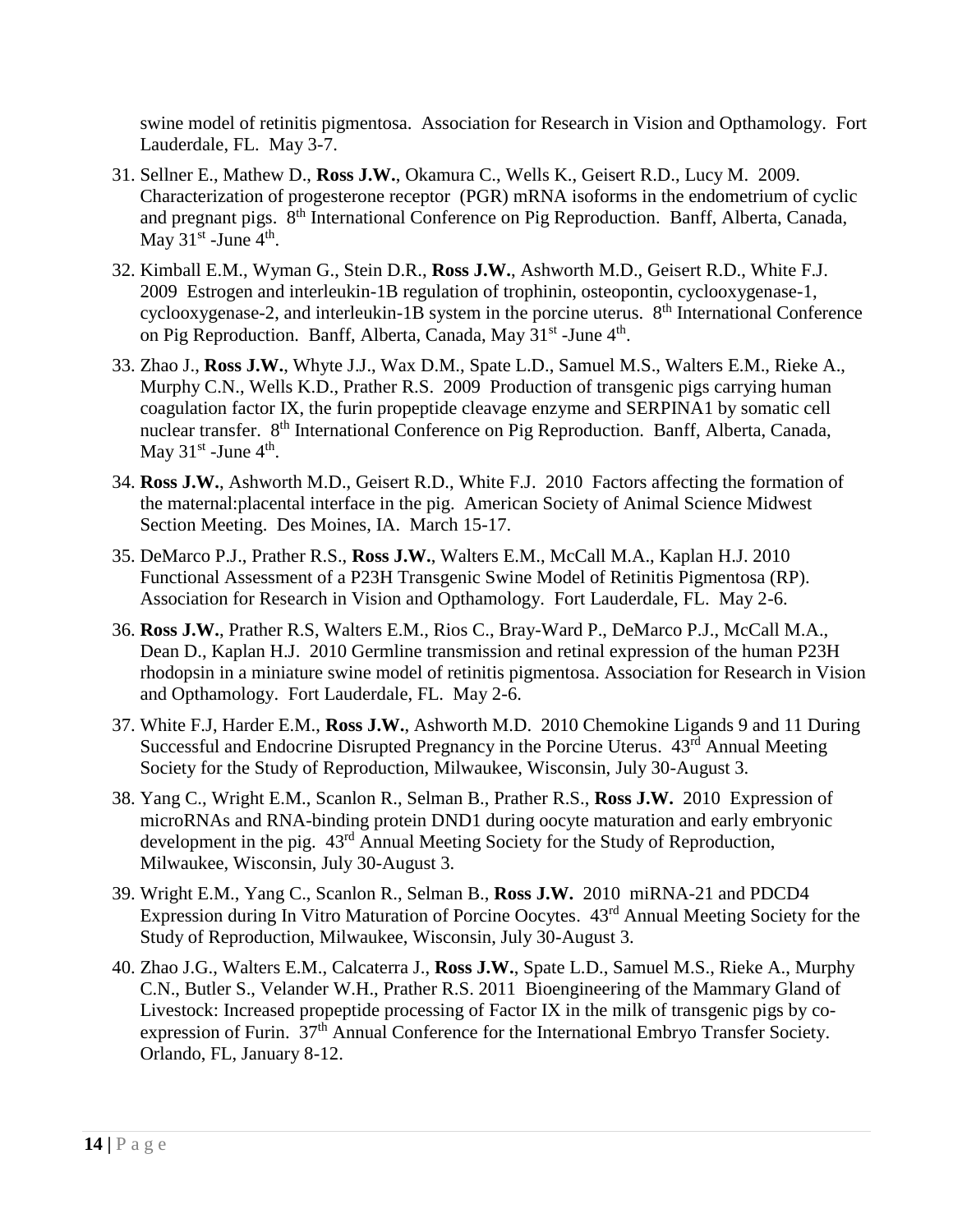swine model of retinitis pigmentosa. Association for Research in Vision and Opthamology. Fort Lauderdale, FL. May 3-7.

31. Sellner E., Mathew D., **Ross J.W.**, Okamura C., Wells K., Geisert R.D., Lucy M. 2009. Characterization of progesterone receptor (PGR) mRNA isoforms in the endometrium of cyclic and pregnant pigs. 8th International Conference on Pig Reproduction. Banff, Alberta, Canada, May 31st -June 4th.

32. Kimball E.M., Wyman G., Stein D.R., **Ross J.W.**, Ashworth M.D., Geisert R.D., White F.J. 2009 Estrogen and interleukin-1B regulation of trophinin, osteopontin, cyclooxygenase-1, cyclooxygenase-2, and interleukin-1B system in the porcine uterus. 8th International Conference on Pig Reproduction. Banff, Alberta, Canada, May 31st -June 4th.

33. Zhao J., **Ross J.W.**, Whyte J.J., Wax D.M., Spate L.D., Samuel M.S., Walters E.M., Rieke A., Murphy C.N., Wells K.D., Prather R.S. 2009 Production of transgenic pigs carrying human coagulation factor IX, the furin propeptide cleavage enzyme and SERPINA1 by somatic cell nuclear transfer. 8th International Conference on Pig Reproduction. Banff, Alberta, Canada, May 31st -June 4th.

34. **Ross J.W.**, Ashworth M.D., Geisert R.D., White F.J. 2010 Factors affecting the formation of the maternal:placental interface in the pig. American Society of Animal Science Midwest Section Meeting. Des Moines, IA. March 15-17.

35. DeMarco P.J., Prather R.S., **Ross J.W.**, Walters E.M., McCall M.A., Kaplan H.J. 2010 Functional Assessment of a P23H Transgenic Swine Model of Retinitis Pigmentosa (RP). Association for Research in Vision and Opthamology. Fort Lauderdale, FL. May 2-6.

36. **Ross J.W.**, Prather R.S, Walters E.M., Rios C., Bray-Ward P., DeMarco P.J., McCall M.A., Dean D., Kaplan H.J. 2010 Germline transmission and retinal expression of the human P23H rhodopsin in a miniature swine model of retinitis pigmentosa. Association for Research in Vision and Opthamology. Fort Lauderdale, FL. May 2-6.

37. White F.J, Harder E.M., **Ross J.W.**, Ashworth M.D. 2010 Chemokine Ligands 9 and 11 During Successful and Endocrine Disrupted Pregnancy in the Porcine Uterus. 43rd Annual Meeting Society for the Study of Reproduction, Milwaukee, Wisconsin, July 30-August 3.

38. Yang C., Wright E.M., Scanlon R., Selman B., Prather R.S., **Ross J.W.** 2010 Expression of microRNAs and RNA-binding protein DND1 during oocyte maturation and early embryonic development in the pig. 43rd Annual Meeting Society for the Study of Reproduction, Milwaukee, Wisconsin, July 30-August 3.

39. Wright E.M., Yang C., Scanlon R., Selman B., **Ross J.W.** 2010 miRNA-21 and PDCD4 Expression during In Vitro Maturation of Porcine Oocytes. 43rd Annual Meeting Society for the Study of Reproduction, Milwaukee, Wisconsin, July 30-August 3.

40. Zhao J.G., Walters E.M., Calcaterra J., **Ross J.W.**, Spate L.D., Samuel M.S., Rieke A., Murphy C.N., Butler S., Velander W.H., Prather R.S. 2011 Bioengineering of the Mammary Gland of Livestock: Increased propeptide processing of Factor IX in the milk of transgenic pigs by co-expression of Furin. 37th Annual Conference for the International Embryo Transfer Society. Orlando, FL, January 8-12.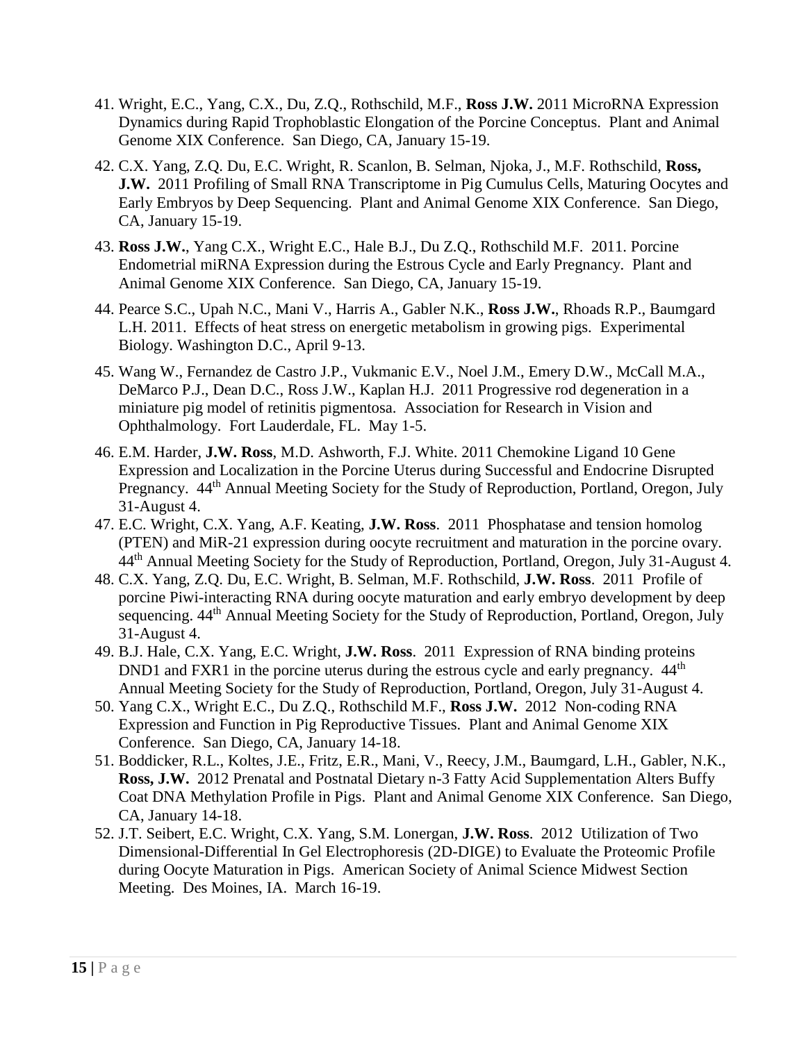41. Wright, E.C., Yang, C.X., Du, Z.Q., Rothschild, M.F., **Ross J.W.** 2011 MicroRNA Expression Dynamics during Rapid Trophoblastic Elongation of the Porcine Conceptus. Plant and Animal Genome XIX Conference. San Diego, CA, January 15-19.
42. C.X. Yang, Z.Q. Du, E.C. Wright, R. Scanlon, B. Selman, Njoka, J., M.F. Rothschild, **Ross, J.W.** 2011 Profiling of Small RNA Transcriptome in Pig Cumulus Cells, Maturing Oocytes and Early Embryos by Deep Sequencing. Plant and Animal Genome XIX Conference. San Diego, CA, January 15-19.
43. **Ross J.W.**, Yang C.X., Wright E.C., Hale B.J., Du Z.Q., Rothschild M.F. 2011. Porcine Endometrial miRNA Expression during the Estrous Cycle and Early Pregnancy. Plant and Animal Genome XIX Conference. San Diego, CA, January 15-19.
44. Pearce S.C., Upah N.C., Mani V., Harris A., Gabler N.K., **Ross J.W.**, Rhoads R.P., Baumgard L.H. 2011. Effects of heat stress on energetic metabolism in growing pigs. Experimental Biology. Washington D.C., April 9-13.
45. Wang W., Fernandez de Castro J.P., Vukmanic E.V., Noel J.M., Emery D.W., McCall M.A., DeMarco P.J., Dean D.C., Ross J.W., Kaplan H.J. 2011 Progressive rod degeneration in a miniature pig model of retinitis pigmentosa. Association for Research in Vision and Ophthalmology. Fort Lauderdale, FL. May 1-5.
46. E.M. Harder, **J.W. Ross**, M.D. Ashworth, F.J. White. 2011 Chemokine Ligand 10 Gene Expression and Localization in the Porcine Uterus during Successful and Endocrine Disrupted Pregnancy. 44th Annual Meeting Society for the Study of Reproduction, Portland, Oregon, July 31-August 4.
47. E.C. Wright, C.X. Yang, A.F. Keating, **J.W. Ross**. 2011 Phosphatase and tension homolog (PTEN) and MiR-21 expression during oocyte recruitment and maturation in the porcine ovary. 44th Annual Meeting Society for the Study of Reproduction, Portland, Oregon, July 31-August 4.
48. C.X. Yang, Z.Q. Du, E.C. Wright, B. Selman, M.F. Rothschild, **J.W. Ross**. 2011 Profile of porcine Piwi-interacting RNA during oocyte maturation and early embryo development by deep sequencing. 44th Annual Meeting Society for the Study of Reproduction, Portland, Oregon, July 31-August 4.
49. B.J. Hale, C.X. Yang, E.C. Wright, **J.W. Ross**. 2011 Expression of RNA binding proteins DND1 and FXR1 in the porcine uterus during the estrous cycle and early pregnancy. 44th Annual Meeting Society for the Study of Reproduction, Portland, Oregon, July 31-August 4.
50. Yang C.X., Wright E.C., Du Z.Q., Rothschild M.F., **Ross J.W.** 2012 Non-coding RNA Expression and Function in Pig Reproductive Tissues. Plant and Animal Genome XIX Conference. San Diego, CA, January 14-18.
51. Boddicker, R.L., Koltes, J.E., Fritz, E.R., Mani, V., Reecy, J.M., Baumgard, L.H., Gabler, N.K., **Ross, J.W.** 2012 Prenatal and Postnatal Dietary n-3 Fatty Acid Supplementation Alters Buffy Coat DNA Methylation Profile in Pigs. Plant and Animal Genome XIX Conference. San Diego, CA, January 14-18.
52. J.T. Seibert, E.C. Wright, C.X. Yang, S.M. Lonergan, **J.W. Ross**. 2012 Utilization of Two Dimensional-Differential In Gel Electrophoresis (2D-DIGE) to Evaluate the Proteomic Profile during Oocyte Maturation in Pigs. American Society of Animal Science Midwest Section Meeting. Des Moines, IA. March 16-19.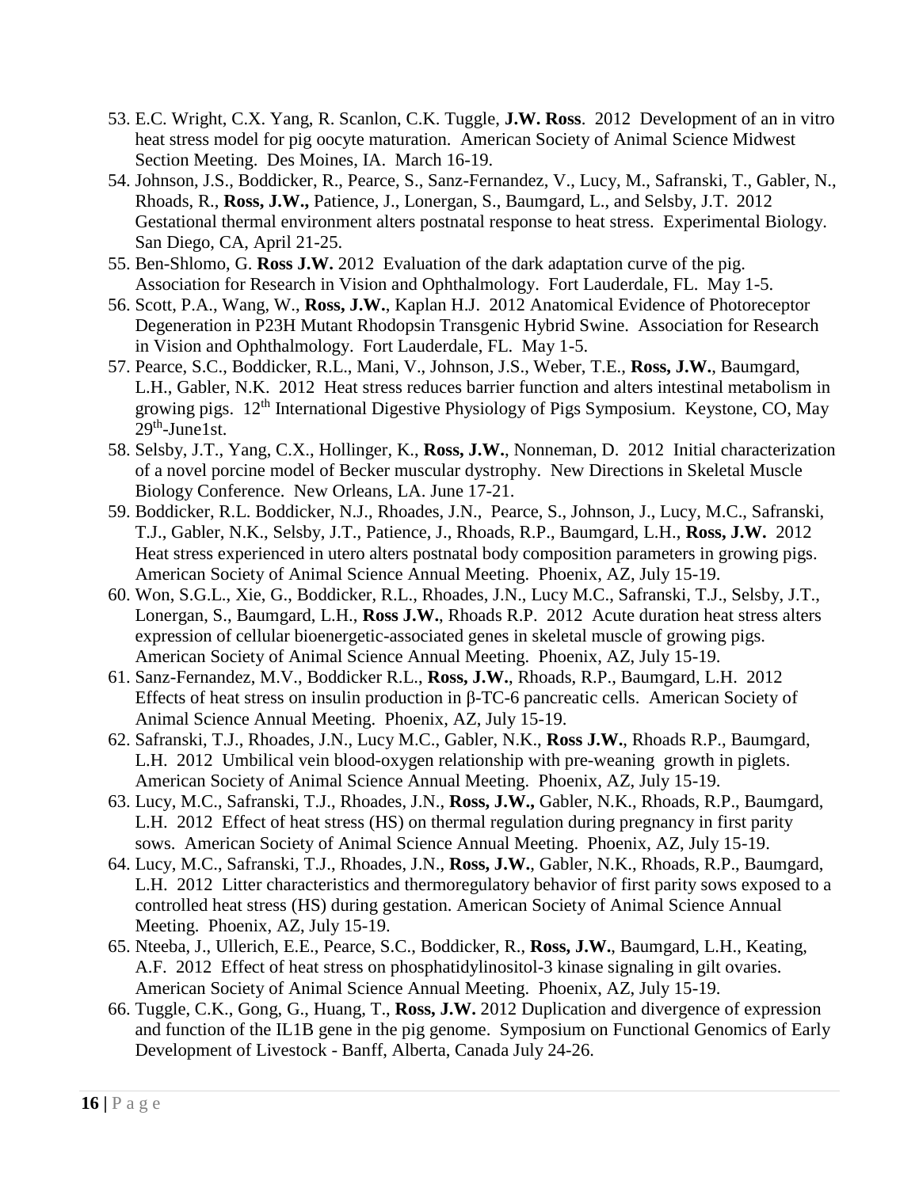53. E.C. Wright, C.X. Yang, R. Scanlon, C.K. Tuggle, **J.W. Ross**. 2012 Development of an in vitro heat stress model for pig oocyte maturation. American Society of Animal Science Midwest Section Meeting. Des Moines, IA. March 16-19.
54. Johnson, J.S., Boddicker, R., Pearce, S., Sanz-Fernandez, V., Lucy, M., Safranski, T., Gabler, N., Rhoads, R., **Ross, J.W.,** Patience, J., Lonergan, S., Baumgard, L., and Selsby, J.T. 2012 Gestational thermal environment alters postnatal response to heat stress. Experimental Biology. San Diego, CA, April 21-25.
55. Ben-Shlomo, G. **Ross J.W.** 2012 Evaluation of the dark adaptation curve of the pig. Association for Research in Vision and Ophthalmology. Fort Lauderdale, FL. May 1-5.
56. Scott, P.A., Wang, W., **Ross, J.W.**, Kaplan H.J. 2012 Anatomical Evidence of Photoreceptor Degeneration in P23H Mutant Rhodopsin Transgenic Hybrid Swine. Association for Research in Vision and Ophthalmology. Fort Lauderdale, FL. May 1-5.
57. Pearce, S.C., Boddicker, R.L., Mani, V., Johnson, J.S., Weber, T.E., **Ross, J.W.**, Baumgard, L.H., Gabler, N.K. 2012 Heat stress reduces barrier function and alters intestinal metabolism in growing pigs. 12th International Digestive Physiology of Pigs Symposium. Keystone, CO, May 29th-June1st.
58. Selsby, J.T., Yang, C.X., Hollinger, K., **Ross, J.W.**, Nonneman, D. 2012 Initial characterization of a novel porcine model of Becker muscular dystrophy. New Directions in Skeletal Muscle Biology Conference. New Orleans, LA. June 17-21.
59. Boddicker, R.L. Boddicker, N.J., Rhoades, J.N., Pearce, S., Johnson, J., Lucy, M.C., Safranski, T.J., Gabler, N.K., Selsby, J.T., Patience, J., Rhoads, R.P., Baumgard, L.H., **Ross, J.W.** 2012 Heat stress experienced in utero alters postnatal body composition parameters in growing pigs. American Society of Animal Science Annual Meeting. Phoenix, AZ, July 15-19.
60. Won, S.G.L., Xie, G., Boddicker, R.L., Rhoades, J.N., Lucy M.C., Safranski, T.J., Selsby, J.T., Lonergan, S., Baumgard, L.H., **Ross J.W.**, Rhoads R.P. 2012 Acute duration heat stress alters expression of cellular bioenergetic-associated genes in skeletal muscle of growing pigs. American Society of Animal Science Annual Meeting. Phoenix, AZ, July 15-19.
61. Sanz-Fernandez, M.V., Boddicker R.L., **Ross, J.W.**, Rhoads, R.P., Baumgard, L.H. 2012 Effects of heat stress on insulin production in β-TC-6 pancreatic cells. American Society of Animal Science Annual Meeting. Phoenix, AZ, July 15-19.
62. Safranski, T.J., Rhoades, J.N., Lucy M.C., Gabler, N.K., **Ross J.W.**, Rhoads R.P., Baumgard, L.H. 2012 Umbilical vein blood-oxygen relationship with pre-weaning growth in piglets. American Society of Animal Science Annual Meeting. Phoenix, AZ, July 15-19.
63. Lucy, M.C., Safranski, T.J., Rhoades, J.N., **Ross, J.W.,** Gabler, N.K., Rhoads, R.P., Baumgard, L.H. 2012 Effect of heat stress (HS) on thermal regulation during pregnancy in first parity sows. American Society of Animal Science Annual Meeting. Phoenix, AZ, July 15-19.
64. Lucy, M.C., Safranski, T.J., Rhoades, J.N., **Ross, J.W.**, Gabler, N.K., Rhoads, R.P., Baumgard, L.H. 2012 Litter characteristics and thermoregulatory behavior of first parity sows exposed to a controlled heat stress (HS) during gestation. American Society of Animal Science Annual Meeting. Phoenix, AZ, July 15-19.
65. Nteeba, J., Ullerich, E.E., Pearce, S.C., Boddicker, R., **Ross, J.W.**, Baumgard, L.H., Keating, A.F. 2012 Effect of heat stress on phosphatidylinositol-3 kinase signaling in gilt ovaries. American Society of Animal Science Annual Meeting. Phoenix, AZ, July 15-19.
66. Tuggle, C.K., Gong, G., Huang, T., **Ross, J.W.** 2012 Duplication and divergence of expression and function of the IL1B gene in the pig genome. Symposium on Functional Genomics of Early Development of Livestock - Banff, Alberta, Canada July 24-26.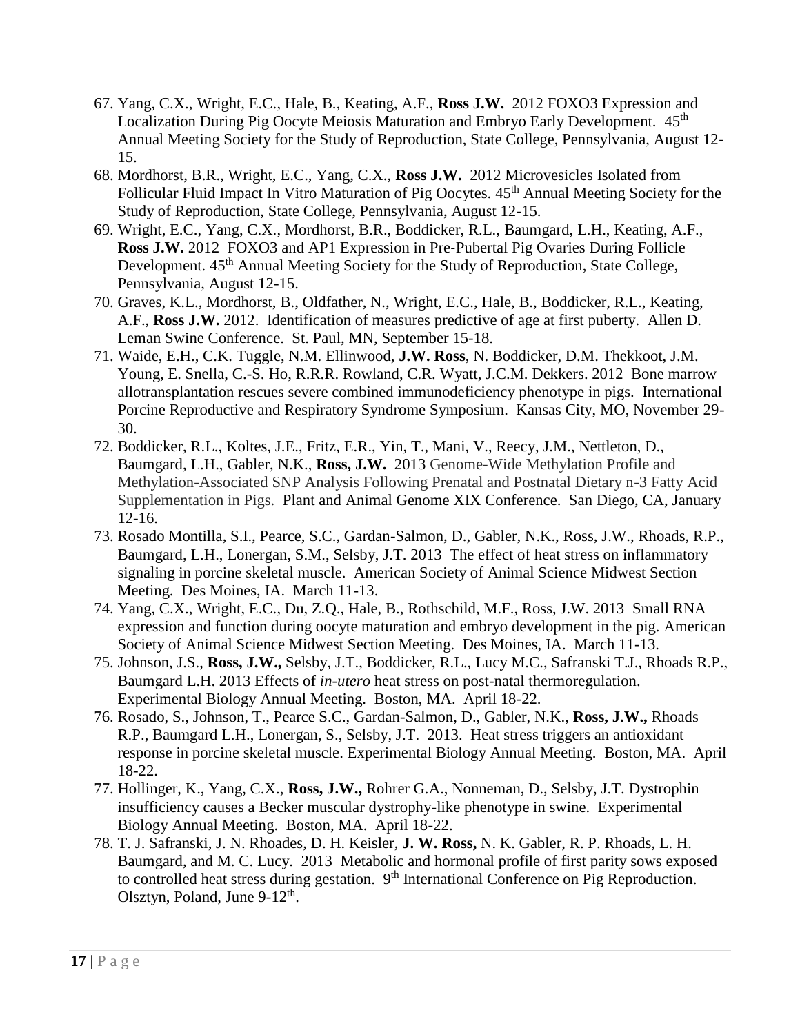67. Yang, C.X., Wright, E.C., Hale, B., Keating, A.F., **Ross J.W.** 2012 FOXO3 Expression and Localization During Pig Oocyte Meiosis Maturation and Embryo Early Development. 45th Annual Meeting Society for the Study of Reproduction, State College, Pennsylvania, August 12-15.
68. Mordhorst, B.R., Wright, E.C., Yang, C.X., **Ross J.W.** 2012 Microvesicles Isolated from Follicular Fluid Impact In Vitro Maturation of Pig Oocytes. 45th Annual Meeting Society for the Study of Reproduction, State College, Pennsylvania, August 12-15.
69. Wright, E.C., Yang, C.X., Mordhorst, B.R., Boddicker, R.L., Baumgard, L.H., Keating, A.F., **Ross J.W.** 2012 FOXO3 and AP1 Expression in Pre-Pubertal Pig Ovaries During Follicle Development. 45th Annual Meeting Society for the Study of Reproduction, State College, Pennsylvania, August 12-15.
70. Graves, K.L., Mordhorst, B., Oldfather, N., Wright, E.C., Hale, B., Boddicker, R.L., Keating, A.F., **Ross J.W.** 2012. Identification of measures predictive of age at first puberty. Allen D. Leman Swine Conference. St. Paul, MN, September 15-18.
71. Waide, E.H., C.K. Tuggle, N.M. Ellinwood, **J.W. Ross**, N. Boddicker, D.M. Thekkoot, J.M. Young, E. Snella, C.-S. Ho, R.R.R. Rowland, C.R. Wyatt, J.C.M. Dekkers. 2012 Bone marrow allotransplantation rescues severe combined immunodeficiency phenotype in pigs. International Porcine Reproductive and Respiratory Syndrome Symposium. Kansas City, MO, November 29-30.
72. Boddicker, R.L., Koltes, J.E., Fritz, E.R., Yin, T., Mani, V., Reecy, J.M., Nettleton, D., Baumgard, L.H., Gabler, N.K., **Ross, J.W.** 2013 Genome-Wide Methylation Profile and Methylation-Associated SNP Analysis Following Prenatal and Postnatal Dietary n-3 Fatty Acid Supplementation in Pigs. Plant and Animal Genome XIX Conference. San Diego, CA, January 12-16.
73. Rosado Montilla, S.I., Pearce, S.C., Gardan-Salmon, D., Gabler, N.K., Ross, J.W., Rhoads, R.P., Baumgard, L.H., Lonergan, S.M., Selsby, J.T. 2013 The effect of heat stress on inflammatory signaling in porcine skeletal muscle. American Society of Animal Science Midwest Section Meeting. Des Moines, IA. March 11-13.
74. Yang, C.X., Wright, E.C., Du, Z.Q., Hale, B., Rothschild, M.F., Ross, J.W. 2013 Small RNA expression and function during oocyte maturation and embryo development in the pig. American Society of Animal Science Midwest Section Meeting. Des Moines, IA. March 11-13.
75. Johnson, J.S., **Ross, J.W.,** Selsby, J.T., Boddicker, R.L., Lucy M.C., Safranski T.J., Rhoads R.P., Baumgard L.H. 2013 Effects of *in-utero* heat stress on post-natal thermoregulation. Experimental Biology Annual Meeting. Boston, MA. April 18-22.
76. Rosado, S., Johnson, T., Pearce S.C., Gardan-Salmon, D., Gabler, N.K., **Ross, J.W.,** Rhoads R.P., Baumgard L.H., Lonergan, S., Selsby, J.T. 2013. Heat stress triggers an antioxidant response in porcine skeletal muscle. Experimental Biology Annual Meeting. Boston, MA. April 18-22.
77. Hollinger, K., Yang, C.X., **Ross, J.W.,** Rohrer G.A., Nonneman, D., Selsby, J.T. Dystrophin insufficiency causes a Becker muscular dystrophy-like phenotype in swine. Experimental Biology Annual Meeting. Boston, MA. April 18-22.
78. T. J. Safranski, J. N. Rhoades, D. H. Keisler, **J. W. Ross,** N. K. Gabler, R. P. Rhoads, L. H. Baumgard, and M. C. Lucy. 2013 Metabolic and hormonal profile of first parity sows exposed to controlled heat stress during gestation. 9th International Conference on Pig Reproduction. Olsztyn, Poland, June 9-12th.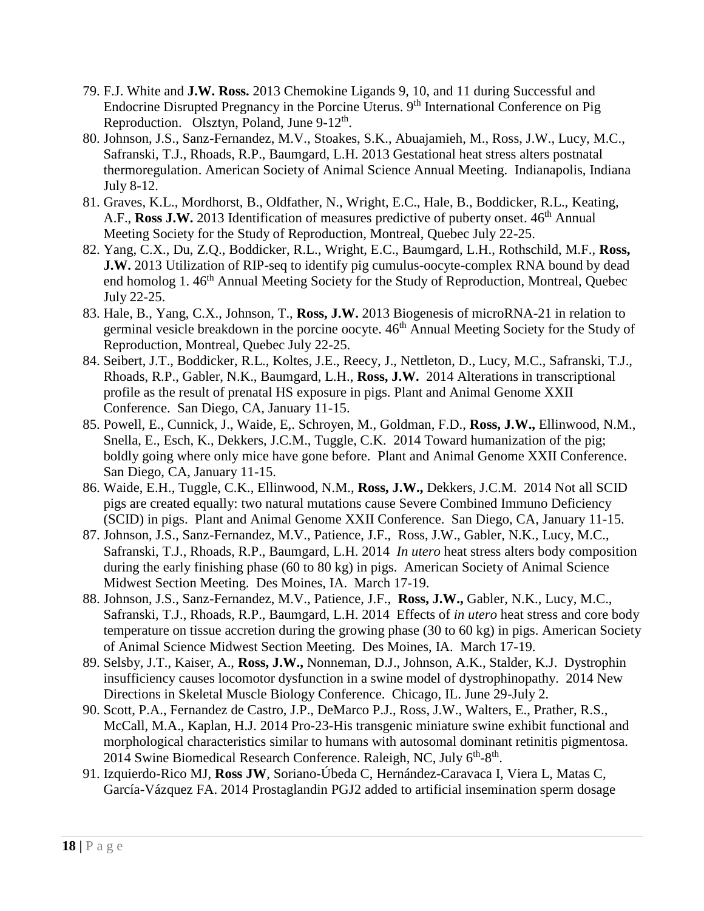79. F.J. White and **J.W. Ross.** 2013 Chemokine Ligands 9, 10, and 11 during Successful and Endocrine Disrupted Pregnancy in the Porcine Uterus. 9th International Conference on Pig Reproduction. Olsztyn, Poland, June 9-12th.
80. Johnson, J.S., Sanz-Fernandez, M.V., Stoakes, S.K., Abuajamieh, M., Ross, J.W., Lucy, M.C., Safranski, T.J., Rhoads, R.P., Baumgard, L.H. 2013 Gestational heat stress alters postnatal thermoregulation. American Society of Animal Science Annual Meeting. Indianapolis, Indiana July 8-12.
81. Graves, K.L., Mordhorst, B., Oldfather, N., Wright, E.C., Hale, B., Boddicker, R.L., Keating, A.F., **Ross J.W.** 2013 Identification of measures predictive of puberty onset. 46th Annual Meeting Society for the Study of Reproduction, Montreal, Quebec July 22-25.
82. Yang, C.X., Du, Z.Q., Boddicker, R.L., Wright, E.C., Baumgard, L.H., Rothschild, M.F., **Ross, J.W.** 2013 Utilization of RIP-seq to identify pig cumulus-oocyte-complex RNA bound by dead end homolog 1. 46th Annual Meeting Society for the Study of Reproduction, Montreal, Quebec July 22-25.
83. Hale, B., Yang, C.X., Johnson, T., **Ross, J.W.** 2013 Biogenesis of microRNA-21 in relation to germinal vesicle breakdown in the porcine oocyte. 46th Annual Meeting Society for the Study of Reproduction, Montreal, Quebec July 22-25.
84. Seibert, J.T., Boddicker, R.L., Koltes, J.E., Reecy, J., Nettleton, D., Lucy, M.C., Safranski, T.J., Rhoads, R.P., Gabler, N.K., Baumgard, L.H., **Ross, J.W.** 2014 Alterations in transcriptional profile as the result of prenatal HS exposure in pigs. Plant and Animal Genome XXII Conference. San Diego, CA, January 11-15.
85. Powell, E., Cunnick, J., Waide, E,. Schroyen, M., Goldman, F.D., **Ross, J.W.,** Ellinwood, N.M., Snella, E., Esch, K., Dekkers, J.C.M., Tuggle, C.K. 2014 Toward humanization of the pig; boldly going where only mice have gone before. Plant and Animal Genome XXII Conference. San Diego, CA, January 11-15.
86. Waide, E.H., Tuggle, C.K., Ellinwood, N.M., **Ross, J.W.,** Dekkers, J.C.M. 2014 Not all SCID pigs are created equally: two natural mutations cause Severe Combined Immuno Deficiency (SCID) in pigs. Plant and Animal Genome XXII Conference. San Diego, CA, January 11-15.
87. Johnson, J.S., Sanz-Fernandez, M.V., Patience, J.F., Ross, J.W., Gabler, N.K., Lucy, M.C., Safranski, T.J., Rhoads, R.P., Baumgard, L.H. 2014 *In utero* heat stress alters body composition during the early finishing phase (60 to 80 kg) in pigs. American Society of Animal Science Midwest Section Meeting. Des Moines, IA. March 17-19.
88. Johnson, J.S., Sanz-Fernandez, M.V., Patience, J.F., **Ross, J.W.,** Gabler, N.K., Lucy, M.C., Safranski, T.J., Rhoads, R.P., Baumgard, L.H. 2014 Effects of *in utero* heat stress and core body temperature on tissue accretion during the growing phase (30 to 60 kg) in pigs. American Society of Animal Science Midwest Section Meeting. Des Moines, IA. March 17-19.
89. Selsby, J.T., Kaiser, A., **Ross, J.W.,** Nonneman, D.J., Johnson, A.K., Stalder, K.J. Dystrophin insufficiency causes locomotor dysfunction in a swine model of dystrophinopathy. 2014 New Directions in Skeletal Muscle Biology Conference. Chicago, IL. June 29-July 2.
90. Scott, P.A., Fernandez de Castro, J.P., DeMarco P.J., Ross, J.W., Walters, E., Prather, R.S., McCall, M.A., Kaplan, H.J. 2014 Pro-23-His transgenic miniature swine exhibit functional and morphological characteristics similar to humans with autosomal dominant retinitis pigmentosa. 2014 Swine Biomedical Research Conference. Raleigh, NC, July 6th-8th.
91. Izquierdo-Rico MJ, **Ross JW**, Soriano-Úbeda C, Hernández-Caravaca I, Viera L, Matas C, García-Vázquez FA. 2014 Prostaglandin PGJ2 added to artificial insemination sperm dosage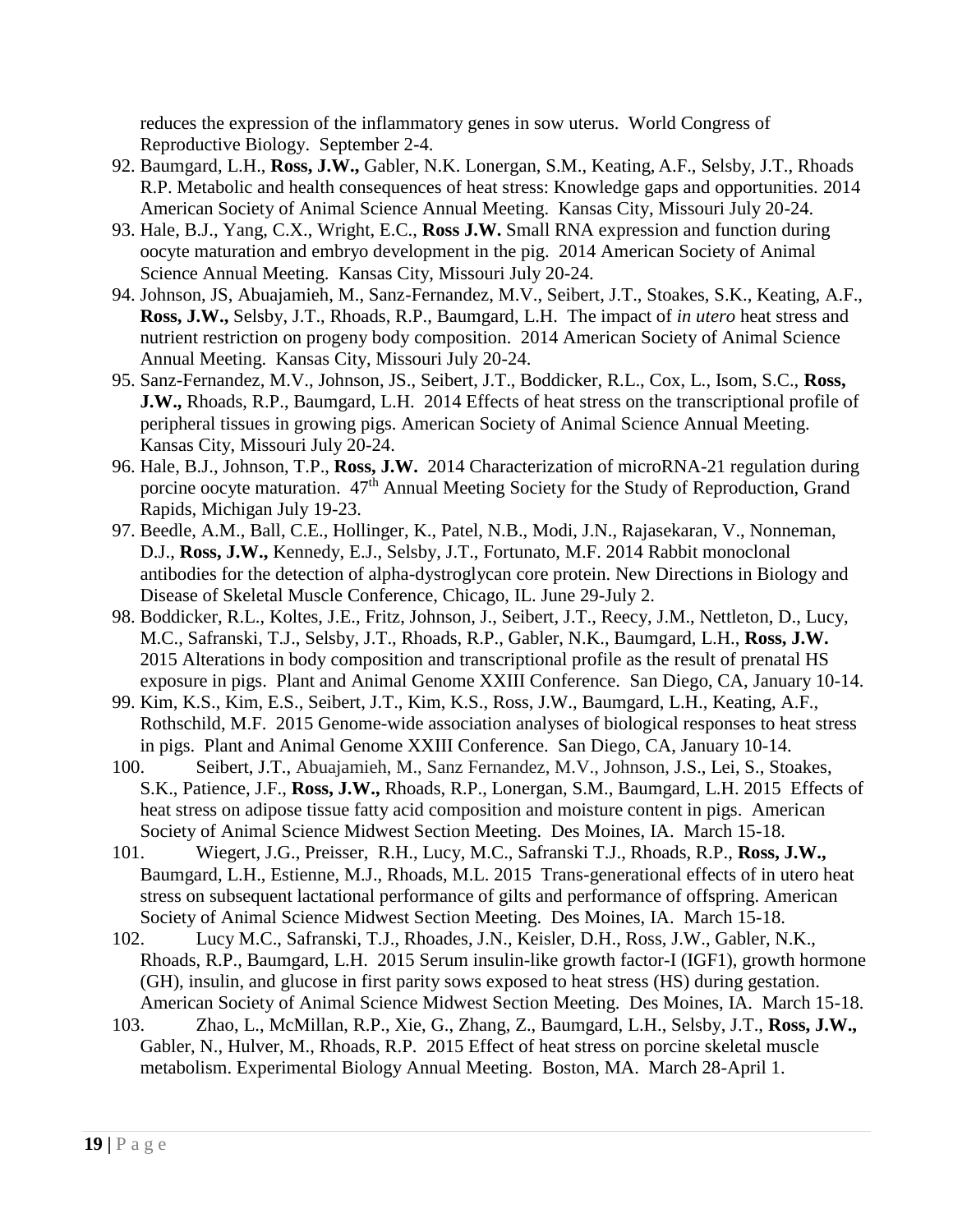reduces the expression of the inflammatory genes in sow uterus. World Congress of Reproductive Biology. September 2-4.

92. Baumgard, L.H., **Ross, J.W.,** Gabler, N.K. Lonergan, S.M., Keating, A.F., Selsby, J.T., Rhoads R.P. Metabolic and health consequences of heat stress: Knowledge gaps and opportunities. 2014 American Society of Animal Science Annual Meeting. Kansas City, Missouri July 20-24.
93. Hale, B.J., Yang, C.X., Wright, E.C., **Ross J.W.** Small RNA expression and function during oocyte maturation and embryo development in the pig. 2014 American Society of Animal Science Annual Meeting. Kansas City, Missouri July 20-24.
94. Johnson, JS, Abuajamieh, M., Sanz-Fernandez, M.V., Seibert, J.T., Stoakes, S.K., Keating, A.F., **Ross, J.W.,** Selsby, J.T., Rhoads, R.P., Baumgard, L.H. The impact of *in utero* heat stress and nutrient restriction on progeny body composition. 2014 American Society of Animal Science Annual Meeting. Kansas City, Missouri July 20-24.
95. Sanz-Fernandez, M.V., Johnson, JS., Seibert, J.T., Boddicker, R.L., Cox, L., Isom, S.C., **Ross, J.W.,** Rhoads, R.P., Baumgard, L.H. 2014 Effects of heat stress on the transcriptional profile of peripheral tissues in growing pigs. American Society of Animal Science Annual Meeting. Kansas City, Missouri July 20-24.
96. Hale, B.J., Johnson, T.P., **Ross, J.W.** 2014 Characterization of microRNA-21 regulation during porcine oocyte maturation. 47th Annual Meeting Society for the Study of Reproduction, Grand Rapids, Michigan July 19-23.
97. Beedle, A.M., Ball, C.E., Hollinger, K., Patel, N.B., Modi, J.N., Rajasekaran, V., Nonneman, D.J., **Ross, J.W.,** Kennedy, E.J., Selsby, J.T., Fortunato, M.F. 2014 Rabbit monoclonal antibodies for the detection of alpha-dystroglycan core protein. New Directions in Biology and Disease of Skeletal Muscle Conference, Chicago, IL. June 29-July 2.
98. Boddicker, R.L., Koltes, J.E., Fritz, Johnson, J., Seibert, J.T., Reecy, J.M., Nettleton, D., Lucy, M.C., Safranski, T.J., Selsby, J.T., Rhoads, R.P., Gabler, N.K., Baumgard, L.H., **Ross, J.W.** 2015 Alterations in body composition and transcriptional profile as the result of prenatal HS exposure in pigs. Plant and Animal Genome XXIII Conference. San Diego, CA, January 10-14.
99. Kim, K.S., Kim, E.S., Seibert, J.T., Kim, K.S., Ross, J.W., Baumgard, L.H., Keating, A.F., Rothschild, M.F. 2015 Genome-wide association analyses of biological responses to heat stress in pigs. Plant and Animal Genome XXIII Conference. San Diego, CA, January 10-14.
100. Seibert, J.T., Abuajamieh, M., Sanz Fernandez, M.V., Johnson, J.S., Lei, S., Stoakes, S.K., Patience, J.F., **Ross, J.W.,** Rhoads, R.P., Lonergan, S.M., Baumgard, L.H. 2015 Effects of heat stress on adipose tissue fatty acid composition and moisture content in pigs. American Society of Animal Science Midwest Section Meeting. Des Moines, IA. March 15-18.
101. Wiegert, J.G., Preisser, R.H., Lucy, M.C., Safranski T.J., Rhoads, R.P., **Ross, J.W.,** Baumgard, L.H., Estienne, M.J., Rhoads, M.L. 2015 Trans-generational effects of in utero heat stress on subsequent lactational performance of gilts and performance of offspring. American Society of Animal Science Midwest Section Meeting. Des Moines, IA. March 15-18.
102. Lucy M.C., Safranski, T.J., Rhoades, J.N., Keisler, D.H., Ross, J.W., Gabler, N.K., Rhoads, R.P., Baumgard, L.H. 2015 Serum insulin-like growth factor-I (IGF1), growth hormone (GH), insulin, and glucose in first parity sows exposed to heat stress (HS) during gestation. American Society of Animal Science Midwest Section Meeting. Des Moines, IA. March 15-18.
103. Zhao, L., McMillan, R.P., Xie, G., Zhang, Z., Baumgard, L.H., Selsby, J.T., **Ross, J.W.,** Gabler, N., Hulver, M., Rhoads, R.P. 2015 Effect of heat stress on porcine skeletal muscle metabolism. Experimental Biology Annual Meeting. Boston, MA. March 28-April 1.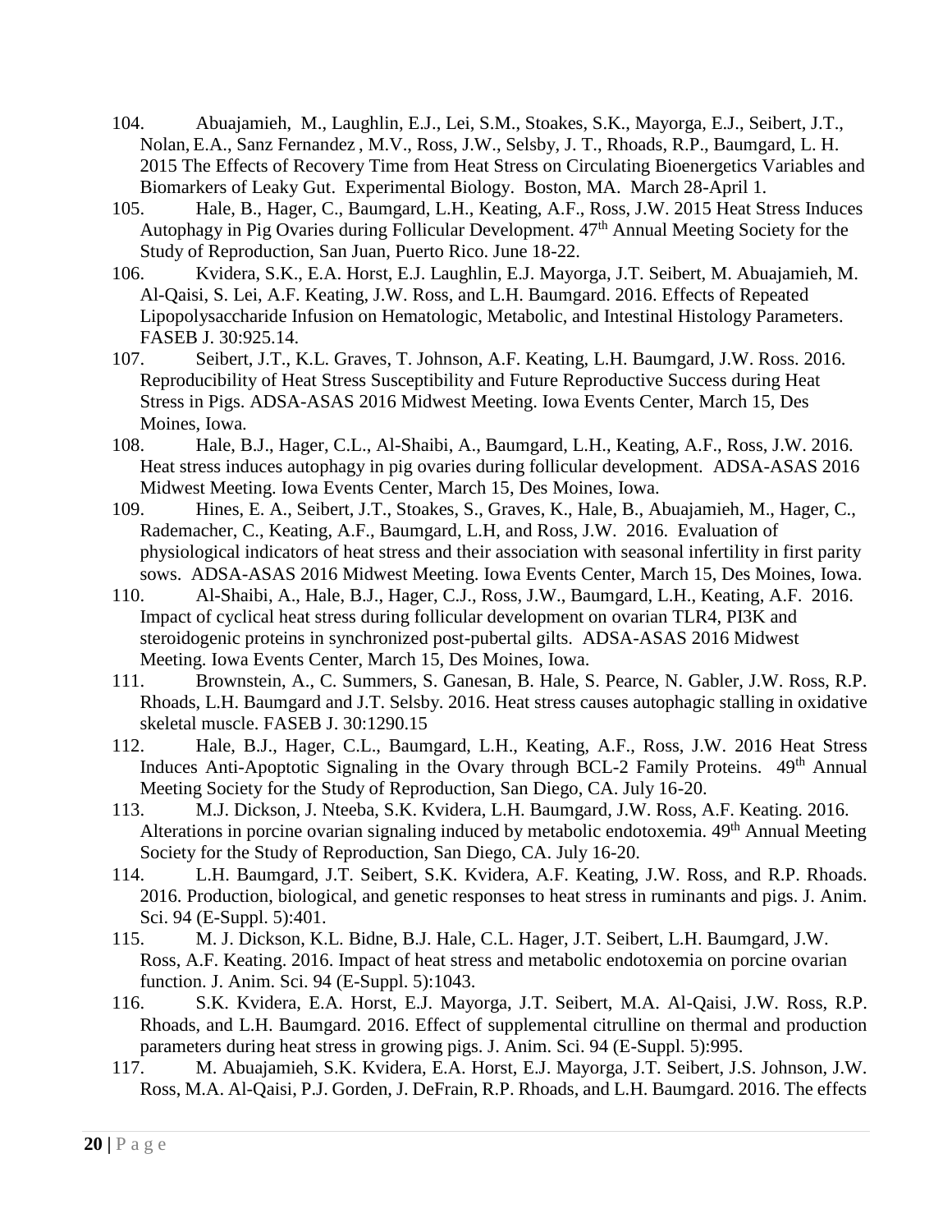104. Abuajamieh, M., Laughlin, E.J., Lei, S.M., Stoakes, S.K., Mayorga, E.J., Seibert, J.T., Nolan, E.A., Sanz Fernandez , M.V., Ross, J.W., Selsby, J. T., Rhoads, R.P., Baumgard, L. H. 2015 The Effects of Recovery Time from Heat Stress on Circulating Bioenergetics Variables and Biomarkers of Leaky Gut. Experimental Biology. Boston, MA. March 28-April 1.

105. Hale, B., Hager, C., Baumgard, L.H., Keating, A.F., Ross, J.W. 2015 Heat Stress Induces Autophagy in Pig Ovaries during Follicular Development. 47th Annual Meeting Society for the Study of Reproduction, San Juan, Puerto Rico. June 18-22.

106. Kvidera, S.K., E.A. Horst, E.J. Laughlin, E.J. Mayorga, J.T. Seibert, M. Abuajamieh, M. Al-Qaisi, S. Lei, A.F. Keating, J.W. Ross, and L.H. Baumgard. 2016. Effects of Repeated Lipopolysaccharide Infusion on Hematologic, Metabolic, and Intestinal Histology Parameters. FASEB J. 30:925.14.

107. Seibert, J.T., K.L. Graves, T. Johnson, A.F. Keating, L.H. Baumgard, J.W. Ross. 2016. Reproducibility of Heat Stress Susceptibility and Future Reproductive Success during Heat Stress in Pigs. ADSA-ASAS 2016 Midwest Meeting. Iowa Events Center, March 15, Des Moines, Iowa.

108. Hale, B.J., Hager, C.L., Al-Shaibi, A., Baumgard, L.H., Keating, A.F., Ross, J.W. 2016. Heat stress induces autophagy in pig ovaries during follicular development. ADSA-ASAS 2016 Midwest Meeting. Iowa Events Center, March 15, Des Moines, Iowa.

109. Hines, E. A., Seibert, J.T., Stoakes, S., Graves, K., Hale, B., Abuajamieh, M., Hager, C., Rademacher, C., Keating, A.F., Baumgard, L.H, and Ross, J.W. 2016. Evaluation of physiological indicators of heat stress and their association with seasonal infertility in first parity sows. ADSA-ASAS 2016 Midwest Meeting. Iowa Events Center, March 15, Des Moines, Iowa.

110. Al-Shaibi, A., Hale, B.J., Hager, C.J., Ross, J.W., Baumgard, L.H., Keating, A.F. 2016. Impact of cyclical heat stress during follicular development on ovarian TLR4, PI3K and steroidogenic proteins in synchronized post-pubertal gilts. ADSA-ASAS 2016 Midwest Meeting. Iowa Events Center, March 15, Des Moines, Iowa.

111. Brownstein, A., C. Summers, S. Ganesan, B. Hale, S. Pearce, N. Gabler, J.W. Ross, R.P. Rhoads, L.H. Baumgard and J.T. Selsby. 2016. Heat stress causes autophagic stalling in oxidative skeletal muscle. FASEB J. 30:1290.15

112. Hale, B.J., Hager, C.L., Baumgard, L.H., Keating, A.F., Ross, J.W. 2016 Heat Stress Induces Anti-Apoptotic Signaling in the Ovary through BCL-2 Family Proteins. 49th Annual Meeting Society for the Study of Reproduction, San Diego, CA. July 16-20.

113. M.J. Dickson, J. Nteeba, S.K. Kvidera, L.H. Baumgard, J.W. Ross, A.F. Keating. 2016. Alterations in porcine ovarian signaling induced by metabolic endotoxemia. 49th Annual Meeting Society for the Study of Reproduction, San Diego, CA. July 16-20.

114. L.H. Baumgard, J.T. Seibert, S.K. Kvidera, A.F. Keating, J.W. Ross, and R.P. Rhoads. 2016. Production, biological, and genetic responses to heat stress in ruminants and pigs. J. Anim. Sci. 94 (E-Suppl. 5):401.

115. M. J. Dickson, K.L. Bidne, B.J. Hale, C.L. Hager, J.T. Seibert, L.H. Baumgard, J.W. Ross, A.F. Keating. 2016. Impact of heat stress and metabolic endotoxemia on porcine ovarian function. J. Anim. Sci. 94 (E-Suppl. 5):1043.

116. S.K. Kvidera, E.A. Horst, E.J. Mayorga, J.T. Seibert, M.A. Al-Qaisi, J.W. Ross, R.P. Rhoads, and L.H. Baumgard. 2016. Effect of supplemental citrulline on thermal and production parameters during heat stress in growing pigs. J. Anim. Sci. 94 (E-Suppl. 5):995.

117. M. Abuajamieh, S.K. Kvidera, E.A. Horst, E.J. Mayorga, J.T. Seibert, J.S. Johnson, J.W. Ross, M.A. Al-Qaisi, P.J. Gorden, J. DeFrain, R.P. Rhoads, and L.H. Baumgard. 2016. The effects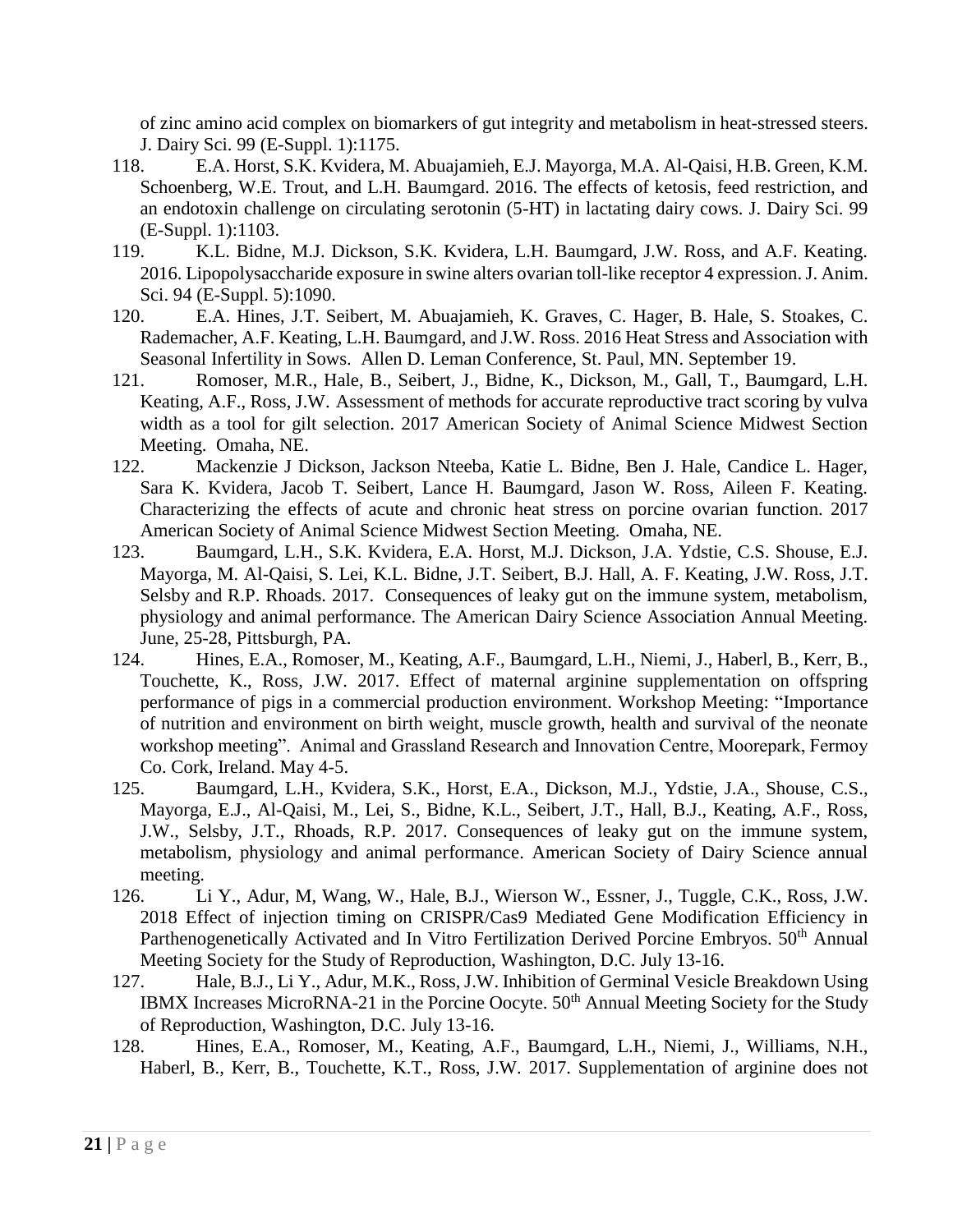of zinc amino acid complex on biomarkers of gut integrity and metabolism in heat-stressed steers. J. Dairy Sci. 99 (E-Suppl. 1):1175.

118. E.A. Horst, S.K. Kvidera, M. Abuajamieh, E.J. Mayorga, M.A. Al-Qaisi, H.B. Green, K.M. Schoenberg, W.E. Trout, and L.H. Baumgard. 2016. The effects of ketosis, feed restriction, and an endotoxin challenge on circulating serotonin (5-HT) in lactating dairy cows. J. Dairy Sci. 99 (E-Suppl. 1):1103.

119. K.L. Bidne, M.J. Dickson, S.K. Kvidera, L.H. Baumgard, J.W. Ross, and A.F. Keating. 2016. Lipopolysaccharide exposure in swine alters ovarian toll-like receptor 4 expression. J. Anim. Sci. 94 (E-Suppl. 5):1090.

120. E.A. Hines, J.T. Seibert, M. Abuajamieh, K. Graves, C. Hager, B. Hale, S. Stoakes, C. Rademacher, A.F. Keating, L.H. Baumgard, and J.W. Ross. 2016 Heat Stress and Association with Seasonal Infertility in Sows. Allen D. Leman Conference, St. Paul, MN. September 19.

121. Romoser, M.R., Hale, B., Seibert, J., Bidne, K., Dickson, M., Gall, T., Baumgard, L.H. Keating, A.F., Ross, J.W. Assessment of methods for accurate reproductive tract scoring by vulva width as a tool for gilt selection. 2017 American Society of Animal Science Midwest Section Meeting. Omaha, NE.

122. Mackenzie J Dickson, Jackson Nteeba, Katie L. Bidne, Ben J. Hale, Candice L. Hager, Sara K. Kvidera, Jacob T. Seibert, Lance H. Baumgard, Jason W. Ross, Aileen F. Keating. Characterizing the effects of acute and chronic heat stress on porcine ovarian function. 2017 American Society of Animal Science Midwest Section Meeting. Omaha, NE.

123. Baumgard, L.H., S.K. Kvidera, E.A. Horst, M.J. Dickson, J.A. Ydstie, C.S. Shouse, E.J. Mayorga, M. Al-Qaisi, S. Lei, K.L. Bidne, J.T. Seibert, B.J. Hall, A. F. Keating, J.W. Ross, J.T. Selsby and R.P. Rhoads. 2017. Consequences of leaky gut on the immune system, metabolism, physiology and animal performance. The American Dairy Science Association Annual Meeting. June, 25-28, Pittsburgh, PA.

124. Hines, E.A., Romoser, M., Keating, A.F., Baumgard, L.H., Niemi, J., Haberl, B., Kerr, B., Touchette, K., Ross, J.W. 2017. Effect of maternal arginine supplementation on offspring performance of pigs in a commercial production environment. Workshop Meeting: "Importance of nutrition and environment on birth weight, muscle growth, health and survival of the neonate workshop meeting". Animal and Grassland Research and Innovation Centre, Moorepark, Fermoy Co. Cork, Ireland. May 4-5.

125. Baumgard, L.H., Kvidera, S.K., Horst, E.A., Dickson, M.J., Ydstie, J.A., Shouse, C.S., Mayorga, E.J., Al-Qaisi, M., Lei, S., Bidne, K.L., Seibert, J.T., Hall, B.J., Keating, A.F., Ross, J.W., Selsby, J.T., Rhoads, R.P. 2017. Consequences of leaky gut on the immune system, metabolism, physiology and animal performance. American Society of Dairy Science annual meeting.

126. Li Y., Adur, M, Wang, W., Hale, B.J., Wierson W., Essner, J., Tuggle, C.K., Ross, J.W. 2018 Effect of injection timing on CRISPR/Cas9 Mediated Gene Modification Efficiency in Parthenogenetically Activated and In Vitro Fertilization Derived Porcine Embryos. 50th Annual Meeting Society for the Study of Reproduction, Washington, D.C. July 13-16.

127. Hale, B.J., Li Y., Adur, M.K., Ross, J.W. Inhibition of Germinal Vesicle Breakdown Using IBMX Increases MicroRNA-21 in the Porcine Oocyte. 50th Annual Meeting Society for the Study of Reproduction, Washington, D.C. July 13-16.

128. Hines, E.A., Romoser, M., Keating, A.F., Baumgard, L.H., Niemi, J., Williams, N.H., Haberl, B., Kerr, B., Touchette, K.T., Ross, J.W. 2017. Supplementation of arginine does not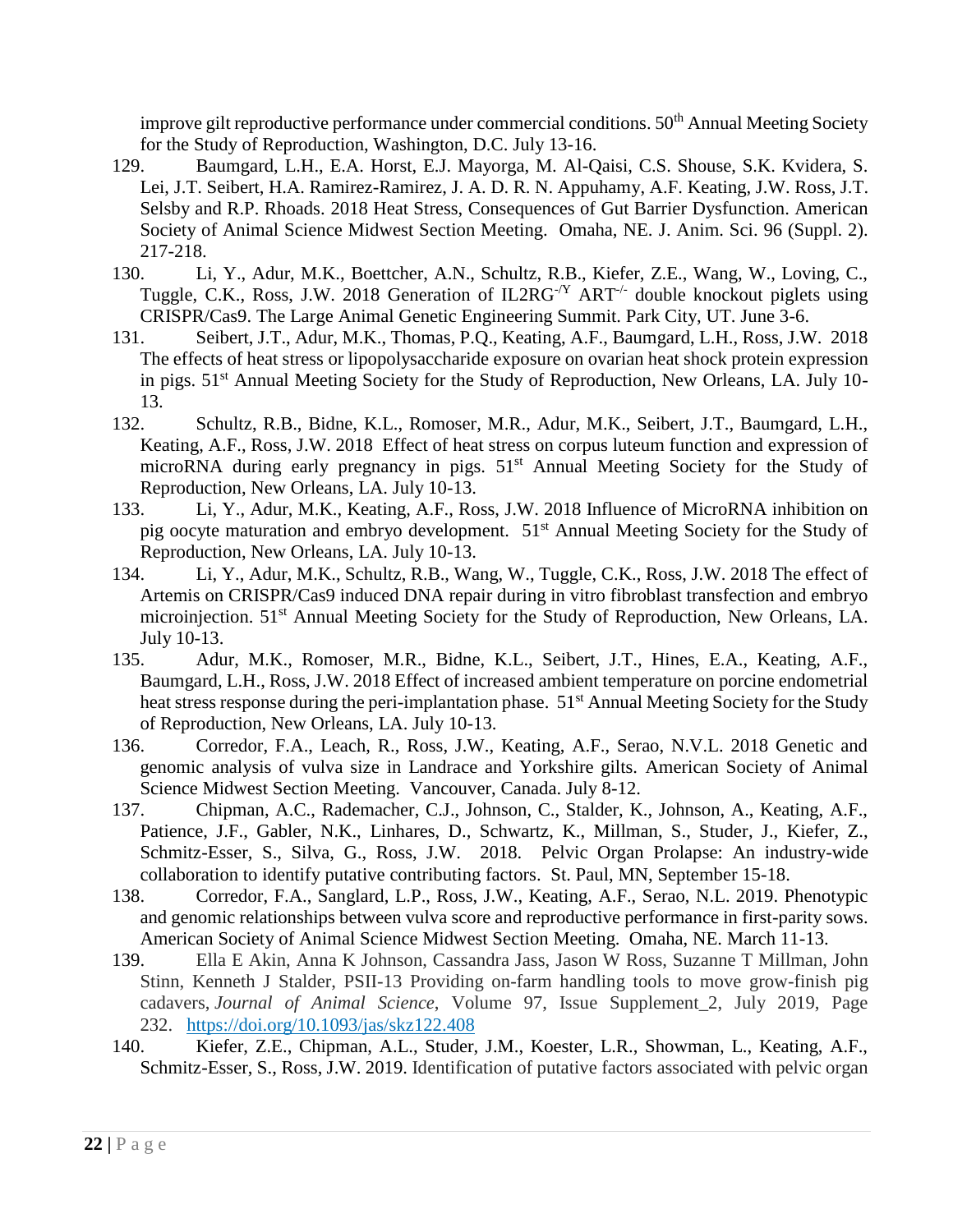improve gilt reproductive performance under commercial conditions. 50th Annual Meeting Society for the Study of Reproduction, Washington, D.C. July 13-16.

129. Baumgard, L.H., E.A. Horst, E.J. Mayorga, M. Al-Qaisi, C.S. Shouse, S.K. Kvidera, S. Lei, J.T. Seibert, H.A. Ramirez-Ramirez, J. A. D. R. N. Appuhamy, A.F. Keating, J.W. Ross, J.T. Selsby and R.P. Rhoads. 2018 Heat Stress, Consequences of Gut Barrier Dysfunction. American Society of Animal Science Midwest Section Meeting. Omaha, NE. J. Anim. Sci. 96 (Suppl. 2). 217-218.
130. Li, Y., Adur, M.K., Boettcher, A.N., Schultz, R.B., Kiefer, Z.E., Wang, W., Loving, C., Tuggle, C.K., Ross, J.W. 2018 Generation of IL2RG$^{-/Y}$ ART$^{-/-}$ double knockout piglets using CRISPR/Cas9. The Large Animal Genetic Engineering Summit. Park City, UT. June 3-6.
131. Seibert, J.T., Adur, M.K., Thomas, P.Q., Keating, A.F., Baumgard, L.H., Ross, J.W. 2018 The effects of heat stress or lipopolysaccharide exposure on ovarian heat shock protein expression in pigs. 51st Annual Meeting Society for the Study of Reproduction, New Orleans, LA. July 10-13.
132. Schultz, R.B., Bidne, K.L., Romoser, M.R., Adur, M.K., Seibert, J.T., Baumgard, L.H., Keating, A.F., Ross, J.W. 2018 Effect of heat stress on corpus luteum function and expression of microRNA during early pregnancy in pigs. 51st Annual Meeting Society for the Study of Reproduction, New Orleans, LA. July 10-13.
133. Li, Y., Adur, M.K., Keating, A.F., Ross, J.W. 2018 Influence of MicroRNA inhibition on pig oocyte maturation and embryo development. 51st Annual Meeting Society for the Study of Reproduction, New Orleans, LA. July 10-13.
134. Li, Y., Adur, M.K., Schultz, R.B., Wang, W., Tuggle, C.K., Ross, J.W. 2018 The effect of Artemis on CRISPR/Cas9 induced DNA repair during in vitro fibroblast transfection and embryo microinjection. 51st Annual Meeting Society for the Study of Reproduction, New Orleans, LA. July 10-13.
135. Adur, M.K., Romoser, M.R., Bidne, K.L., Seibert, J.T., Hines, E.A., Keating, A.F., Baumgard, L.H., Ross, J.W. 2018 Effect of increased ambient temperature on porcine endometrial heat stress response during the peri-implantation phase. 51st Annual Meeting Society for the Study of Reproduction, New Orleans, LA. July 10-13.
136. Corredor, F.A., Leach, R., Ross, J.W., Keating, A.F., Serao, N.V.L. 2018 Genetic and genomic analysis of vulva size in Landrace and Yorkshire gilts. American Society of Animal Science Midwest Section Meeting. Vancouver, Canada. July 8-12.
137. Chipman, A.C., Rademacher, C.J., Johnson, C., Stalder, K., Johnson, A., Keating, A.F., Patience, J.F., Gabler, N.K., Linhares, D., Schwartz, K., Millman, S., Studer, J., Kiefer, Z., Schmitz-Esser, S., Silva, G., Ross, J.W. 2018. Pelvic Organ Prolapse: An industry-wide collaboration to identify putative contributing factors. St. Paul, MN, September 15-18.
138. Corredor, F.A., Sanglard, L.P., Ross, J.W., Keating, A.F., Serao, N.L. 2019. Phenotypic and genomic relationships between vulva score and reproductive performance in first-parity sows. American Society of Animal Science Midwest Section Meeting. Omaha, NE. March 11-13.
139. Ella E Akin, Anna K Johnson, Cassandra Jass, Jason W Ross, Suzanne T Millman, John Stinn, Kenneth J Stalder, PSII-13 Providing on-farm handling tools to move grow-finish pig cadavers, *Journal of Animal Science*, Volume 97, Issue Supplement_2, July 2019, Page 232. [https://doi.org/10.1093/jas/skz122.408](https://doi.org/10.1093/jas/skz122.408)
140. Kiefer, Z.E., Chipman, A.L., Studer, J.M., Koester, L.R., Showman, L., Keating, A.F., Schmitz-Esser, S., Ross, J.W. 2019. Identification of putative factors associated with pelvic organ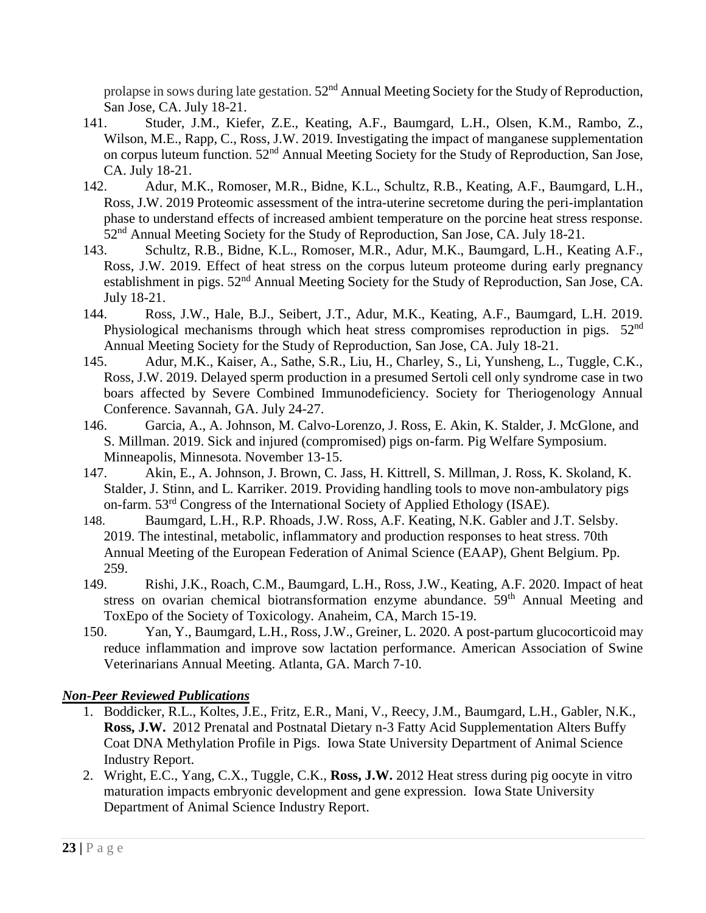prolapse in sows during late gestation. 52nd Annual Meeting Society for the Study of Reproduction, San Jose, CA. July 18-21.

141. Studer, J.M., Kiefer, Z.E., Keating, A.F., Baumgard, L.H., Olsen, K.M., Rambo, Z., Wilson, M.E., Rapp, C., Ross, J.W. 2019. Investigating the impact of manganese supplementation on corpus luteum function. 52nd Annual Meeting Society for the Study of Reproduction, San Jose, CA. July 18-21.
142. Adur, M.K., Romoser, M.R., Bidne, K.L., Schultz, R.B., Keating, A.F., Baumgard, L.H., Ross, J.W. 2019 Proteomic assessment of the intra-uterine secretome during the peri-implantation phase to understand effects of increased ambient temperature on the porcine heat stress response. 52nd Annual Meeting Society for the Study of Reproduction, San Jose, CA. July 18-21.
143. Schultz, R.B., Bidne, K.L., Romoser, M.R., Adur, M.K., Baumgard, L.H., Keating A.F., Ross, J.W. 2019. Effect of heat stress on the corpus luteum proteome during early pregnancy establishment in pigs. 52nd Annual Meeting Society for the Study of Reproduction, San Jose, CA. July 18-21.
144. Ross, J.W., Hale, B.J., Seibert, J.T., Adur, M.K., Keating, A.F., Baumgard, L.H. 2019. Physiological mechanisms through which heat stress compromises reproduction in pigs. 52nd Annual Meeting Society for the Study of Reproduction, San Jose, CA. July 18-21.
145. Adur, M.K., Kaiser, A., Sathe, S.R., Liu, H., Charley, S., Li, Yunsheng, L., Tuggle, C.K., Ross, J.W. 2019. Delayed sperm production in a presumed Sertoli cell only syndrome case in two boars affected by Severe Combined Immunodeficiency. Society for Theriogenology Annual Conference. Savannah, GA. July 24-27.
146. Garcia, A., A. Johnson, M. Calvo-Lorenzo, J. Ross, E. Akin, K. Stalder, J. McGlone, and S. Millman. 2019. Sick and injured (compromised) pigs on-farm. Pig Welfare Symposium. Minneapolis, Minnesota. November 13-15.
147. Akin, E., A. Johnson, J. Brown, C. Jass, H. Kittrell, S. Millman, J. Ross, K. Skoland, K. Stalder, J. Stinn, and L. Karriker. 2019. Providing handling tools to move non-ambulatory pigs on-farm. 53rd Congress of the International Society of Applied Ethology (ISAE).
148. Baumgard, L.H., R.P. Rhoads, J.W. Ross, A.F. Keating, N.K. Gabler and J.T. Selsby. 2019. The intestinal, metabolic, inflammatory and production responses to heat stress. 70th Annual Meeting of the European Federation of Animal Science (EAAP), Ghent Belgium. Pp. 259.
149. Rishi, J.K., Roach, C.M., Baumgard, L.H., Ross, J.W., Keating, A.F. 2020. Impact of heat stress on ovarian chemical biotransformation enzyme abundance. 59th Annual Meeting and ToxEpo of the Society of Toxicology. Anaheim, CA, March 15-19.
150. Yan, Y., Baumgard, L.H., Ross, J.W., Greiner, L. 2020. A post-partum glucocorticoid may reduce inflammation and improve sow lactation performance. American Association of Swine Veterinarians Annual Meeting. Atlanta, GA. March 7-10.

## ***Non-Peer Reviewed Publications***

1. Boddicker, R.L., Koltes, J.E., Fritz, E.R., Mani, V., Reecy, J.M., Baumgard, L.H., Gabler, N.K., **Ross, J.W.** 2012 Prenatal and Postnatal Dietary n-3 Fatty Acid Supplementation Alters Buffy Coat DNA Methylation Profile in Pigs. Iowa State University Department of Animal Science Industry Report.
2. Wright, E.C., Yang, C.X., Tuggle, C.K., **Ross, J.W.** 2012 Heat stress during pig oocyte in vitro maturation impacts embryonic development and gene expression. Iowa State University Department of Animal Science Industry Report.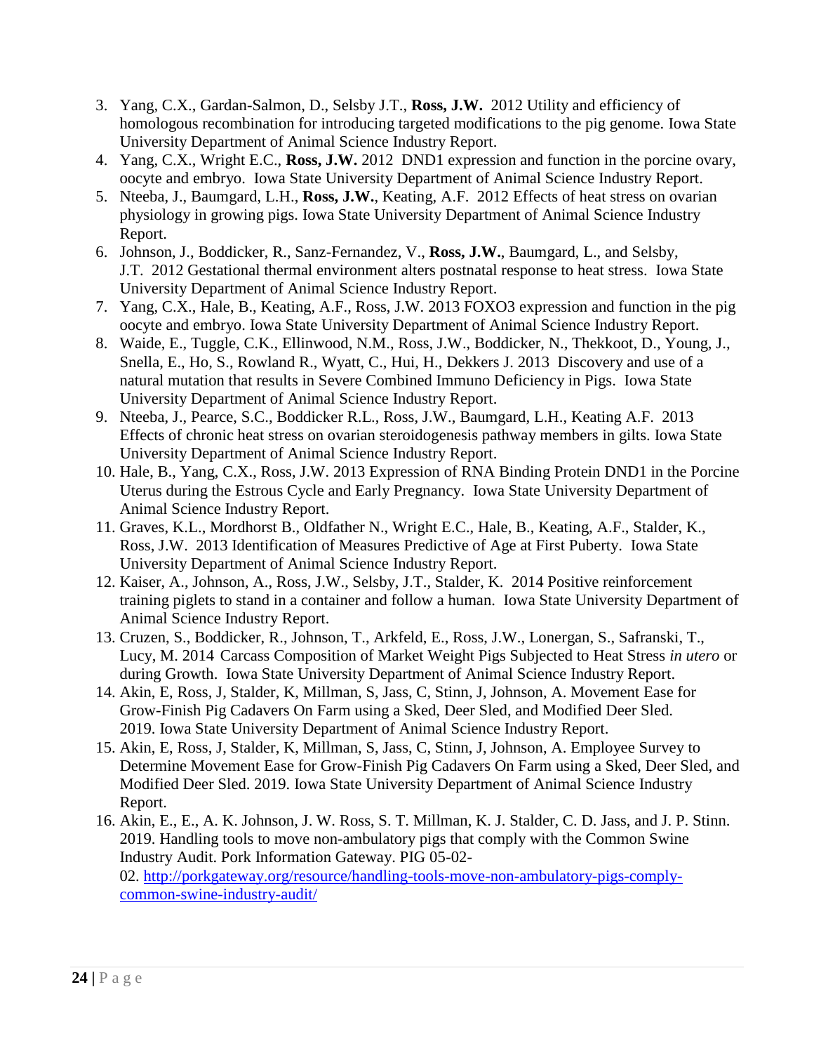3. Yang, C.X., Gardan-Salmon, D., Selsby J.T., **Ross, J.W.** 2012 Utility and efficiency of homologous recombination for introducing targeted modifications to the pig genome. Iowa State University Department of Animal Science Industry Report.
4. Yang, C.X., Wright E.C., **Ross, J.W.** 2012 DND1 expression and function in the porcine ovary, oocyte and embryo. Iowa State University Department of Animal Science Industry Report.
5. Nteeba, J., Baumgard, L.H., **Ross, J.W.**, Keating, A.F. 2012 Effects of heat stress on ovarian physiology in growing pigs. Iowa State University Department of Animal Science Industry Report.
6. Johnson, J., Boddicker, R., Sanz-Fernandez, V., **Ross, J.W.**, Baumgard, L., and Selsby, J.T. 2012 Gestational thermal environment alters postnatal response to heat stress. Iowa State University Department of Animal Science Industry Report.
7. Yang, C.X., Hale, B., Keating, A.F., Ross, J.W. 2013 FOXO3 expression and function in the pig oocyte and embryo. Iowa State University Department of Animal Science Industry Report.
8. Waide, E., Tuggle, C.K., Ellinwood, N.M., Ross, J.W., Boddicker, N., Thekkoot, D., Young, J., Snella, E., Ho, S., Rowland R., Wyatt, C., Hui, H., Dekkers J. 2013 Discovery and use of a natural mutation that results in Severe Combined Immuno Deficiency in Pigs. Iowa State University Department of Animal Science Industry Report.
9. Nteeba, J., Pearce, S.C., Boddicker R.L., Ross, J.W., Baumgard, L.H., Keating A.F. 2013 Effects of chronic heat stress on ovarian steroidogenesis pathway members in gilts. Iowa State University Department of Animal Science Industry Report.
10. Hale, B., Yang, C.X., Ross, J.W. 2013 Expression of RNA Binding Protein DND1 in the Porcine Uterus during the Estrous Cycle and Early Pregnancy. Iowa State University Department of Animal Science Industry Report.
11. Graves, K.L., Mordhorst B., Oldfather N., Wright E.C., Hale, B., Keating, A.F., Stalder, K., Ross, J.W. 2013 Identification of Measures Predictive of Age at First Puberty. Iowa State University Department of Animal Science Industry Report.
12. Kaiser, A., Johnson, A., Ross, J.W., Selsby, J.T., Stalder, K. 2014 Positive reinforcement training piglets to stand in a container and follow a human. Iowa State University Department of Animal Science Industry Report.
13. Cruzen, S., Boddicker, R., Johnson, T., Arkfeld, E., Ross, J.W., Lonergan, S., Safranski, T., Lucy, M. 2014 Carcass Composition of Market Weight Pigs Subjected to Heat Stress *in utero* or during Growth. Iowa State University Department of Animal Science Industry Report.
14. Akin, E, Ross, J, Stalder, K, Millman, S, Jass, C, Stinn, J, Johnson, A. Movement Ease for Grow-Finish Pig Cadavers On Farm using a Sked, Deer Sled, and Modified Deer Sled. 2019. Iowa State University Department of Animal Science Industry Report.
15. Akin, E, Ross, J, Stalder, K, Millman, S, Jass, C, Stinn, J, Johnson, A. Employee Survey to Determine Movement Ease for Grow-Finish Pig Cadavers On Farm using a Sked, Deer Sled, and Modified Deer Sled. 2019. Iowa State University Department of Animal Science Industry Report.
16. Akin, E., E., A. K. Johnson, J. W. Ross, S. T. Millman, K. J. Stalder, C. D. Jass, and J. P. Stinn. 2019. Handling tools to move non-ambulatory pigs that comply with the Common Swine Industry Audit. Pork Information Gateway. PIG 05-02-02. http://porkgateway.org/resource/handling-tools-move-non-ambulatory-pigs-comply-common-swine-industry-audit/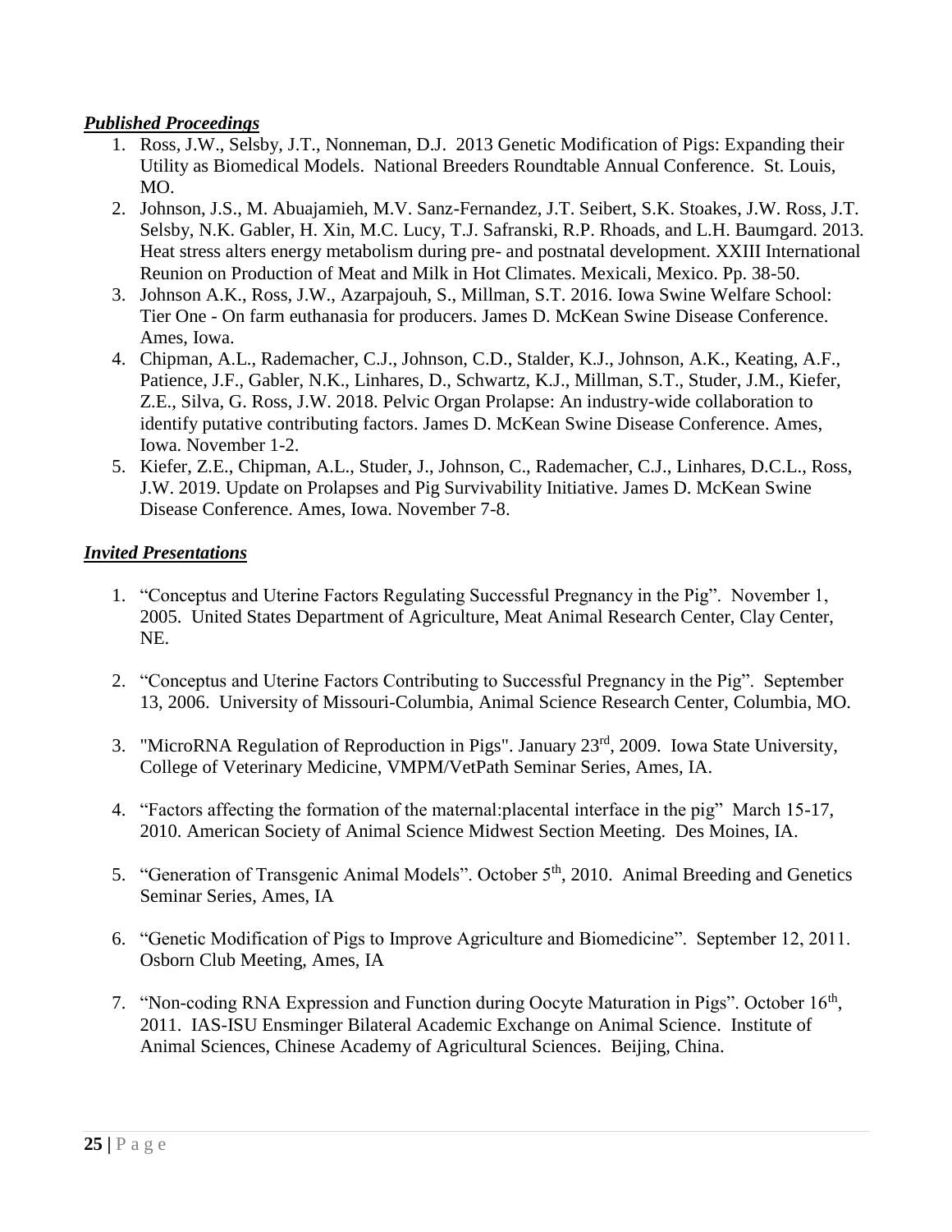***Published Proceedings***

1. Ross, J.W., Selsby, J.T., Nonneman, D.J. 2013 Genetic Modification of Pigs: Expanding their Utility as Biomedical Models. National Breeders Roundtable Annual Conference. St. Louis, MO.
2. Johnson, J.S., M. Abuajamieh, M.V. Sanz-Fernandez, J.T. Seibert, S.K. Stoakes, J.W. Ross, J.T. Selsby, N.K. Gabler, H. Xin, M.C. Lucy, T.J. Safranski, R.P. Rhoads, and L.H. Baumgard. 2013. Heat stress alters energy metabolism during pre- and postnatal development. XXIII International Reunion on Production of Meat and Milk in Hot Climates. Mexicali, Mexico. Pp. 38-50.
3. Johnson A.K., Ross, J.W., Azarpajouh, S., Millman, S.T. 2016. Iowa Swine Welfare School: Tier One - On farm euthanasia for producers. James D. McKean Swine Disease Conference. Ames, Iowa.
4. Chipman, A.L., Rademacher, C.J., Johnson, C.D., Stalder, K.J., Johnson, A.K., Keating, A.F., Patience, J.F., Gabler, N.K., Linhares, D., Schwartz, K.J., Millman, S.T., Studer, J.M., Kiefer, Z.E., Silva, G. Ross, J.W. 2018. Pelvic Organ Prolapse: An industry-wide collaboration to identify putative contributing factors. James D. McKean Swine Disease Conference. Ames, Iowa. November 1-2.
5. Kiefer, Z.E., Chipman, A.L., Studer, J., Johnson, C., Rademacher, C.J., Linhares, D.C.L., Ross, J.W. 2019. Update on Prolapses and Pig Survivability Initiative. James D. McKean Swine Disease Conference. Ames, Iowa. November 7-8.

***Invited Presentations***

1. "Conceptus and Uterine Factors Regulating Successful Pregnancy in the Pig". November 1, 2005. United States Department of Agriculture, Meat Animal Research Center, Clay Center, NE.
2. "Conceptus and Uterine Factors Contributing to Successful Pregnancy in the Pig". September 13, 2006. University of Missouri-Columbia, Animal Science Research Center, Columbia, MO.
3. "MicroRNA Regulation of Reproduction in Pigs". January 23rd, 2009. Iowa State University, College of Veterinary Medicine, VMPM/VetPath Seminar Series, Ames, IA.
4. "Factors affecting the formation of the maternal:placental interface in the pig" March 15-17, 2010. American Society of Animal Science Midwest Section Meeting. Des Moines, IA.
5. "Generation of Transgenic Animal Models". October 5th, 2010. Animal Breeding and Genetics Seminar Series, Ames, IA
6. "Genetic Modification of Pigs to Improve Agriculture and Biomedicine". September 12, 2011. Osborn Club Meeting, Ames, IA
7. "Non-coding RNA Expression and Function during Oocyte Maturation in Pigs". October 16th, 2011. IAS-ISU Ensminger Bilateral Academic Exchange on Animal Science. Institute of Animal Sciences, Chinese Academy of Agricultural Sciences. Beijing, China.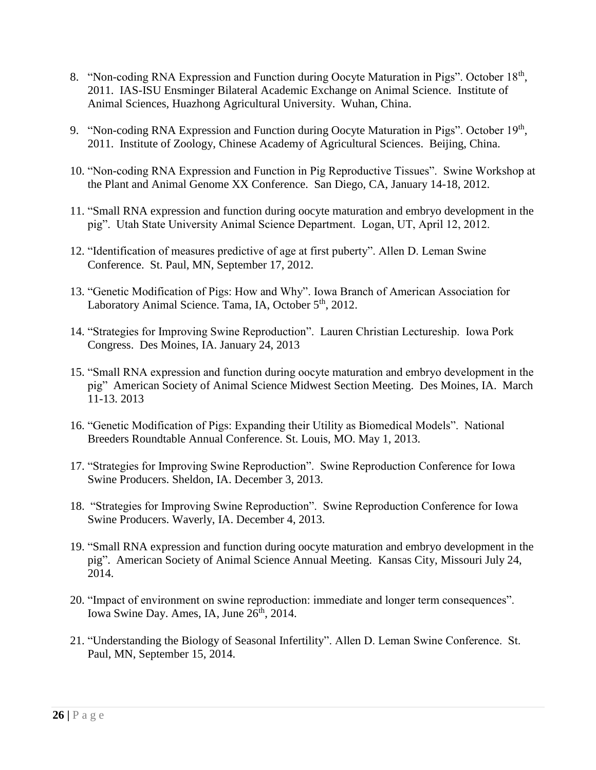8. "Non-coding RNA Expression and Function during Oocyte Maturation in Pigs". October 18th, 2011. IAS-ISU Ensminger Bilateral Academic Exchange on Animal Science. Institute of Animal Sciences, Huazhong Agricultural University. Wuhan, China.

9. "Non-coding RNA Expression and Function during Oocyte Maturation in Pigs". October 19th, 2011. Institute of Zoology, Chinese Academy of Agricultural Sciences. Beijing, China.

10. "Non-coding RNA Expression and Function in Pig Reproductive Tissues". Swine Workshop at the Plant and Animal Genome XX Conference. San Diego, CA, January 14-18, 2012.

11. "Small RNA expression and function during oocyte maturation and embryo development in the pig". Utah State University Animal Science Department. Logan, UT, April 12, 2012.

12. "Identification of measures predictive of age at first puberty". Allen D. Leman Swine Conference. St. Paul, MN, September 17, 2012.

13. "Genetic Modification of Pigs: How and Why". Iowa Branch of American Association for Laboratory Animal Science. Tama, IA, October 5th, 2012.

14. "Strategies for Improving Swine Reproduction". Lauren Christian Lectureship. Iowa Pork Congress. Des Moines, IA. January 24, 2013

15. "Small RNA expression and function during oocyte maturation and embryo development in the pig" American Society of Animal Science Midwest Section Meeting. Des Moines, IA. March 11-13. 2013

16. "Genetic Modification of Pigs: Expanding their Utility as Biomedical Models". National Breeders Roundtable Annual Conference. St. Louis, MO. May 1, 2013.

17. "Strategies for Improving Swine Reproduction". Swine Reproduction Conference for Iowa Swine Producers. Sheldon, IA. December 3, 2013.

18. "Strategies for Improving Swine Reproduction". Swine Reproduction Conference for Iowa Swine Producers. Waverly, IA. December 4, 2013.

19. "Small RNA expression and function during oocyte maturation and embryo development in the pig". American Society of Animal Science Annual Meeting. Kansas City, Missouri July 24, 2014.

20. "Impact of environment on swine reproduction: immediate and longer term consequences". Iowa Swine Day. Ames, IA, June 26th, 2014.

21. "Understanding the Biology of Seasonal Infertility". Allen D. Leman Swine Conference. St. Paul, MN, September 15, 2014.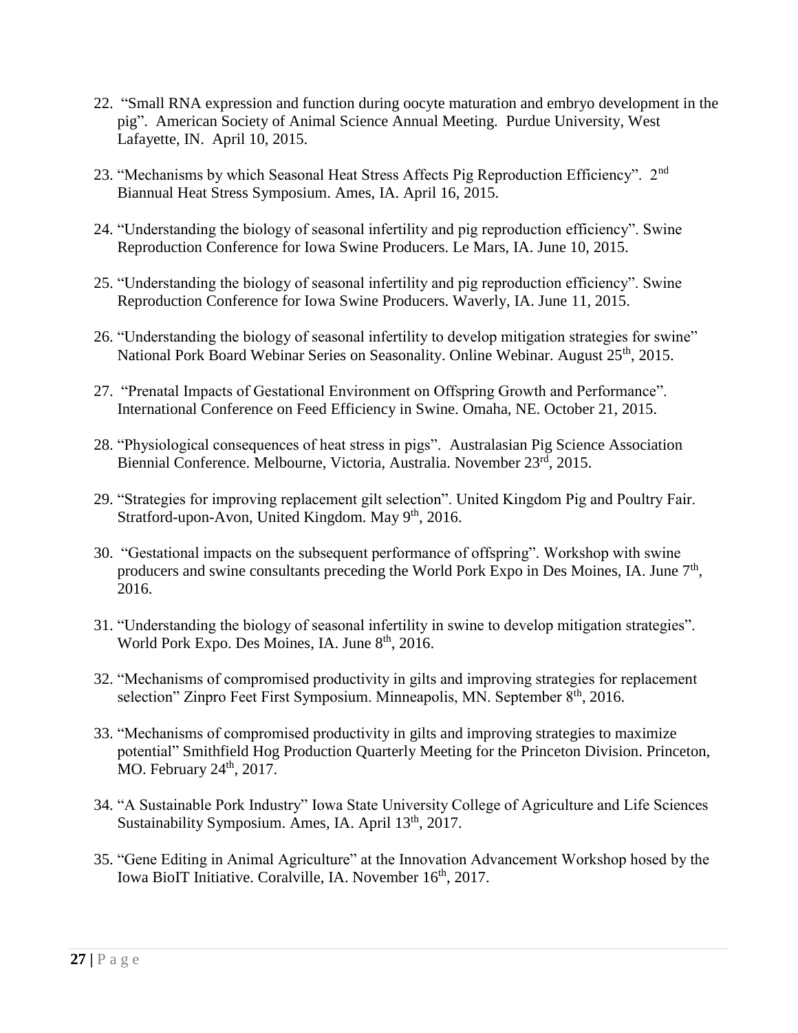22. "Small RNA expression and function during oocyte maturation and embryo development in the pig". American Society of Animal Science Annual Meeting. Purdue University, West Lafayette, IN. April 10, 2015.

23. "Mechanisms by which Seasonal Heat Stress Affects Pig Reproduction Efficiency". 2nd Biannual Heat Stress Symposium. Ames, IA. April 16, 2015.

24. "Understanding the biology of seasonal infertility and pig reproduction efficiency". Swine Reproduction Conference for Iowa Swine Producers. Le Mars, IA. June 10, 2015.

25. "Understanding the biology of seasonal infertility and pig reproduction efficiency". Swine Reproduction Conference for Iowa Swine Producers. Waverly, IA. June 11, 2015.

26. "Understanding the biology of seasonal infertility to develop mitigation strategies for swine" National Pork Board Webinar Series on Seasonality. Online Webinar. August 25th, 2015.

27. "Prenatal Impacts of Gestational Environment on Offspring Growth and Performance". International Conference on Feed Efficiency in Swine. Omaha, NE. October 21, 2015.

28. "Physiological consequences of heat stress in pigs". Australasian Pig Science Association Biennial Conference. Melbourne, Victoria, Australia. November 23rd, 2015.

29. "Strategies for improving replacement gilt selection". United Kingdom Pig and Poultry Fair. Stratford-upon-Avon, United Kingdom. May 9th, 2016.

30. "Gestational impacts on the subsequent performance of offspring". Workshop with swine producers and swine consultants preceding the World Pork Expo in Des Moines, IA. June 7th, 2016.

31. "Understanding the biology of seasonal infertility in swine to develop mitigation strategies". World Pork Expo. Des Moines, IA. June 8th, 2016.

32. "Mechanisms of compromised productivity in gilts and improving strategies for replacement selection" Zinpro Feet First Symposium. Minneapolis, MN. September 8th, 2016.

33. "Mechanisms of compromised productivity in gilts and improving strategies to maximize potential" Smithfield Hog Production Quarterly Meeting for the Princeton Division. Princeton, MO. February 24th, 2017.

34. "A Sustainable Pork Industry" Iowa State University College of Agriculture and Life Sciences Sustainability Symposium. Ames, IA. April 13th, 2017.

35. "Gene Editing in Animal Agriculture" at the Innovation Advancement Workshop hosed by the Iowa BioIT Initiative. Coralville, IA. November 16th, 2017.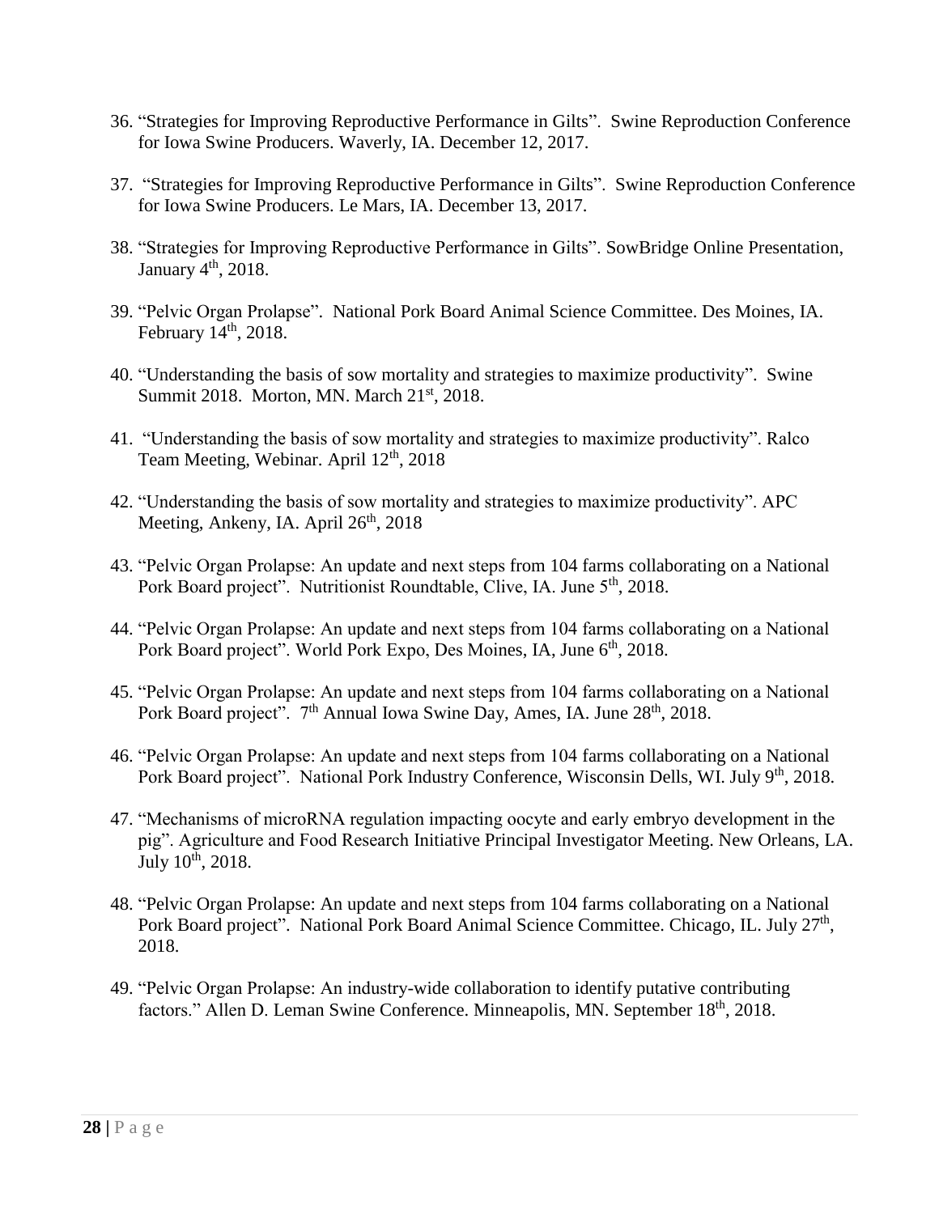36. "Strategies for Improving Reproductive Performance in Gilts". Swine Reproduction Conference for Iowa Swine Producers. Waverly, IA. December 12, 2017.

37. "Strategies for Improving Reproductive Performance in Gilts". Swine Reproduction Conference for Iowa Swine Producers. Le Mars, IA. December 13, 2017.

38. "Strategies for Improving Reproductive Performance in Gilts". SowBridge Online Presentation, January 4th, 2018.

39. "Pelvic Organ Prolapse". National Pork Board Animal Science Committee. Des Moines, IA. February 14th, 2018.

40. "Understanding the basis of sow mortality and strategies to maximize productivity". Swine Summit 2018. Morton, MN. March 21st, 2018.

41. "Understanding the basis of sow mortality and strategies to maximize productivity". Ralco Team Meeting, Webinar. April 12th, 2018

42. "Understanding the basis of sow mortality and strategies to maximize productivity". APC Meeting, Ankeny, IA. April 26th, 2018

43. "Pelvic Organ Prolapse: An update and next steps from 104 farms collaborating on a National Pork Board project". Nutritionist Roundtable, Clive, IA. June 5th, 2018.

44. "Pelvic Organ Prolapse: An update and next steps from 104 farms collaborating on a National Pork Board project". World Pork Expo, Des Moines, IA, June 6th, 2018.

45. "Pelvic Organ Prolapse: An update and next steps from 104 farms collaborating on a National Pork Board project". 7th Annual Iowa Swine Day, Ames, IA. June 28th, 2018.

46. "Pelvic Organ Prolapse: An update and next steps from 104 farms collaborating on a National Pork Board project". National Pork Industry Conference, Wisconsin Dells, WI. July 9th, 2018.

47. "Mechanisms of microRNA regulation impacting oocyte and early embryo development in the pig". Agriculture and Food Research Initiative Principal Investigator Meeting. New Orleans, LA. July 10th, 2018.

48. "Pelvic Organ Prolapse: An update and next steps from 104 farms collaborating on a National Pork Board project". National Pork Board Animal Science Committee. Chicago, IL. July 27th, 2018.

49. "Pelvic Organ Prolapse: An industry-wide collaboration to identify putative contributing factors." Allen D. Leman Swine Conference. Minneapolis, MN. September 18th, 2018.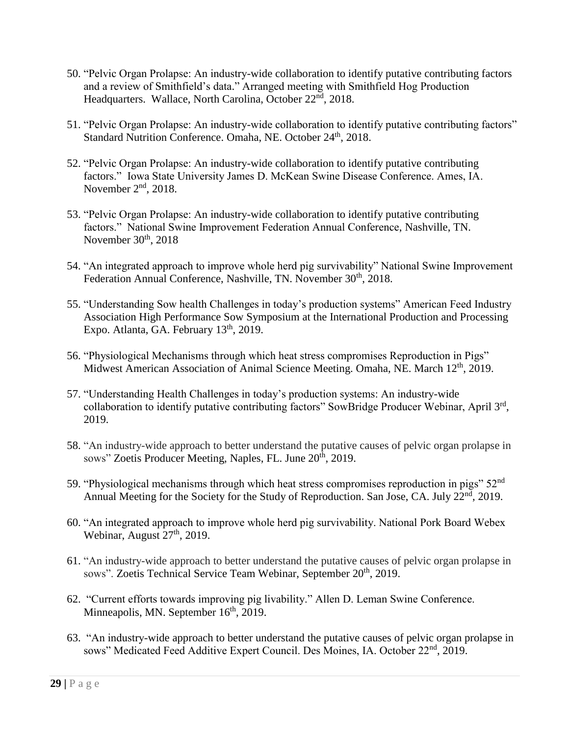50. "Pelvic Organ Prolapse: An industry-wide collaboration to identify putative contributing factors and a review of Smithfield's data." Arranged meeting with Smithfield Hog Production Headquarters. Wallace, North Carolina, October 22nd, 2018.

51. "Pelvic Organ Prolapse: An industry-wide collaboration to identify putative contributing factors" Standard Nutrition Conference. Omaha, NE. October 24th, 2018.

52. "Pelvic Organ Prolapse: An industry-wide collaboration to identify putative contributing factors." Iowa State University James D. McKean Swine Disease Conference. Ames, IA. November 2nd, 2018.

53. "Pelvic Organ Prolapse: An industry-wide collaboration to identify putative contributing factors." National Swine Improvement Federation Annual Conference, Nashville, TN. November 30th, 2018

54. "An integrated approach to improve whole herd pig survivability" National Swine Improvement Federation Annual Conference, Nashville, TN. November 30th, 2018.

55. "Understanding Sow health Challenges in today's production systems" American Feed Industry Association High Performance Sow Symposium at the International Production and Processing Expo. Atlanta, GA. February 13th, 2019.

56. "Physiological Mechanisms through which heat stress compromises Reproduction in Pigs" Midwest American Association of Animal Science Meeting. Omaha, NE. March 12th, 2019.

57. "Understanding Health Challenges in today's production systems: An industry-wide collaboration to identify putative contributing factors" SowBridge Producer Webinar, April 3rd, 2019.

58. "An industry-wide approach to better understand the putative causes of pelvic organ prolapse in sows" Zoetis Producer Meeting, Naples, FL. June 20th, 2019.

59. "Physiological mechanisms through which heat stress compromises reproduction in pigs" 52nd Annual Meeting for the Society for the Study of Reproduction. San Jose, CA. July 22nd, 2019.

60. "An integrated approach to improve whole herd pig survivability. National Pork Board Webex Webinar, August 27th, 2019.

61. "An industry-wide approach to better understand the putative causes of pelvic organ prolapse in sows". Zoetis Technical Service Team Webinar, September 20th, 2019.

62. "Current efforts towards improving pig livability." Allen D. Leman Swine Conference. Minneapolis, MN. September 16th, 2019.

63. "An industry-wide approach to better understand the putative causes of pelvic organ prolapse in sows" Medicated Feed Additive Expert Council. Des Moines, IA. October 22nd, 2019.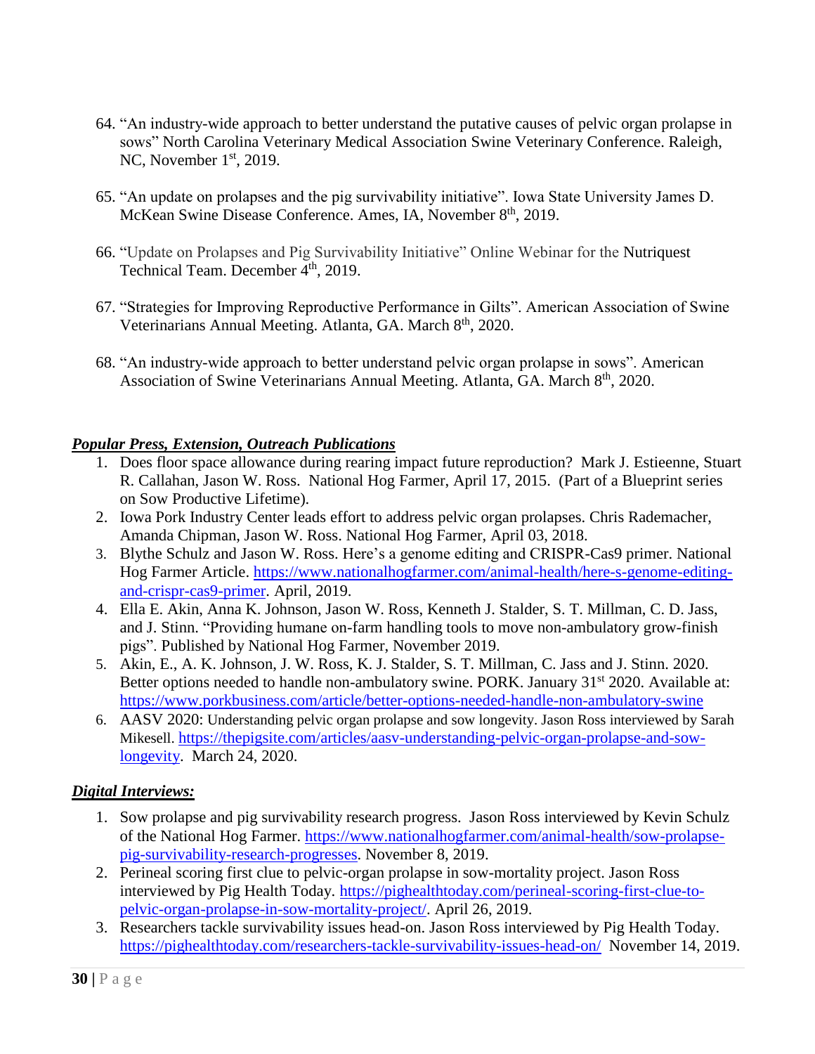64. “An industry-wide approach to better understand the putative causes of pelvic organ prolapse in sows” North Carolina Veterinary Medical Association Swine Veterinary Conference. Raleigh, NC, November 1st, 2019.

65. “An update on prolapses and the pig survivability initiative”. Iowa State University James D. McKean Swine Disease Conference. Ames, IA, November 8th, 2019.

66. “Update on Prolapses and Pig Survivability Initiative” Online Webinar for the Nutriquest Technical Team. December 4th, 2019.

67. “Strategies for Improving Reproductive Performance in Gilts”. American Association of Swine Veterinarians Annual Meeting. Atlanta, GA. March 8th, 2020.

68. “An industry-wide approach to better understand pelvic organ prolapse in sows”. American Association of Swine Veterinarians Annual Meeting. Atlanta, GA. March 8th, 2020.

***<u>Popular Press, Extension, Outreach Publications</u>***

1. Does floor space allowance during rearing impact future reproduction? Mark J. Estieenne, Stuart R. Callahan, Jason W. Ross. National Hog Farmer, April 17, 2015. (Part of a Blueprint series on Sow Productive Lifetime).
2. Iowa Pork Industry Center leads effort to address pelvic organ prolapses. Chris Rademacher, Amanda Chipman, Jason W. Ross. National Hog Farmer, April 03, 2018.
3. Blythe Schulz and Jason W. Ross. Here’s a genome editing and CRISPR-Cas9 primer. National Hog Farmer Article. https://www.nationalhogfarmer.com/animal-health/here-s-genome-editing-and-crispr-cas9-primer. April, 2019.
4. Ella E. Akin, Anna K. Johnson, Jason W. Ross, Kenneth J. Stalder, S. T. Millman, C. D. Jass, and J. Stinn. “Providing humane on-farm handling tools to move non-ambulatory grow-finish pigs”. Published by National Hog Farmer, November 2019.
5. Akin, E., A. K. Johnson, J. W. Ross, K. J. Stalder, S. T. Millman, C. Jass and J. Stinn. 2020. Better options needed to handle non-ambulatory swine. PORK. January 31st 2020. Available at: https://www.porkbusiness.com/article/better-options-needed-handle-non-ambulatory-swine
6. AASV 2020: Understanding pelvic organ prolapse and sow longevity. Jason Ross interviewed by Sarah Mikesell. https://thepigsite.com/articles/aasv-understanding-pelvic-organ-prolapse-and-sow-longevity. March 24, 2020.

***<u>Digital Interviews:</u>***

1. Sow prolapse and pig survivability research progress. Jason Ross interviewed by Kevin Schulz of the National Hog Farmer. https://www.nationalhogfarmer.com/animal-health/sow-prolapse-pig-survivability-research-progresses. November 8, 2019.
2. Perineal scoring first clue to pelvic-organ prolapse in sow-mortality project. Jason Ross interviewed by Pig Health Today. https://pighealthtoday.com/perineal-scoring-first-clue-to-pelvic-organ-prolapse-in-sow-mortality-project/. April 26, 2019.
3. Researchers tackle survivability issues head-on. Jason Ross interviewed by Pig Health Today. https://pighealthtoday.com/researchers-tackle-survivability-issues-head-on/ November 14, 2019.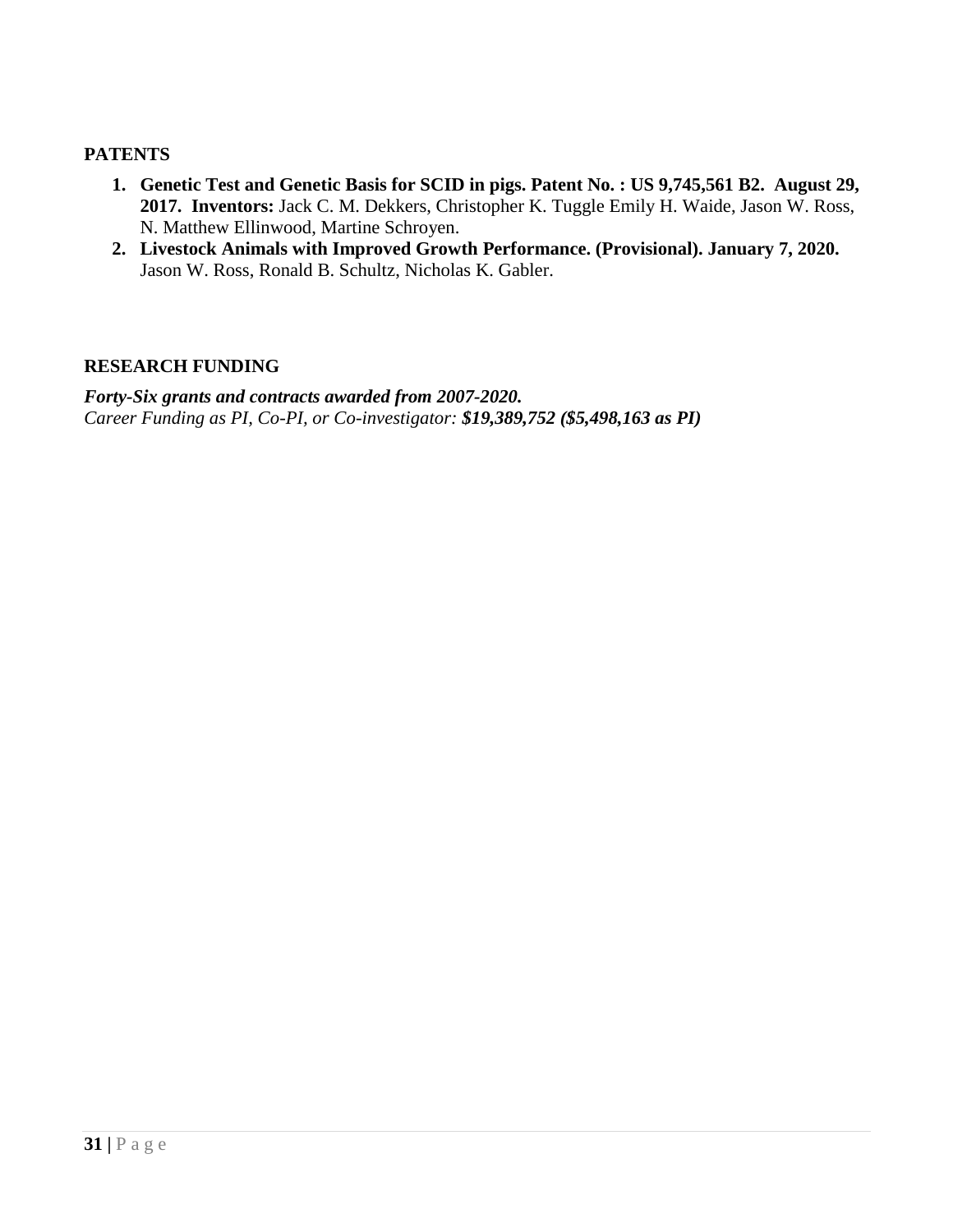## PATENTS

1. **Genetic Test and Genetic Basis for SCID in pigs. Patent No. : US 9,745,561 B2. August 29, 2017. Inventors:** Jack C. M. Dekkers, Christopher K. Tuggle Emily H. Waide, Jason W. Ross, N. Matthew Ellinwood, Martine Schroyen.
2. **Livestock Animals with Improved Growth Performance. (Provisional). January 7, 2020.** Jason W. Ross, Ronald B. Schultz, Nicholas K. Gabler.

## RESEARCH FUNDING

***Forty-Six grants and contracts awarded from 2007-2020.***
*Career Funding as PI, Co-PI, or Co-investigator:* ***$19,389,752 ($5,498,163 as PI)***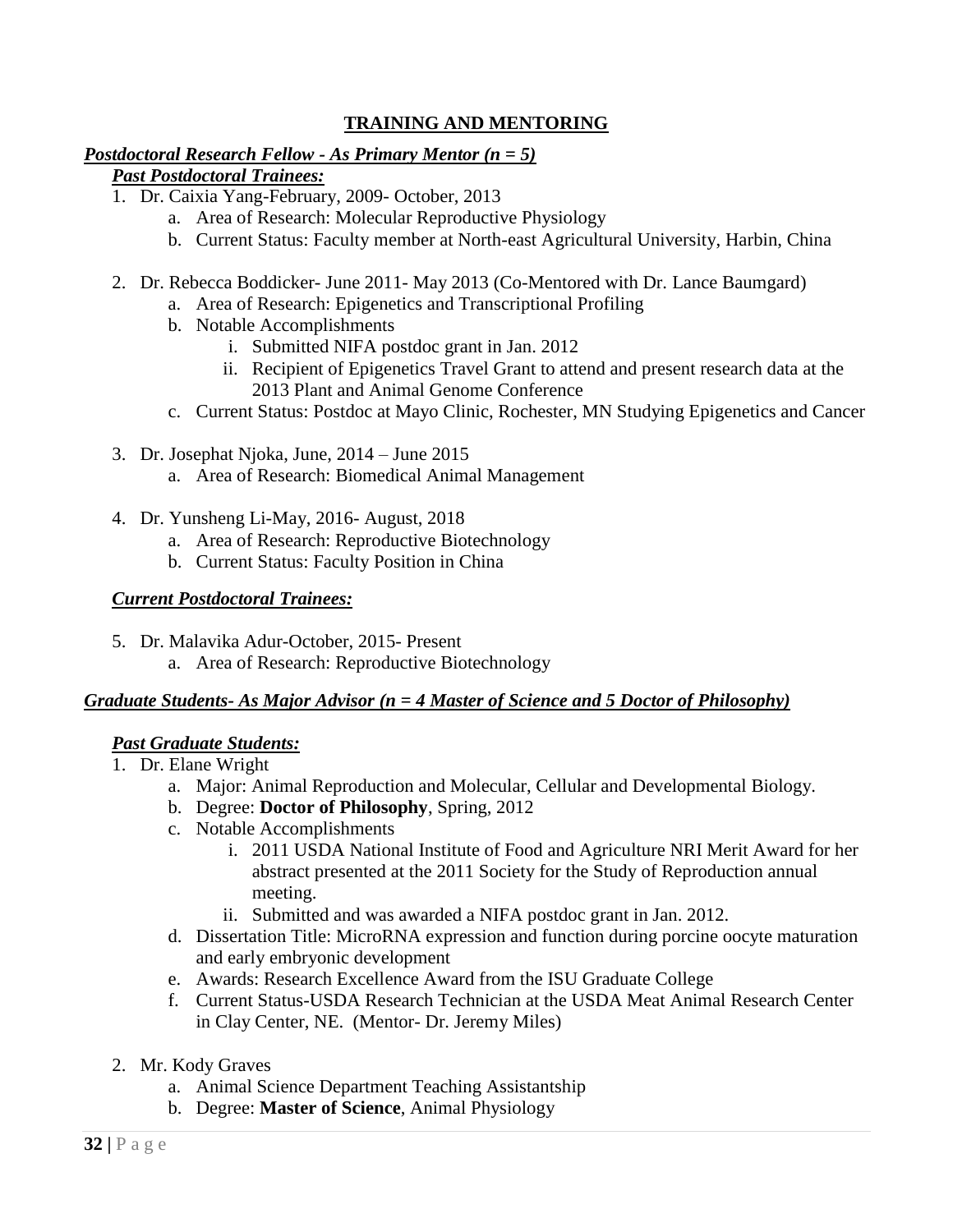## TRAINING AND MENTORING

***Postdoctoral Research Fellow - As Primary Mentor (n = 5)***

***Past Postdoctoral Trainees:***

1. Dr. Caixia Yang-February, 2009- October, 2013
   a. Area of Research: Molecular Reproductive Physiology
   b. Current Status: Faculty member at North-east Agricultural University, Harbin, China

2. Dr. Rebecca Boddicker- June 2011- May 2013 (Co-Mentored with Dr. Lance Baumgard)
   a. Area of Research: Epigenetics and Transcriptional Profiling
   b. Notable Accomplishments
      i. Submitted NIFA postdoc grant in Jan. 2012
      ii. Recipient of Epigenetics Travel Grant to attend and present research data at the 2013 Plant and Animal Genome Conference
   c. Current Status: Postdoc at Mayo Clinic, Rochester, MN Studying Epigenetics and Cancer

3. Dr. Josephat Njoka, June, 2014 – June 2015
   a. Area of Research: Biomedical Animal Management

4. Dr. Yunsheng Li-May, 2016- August, 2018
   a. Area of Research: Reproductive Biotechnology
   b. Current Status: Faculty Position in China

***Current Postdoctoral Trainees:***

5. Dr. Malavika Adur-October, 2015- Present
   a. Area of Research: Reproductive Biotechnology

***Graduate Students- As Major Advisor (n = 4 Master of Science and 5 Doctor of Philosophy)***

***Past Graduate Students:***

1. Dr. Elane Wright
   a. Major: Animal Reproduction and Molecular, Cellular and Developmental Biology.
   b. Degree: **Doctor of Philosophy**, Spring, 2012
   c. Notable Accomplishments
      i. 2011 USDA National Institute of Food and Agriculture NRI Merit Award for her abstract presented at the 2011 Society for the Study of Reproduction annual meeting.
      ii. Submitted and was awarded a NIFA postdoc grant in Jan. 2012.
   d. Dissertation Title: MicroRNA expression and function during porcine oocyte maturation and early embryonic development
   e. Awards: Research Excellence Award from the ISU Graduate College
   f. Current Status-USDA Research Technician at the USDA Meat Animal Research Center in Clay Center, NE. (Mentor- Dr. Jeremy Miles)

2. Mr. Kody Graves
   a. Animal Science Department Teaching Assistantship
   b. Degree: **Master of Science**, Animal Physiology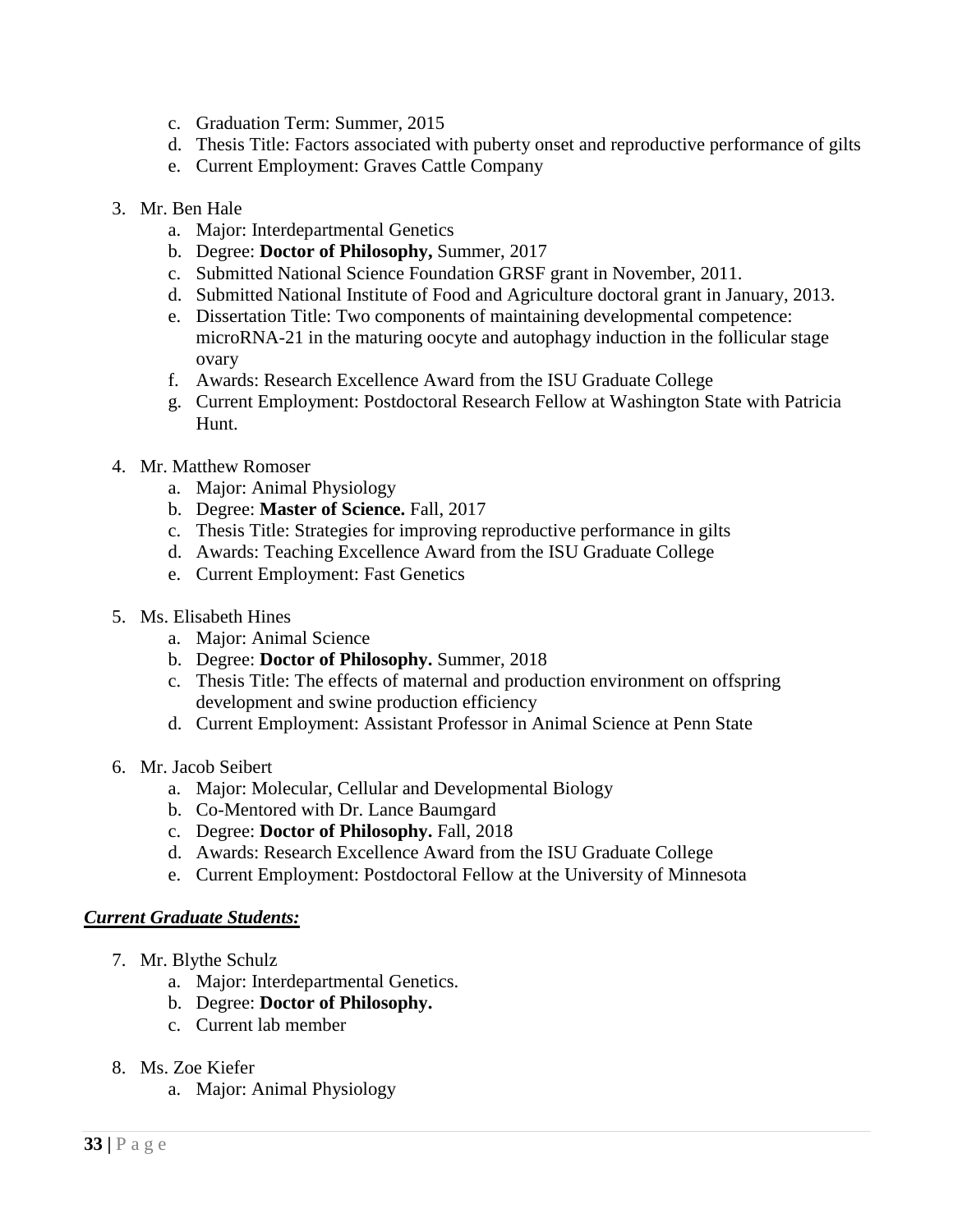c. Graduation Term: Summer, 2015
   d. Thesis Title: Factors associated with puberty onset and reproductive performance of gilts
   e. Current Employment: Graves Cattle Company

3. Mr. Ben Hale
   a. Major: Interdepartmental Genetics
   b. Degree: **Doctor of Philosophy,** Summer, 2017
   c. Submitted National Science Foundation GRSF grant in November, 2011.
   d. Submitted National Institute of Food and Agriculture doctoral grant in January, 2013.
   e. Dissertation Title: Two components of maintaining developmental competence: microRNA-21 in the maturing oocyte and autophagy induction in the follicular stage ovary
   f. Awards: Research Excellence Award from the ISU Graduate College
   g. Current Employment: Postdoctoral Research Fellow at Washington State with Patricia Hunt.

4. Mr. Matthew Romoser
   a. Major: Animal Physiology
   b. Degree: **Master of Science.** Fall, 2017
   c. Thesis Title: Strategies for improving reproductive performance in gilts
   d. Awards: Teaching Excellence Award from the ISU Graduate College
   e. Current Employment: Fast Genetics

5. Ms. Elisabeth Hines
   a. Major: Animal Science
   b. Degree: **Doctor of Philosophy.** Summer, 2018
   c. Thesis Title: The effects of maternal and production environment on offspring development and swine production efficiency
   d. Current Employment: Assistant Professor in Animal Science at Penn State

6. Mr. Jacob Seibert
   a. Major: Molecular, Cellular and Developmental Biology
   b. Co-Mentored with Dr. Lance Baumgard
   c. Degree: **Doctor of Philosophy.** Fall, 2018
   d. Awards: Research Excellence Award from the ISU Graduate College
   e. Current Employment: Postdoctoral Fellow at the University of Minnesota

***<u>Current Graduate Students:</u>***

7. Mr. Blythe Schulz
   a. Major: Interdepartmental Genetics.
   b. Degree: **Doctor of Philosophy.**
   c. Current lab member

8. Ms. Zoe Kiefer
   a. Major: Animal Physiology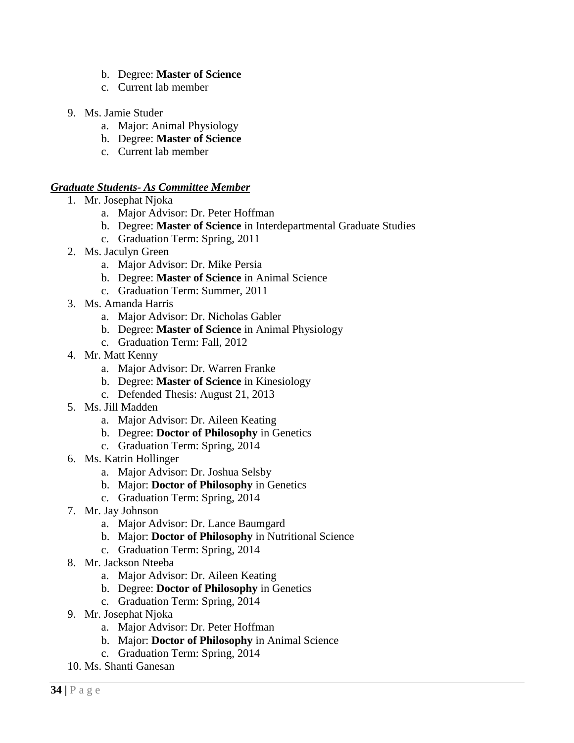b. Degree: **Master of Science**
   c. Current lab member

9. Ms. Jamie Studer
   a. Major: Animal Physiology
   b. Degree: **Master of Science**
   c. Current lab member

***Graduate Students- As Committee Member***

1. Mr. Josephat Njoka
   a. Major Advisor: Dr. Peter Hoffman
   b. Degree: **Master of Science** in Interdepartmental Graduate Studies
   c. Graduation Term: Spring, 2011
2. Ms. Jaculyn Green
   a. Major Advisor: Dr. Mike Persia
   b. Degree: **Master of Science** in Animal Science
   c. Graduation Term: Summer, 2011
3. Ms. Amanda Harris
   a. Major Advisor: Dr. Nicholas Gabler
   b. Degree: **Master of Science** in Animal Physiology
   c. Graduation Term: Fall, 2012
4. Mr. Matt Kenny
   a. Major Advisor: Dr. Warren Franke
   b. Degree: **Master of Science** in Kinesiology
   c. Defended Thesis: August 21, 2013
5. Ms. Jill Madden
   a. Major Advisor: Dr. Aileen Keating
   b. Degree: **Doctor of Philosophy** in Genetics
   c. Graduation Term: Spring, 2014
6. Ms. Katrin Hollinger
   a. Major Advisor: Dr. Joshua Selsby
   b. Major: **Doctor of Philosophy** in Genetics
   c. Graduation Term: Spring, 2014
7. Mr. Jay Johnson
   a. Major Advisor: Dr. Lance Baumgard
   b. Major: **Doctor of Philosophy** in Nutritional Science
   c. Graduation Term: Spring, 2014
8. Mr. Jackson Nteeba
   a. Major Advisor: Dr. Aileen Keating
   b. Degree: **Doctor of Philosophy** in Genetics
   c. Graduation Term: Spring, 2014
9. Mr. Josephat Njoka
   a. Major Advisor: Dr. Peter Hoffman
   b. Major: **Doctor of Philosophy** in Animal Science
   c. Graduation Term: Spring, 2014
10. Ms. Shanti Ganesan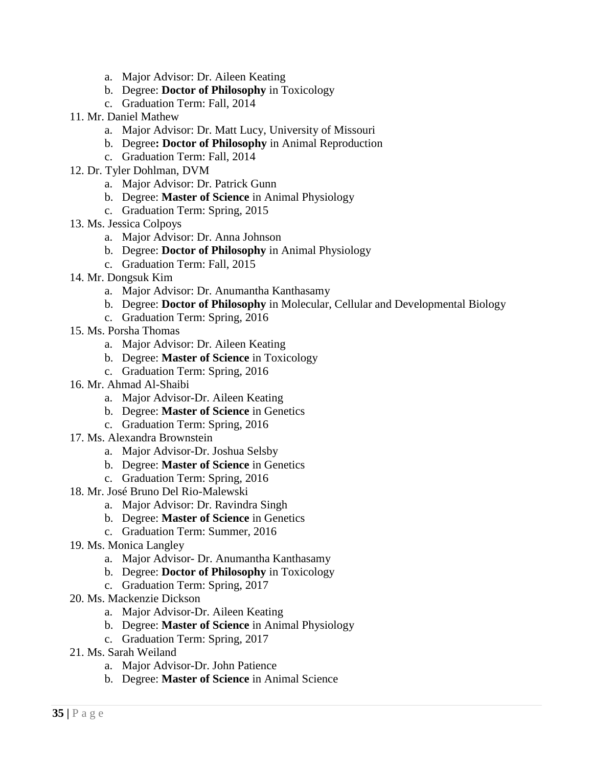a. Major Advisor: Dr. Aileen Keating
  b. Degree: **Doctor of Philosophy** in Toxicology
  c. Graduation Term: Fall, 2014

11. Mr. Daniel Mathew
    a. Major Advisor: Dr. Matt Lucy, University of Missouri
    b. Degree**: Doctor of Philosophy** in Animal Reproduction
    c. Graduation Term: Fall, 2014
12. Dr. Tyler Dohlman, DVM
    a. Major Advisor: Dr. Patrick Gunn
    b. Degree: **Master of Science** in Animal Physiology
    c. Graduation Term: Spring, 2015
13. Ms. Jessica Colpoys
    a. Major Advisor: Dr. Anna Johnson
    b. Degree: **Doctor of Philosophy** in Animal Physiology
    c. Graduation Term: Fall, 2015
14. Mr. Dongsuk Kim
    a. Major Advisor: Dr. Anumantha Kanthasamy
    b. Degree: **Doctor of Philosophy** in Molecular, Cellular and Developmental Biology
    c. Graduation Term: Spring, 2016
15. Ms. Porsha Thomas
    a. Major Advisor: Dr. Aileen Keating
    b. Degree: **Master of Science** in Toxicology
    c. Graduation Term: Spring, 2016
16. Mr. Ahmad Al-Shaibi
    a. Major Advisor-Dr. Aileen Keating
    b. Degree: **Master of Science** in Genetics
    c. Graduation Term: Spring, 2016
17. Ms. Alexandra Brownstein
    a. Major Advisor-Dr. Joshua Selsby
    b. Degree: **Master of Science** in Genetics
    c. Graduation Term: Spring, 2016
18. Mr. José Bruno Del Rio-Malewski
    a. Major Advisor: Dr. Ravindra Singh
    b. Degree: **Master of Science** in Genetics
    c. Graduation Term: Summer, 2016
19. Ms. Monica Langley
    a. Major Advisor- Dr. Anumantha Kanthasamy
    b. Degree: **Doctor of Philosophy** in Toxicology
    c. Graduation Term: Spring, 2017
20. Ms. Mackenzie Dickson
    a. Major Advisor-Dr. Aileen Keating
    b. Degree: **Master of Science** in Animal Physiology
    c. Graduation Term: Spring, 2017
21. Ms. Sarah Weiland
    a. Major Advisor-Dr. John Patience
    b. Degree: **Master of Science** in Animal Science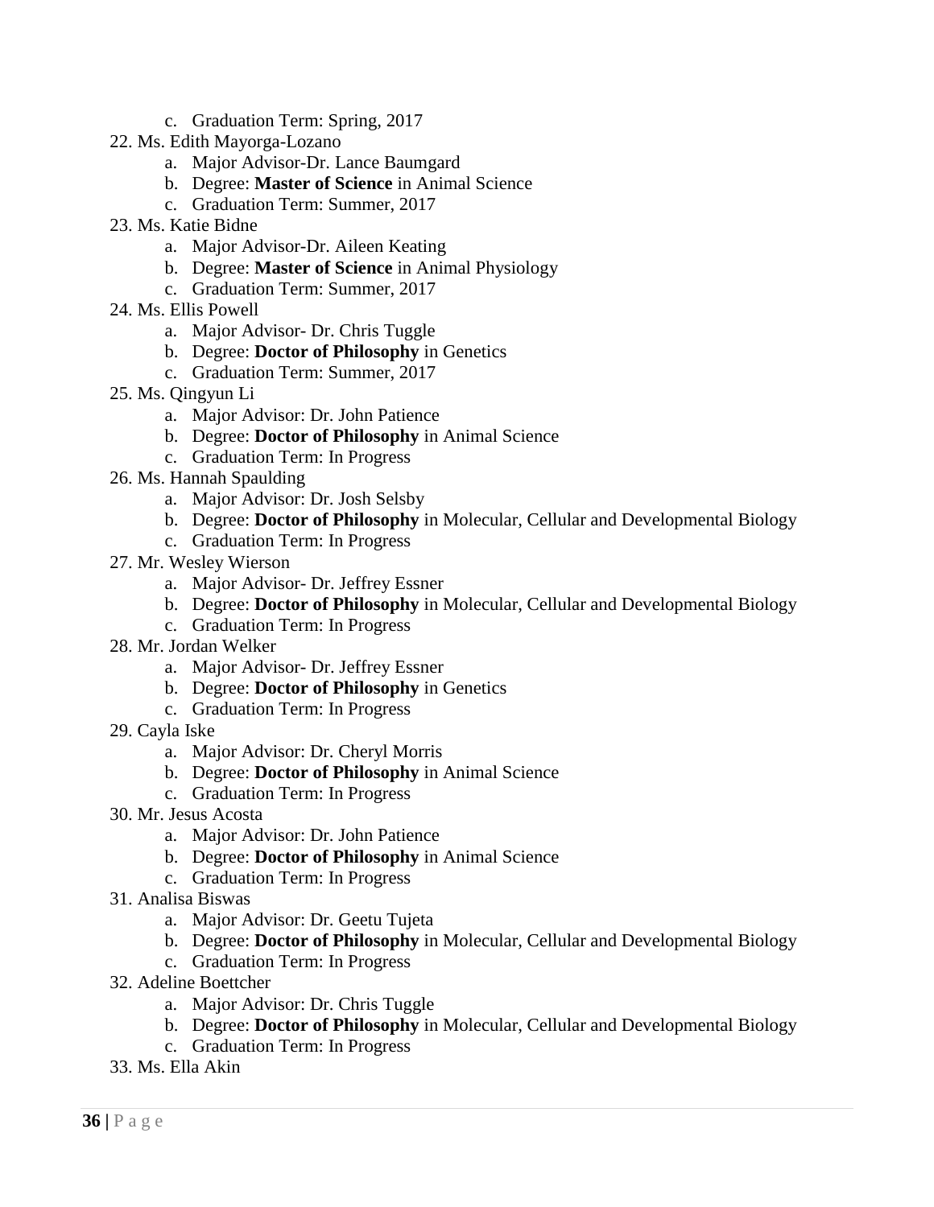c. Graduation Term: Spring, 2017

22. Ms. Edith Mayorga-Lozano
    a. Major Advisor-Dr. Lance Baumgard
    b. Degree: **Master of Science** in Animal Science
    c. Graduation Term: Summer, 2017
23. Ms. Katie Bidne
    a. Major Advisor-Dr. Aileen Keating
    b. Degree: **Master of Science** in Animal Physiology
    c. Graduation Term: Summer, 2017
24. Ms. Ellis Powell
    a. Major Advisor- Dr. Chris Tuggle
    b. Degree: **Doctor of Philosophy** in Genetics
    c. Graduation Term: Summer, 2017
25. Ms. Qingyun Li
    a. Major Advisor: Dr. John Patience
    b. Degree: **Doctor of Philosophy** in Animal Science
    c. Graduation Term: In Progress
26. Ms. Hannah Spaulding
    a. Major Advisor: Dr. Josh Selsby
    b. Degree: **Doctor of Philosophy** in Molecular, Cellular and Developmental Biology
    c. Graduation Term: In Progress
27. Mr. Wesley Wierson
    a. Major Advisor- Dr. Jeffrey Essner
    b. Degree: **Doctor of Philosophy** in Molecular, Cellular and Developmental Biology
    c. Graduation Term: In Progress
28. Mr. Jordan Welker
    a. Major Advisor- Dr. Jeffrey Essner
    b. Degree: **Doctor of Philosophy** in Genetics
    c. Graduation Term: In Progress
29. Cayla Iske
    a. Major Advisor: Dr. Cheryl Morris
    b. Degree: **Doctor of Philosophy** in Animal Science
    c. Graduation Term: In Progress
30. Mr. Jesus Acosta
    a. Major Advisor: Dr. John Patience
    b. Degree: **Doctor of Philosophy** in Animal Science
    c. Graduation Term: In Progress
31. Analisa Biswas
    a. Major Advisor: Dr. Geetu Tujeta
    b. Degree: **Doctor of Philosophy** in Molecular, Cellular and Developmental Biology
    c. Graduation Term: In Progress
32. Adeline Boettcher
    a. Major Advisor: Dr. Chris Tuggle
    b. Degree: **Doctor of Philosophy** in Molecular, Cellular and Developmental Biology
    c. Graduation Term: In Progress
33. Ms. Ella Akin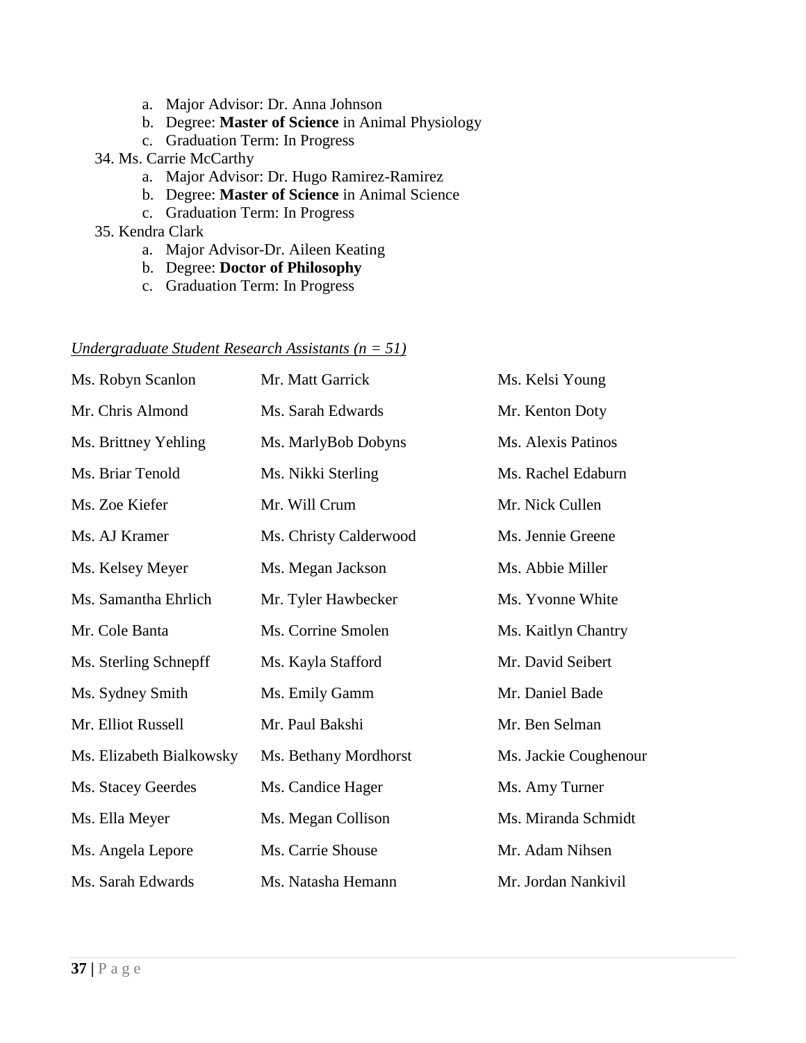a. Major Advisor: Dr. Anna Johnson
   b. Degree: **Master of Science** in Animal Physiology
   c. Graduation Term: In Progress

34. Ms. Carrie McCarthy
   a. Major Advisor: Dr. Hugo Ramirez-Ramirez
   b. Degree: **Master of Science** in Animal Science
   c. Graduation Term: In Progress

35. Kendra Clark
   a. Major Advisor-Dr. Aileen Keating
   b. Degree: **Doctor of Philosophy**
   c. Graduation Term: In Progress

*Undergraduate Student Research Assistants (n = 51)*

| | | |
|---|---|---|
| Ms. Robyn Scanlon | Mr. Matt Garrick | Ms. Kelsi Young |
| Mr. Chris Almond | Ms. Sarah Edwards | Mr. Kenton Doty |
| Ms. Brittney Yehling | Ms. MarlyBob Dobyns | Ms. Alexis Patinos |
| Ms. Briar Tenold | Ms. Nikki Sterling | Ms. Rachel Edaburn |
| Ms. Zoe Kiefer | Mr. Will Crum | Mr. Nick Cullen |
| Ms. AJ Kramer | Ms. Christy Calderwood | Ms. Jennie Greene |
| Ms. Kelsey Meyer | Ms. Megan Jackson | Ms. Abbie Miller |
| Ms. Samantha Ehrlich | Mr. Tyler Hawbecker | Ms. Yvonne White |
| Mr. Cole Banta | Ms. Corrine Smolen | Ms. Kaitlyn Chantry |
| Ms. Sterling Schnepff | Ms. Kayla Stafford | Mr. David Seibert |
| Ms. Sydney Smith | Ms. Emily Gamm | Mr. Daniel Bade |
| Mr. Elliot Russell | Mr. Paul Bakshi | Mr. Ben Selman |
| Ms. Elizabeth Bialkowsky | Ms. Bethany Mordhorst | Ms. Jackie Coughenour |
| Ms. Stacey Geerdes | Ms. Candice Hager | Ms. Amy Turner |
| Ms. Ella Meyer | Ms. Megan Collison | Ms. Miranda Schmidt |
| Ms. Angela Lepore | Ms. Carrie Shouse | Mr. Adam Nihsen |
| Ms. Sarah Edwards | Ms. Natasha Hemann | Mr. Jordan Nankivil |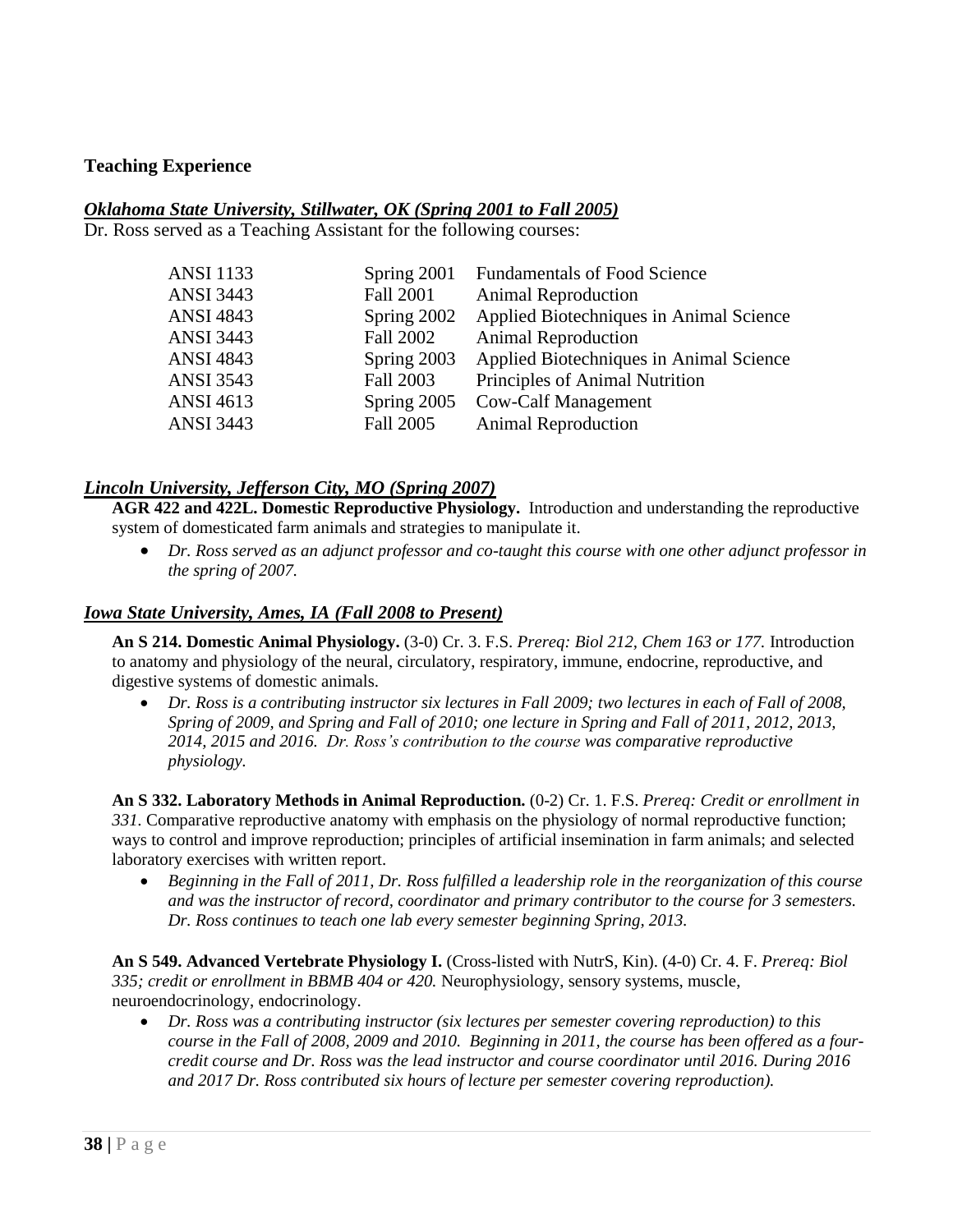## Teaching Experience

### ***Oklahoma State University, Stillwater, OK (Spring 2001 to Fall 2005)***

Dr. Ross served as a Teaching Assistant for the following courses:

| | | |
|---|---|---|
| ANSI 1133 | Spring 2001 | Fundamentals of Food Science |
| ANSI 3443 | Fall 2001 | Animal Reproduction |
| ANSI 4843 | Spring 2002 | Applied Biotechniques in Animal Science |
| ANSI 3443 | Fall 2002 | Animal Reproduction |
| ANSI 4843 | Spring 2003 | Applied Biotechniques in Animal Science |
| ANSI 3543 | Fall 2003 | Principles of Animal Nutrition |
| ANSI 4613 | Spring 2005 | Cow-Calf Management |
| ANSI 3443 | Fall 2005 | Animal Reproduction |

### ***Lincoln University, Jefferson City, MO (Spring 2007)***

**AGR 422 and 422L. Domestic Reproductive Physiology.** Introduction and understanding the reproductive system of domesticated farm animals and strategies to manipulate it.

- *Dr. Ross served as an adjunct professor and co-taught this course with one other adjunct professor in the spring of 2007.*

### ***Iowa State University, Ames, IA (Fall 2008 to Present)***

**An S 214. Domestic Animal Physiology.** (3-0) Cr. 3. F.S. *Prereq: Biol 212, Chem 163 or 177.* Introduction to anatomy and physiology of the neural, circulatory, respiratory, immune, endocrine, reproductive, and digestive systems of domestic animals.

- *Dr. Ross is a contributing instructor six lectures in Fall 2009; two lectures in each of Fall of 2008, Spring of 2009, and Spring and Fall of 2010; one lecture in Spring and Fall of 2011, 2012, 2013, 2014, 2015 and 2016. Dr. Ross's contribution to the course was comparative reproductive physiology.*

**An S 332. Laboratory Methods in Animal Reproduction.** (0-2) Cr. 1. F.S. *Prereq: Credit or enrollment in 331.* Comparative reproductive anatomy with emphasis on the physiology of normal reproductive function; ways to control and improve reproduction; principles of artificial insemination in farm animals; and selected laboratory exercises with written report.

- *Beginning in the Fall of 2011, Dr. Ross fulfilled a leadership role in the reorganization of this course and was the instructor of record, coordinator and primary contributor to the course for 3 semesters. Dr. Ross continues to teach one lab every semester beginning Spring, 2013.*

**An S 549. Advanced Vertebrate Physiology I.** (Cross-listed with NutrS, Kin). (4-0) Cr. 4. F. *Prereq: Biol 335; credit or enrollment in BBMB 404 or 420.* Neurophysiology, sensory systems, muscle, neuroendocrinology, endocrinology.

- *Dr. Ross was a contributing instructor (six lectures per semester covering reproduction) to this course in the Fall of 2008, 2009 and 2010. Beginning in 2011, the course has been offered as a four-credit course and Dr. Ross was the lead instructor and course coordinator until 2016. During 2016 and 2017 Dr. Ross contributed six hours of lecture per semester covering reproduction).*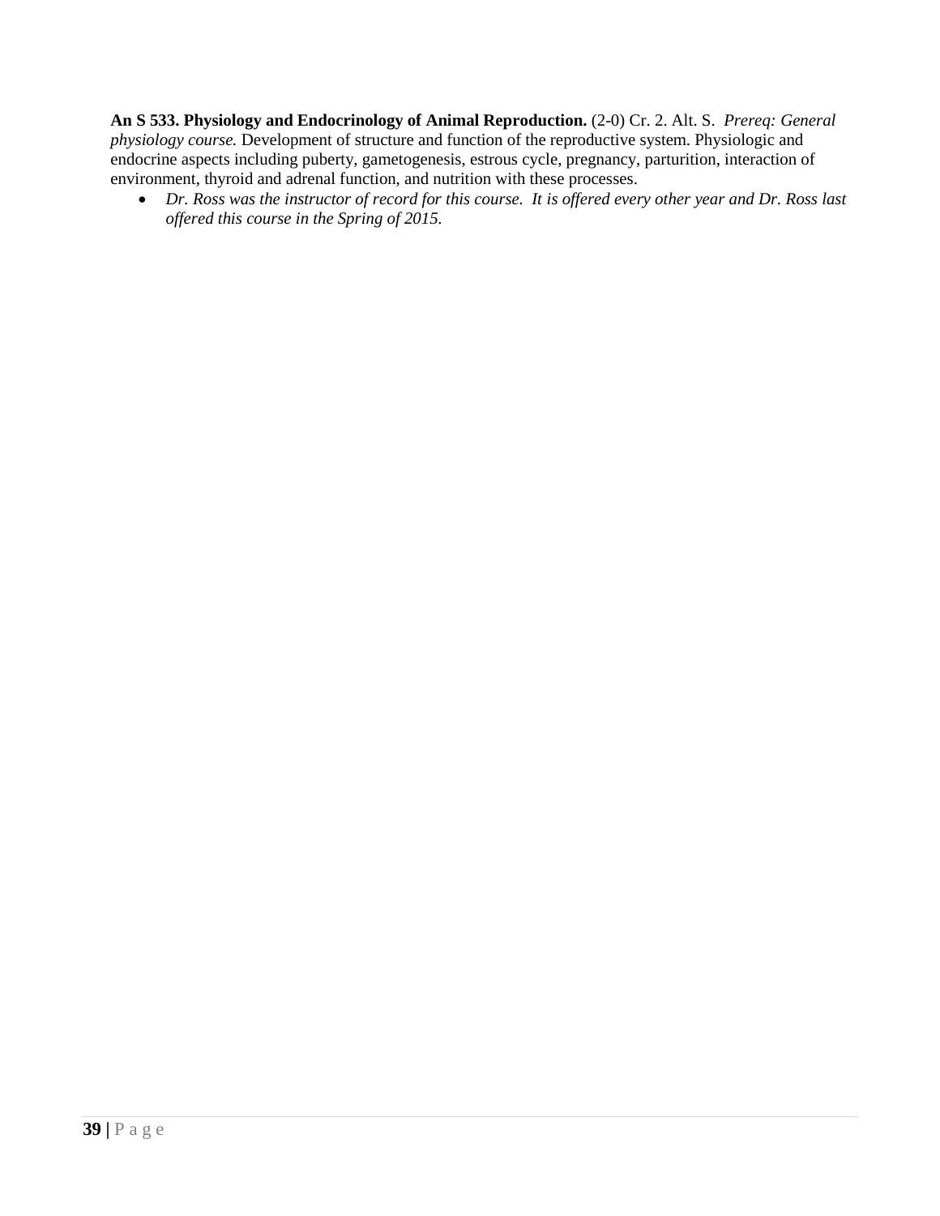**An S 533. Physiology and Endocrinology of Animal Reproduction.** (2-0) Cr. 2. Alt. S. *Prereq: General physiology course.* Development of structure and function of the reproductive system. Physiologic and endocrine aspects including puberty, gametogenesis, estrous cycle, pregnancy, parturition, interaction of environment, thyroid and adrenal function, and nutrition with these processes.

- *Dr. Ross was the instructor of record for this course. It is offered every other year and Dr. Ross last offered this course in the Spring of 2015.*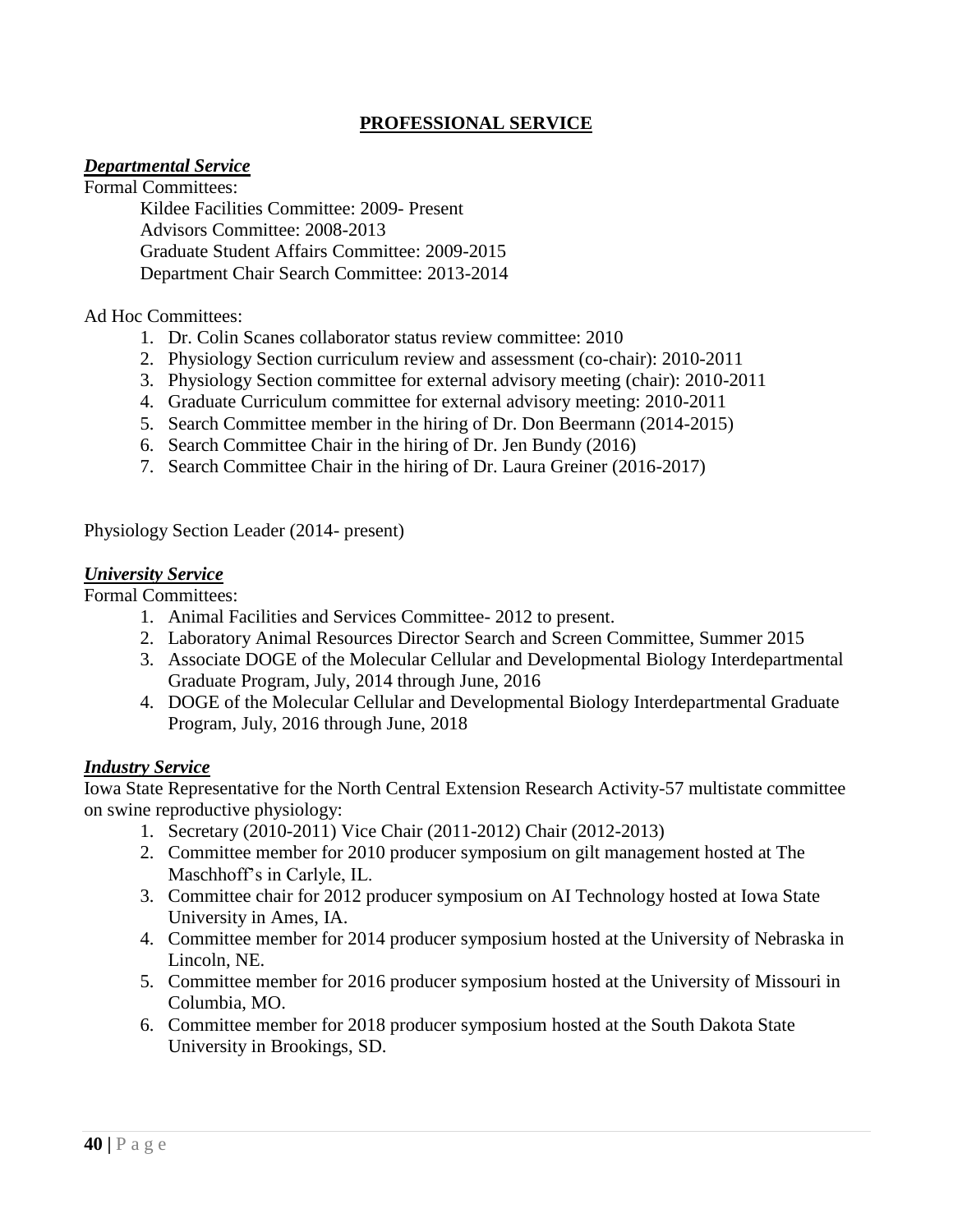## PROFESSIONAL SERVICE

### ***Departmental Service***

Formal Committees:

Kildee Facilities Committee: 2009- Present
Advisors Committee: 2008-2013
Graduate Student Affairs Committee: 2009-2015
Department Chair Search Committee: 2013-2014

Ad Hoc Committees:

1. Dr. Colin Scanes collaborator status review committee: 2010
2. Physiology Section curriculum review and assessment (co-chair): 2010-2011
3. Physiology Section committee for external advisory meeting (chair): 2010-2011
4. Graduate Curriculum committee for external advisory meeting: 2010-2011
5. Search Committee member in the hiring of Dr. Don Beermann (2014-2015)
6. Search Committee Chair in the hiring of Dr. Jen Bundy (2016)
7. Search Committee Chair in the hiring of Dr. Laura Greiner (2016-2017)

Physiology Section Leader (2014- present)

### ***University Service***

Formal Committees:

1. Animal Facilities and Services Committee- 2012 to present.
2. Laboratory Animal Resources Director Search and Screen Committee, Summer 2015
3. Associate DOGE of the Molecular Cellular and Developmental Biology Interdepartmental Graduate Program, July, 2014 through June, 2016
4. DOGE of the Molecular Cellular and Developmental Biology Interdepartmental Graduate Program, July, 2016 through June, 2018

### ***Industry Service***

Iowa State Representative for the North Central Extension Research Activity-57 multistate committee on swine reproductive physiology:

1. Secretary (2010-2011) Vice Chair (2011-2012) Chair (2012-2013)
2. Committee member for 2010 producer symposium on gilt management hosted at The Maschhoff's in Carlyle, IL.
3. Committee chair for 2012 producer symposium on AI Technology hosted at Iowa State University in Ames, IA.
4. Committee member for 2014 producer symposium hosted at the University of Nebraska in Lincoln, NE.
5. Committee member for 2016 producer symposium hosted at the University of Missouri in Columbia, MO.
6. Committee member for 2018 producer symposium hosted at the South Dakota State University in Brookings, SD.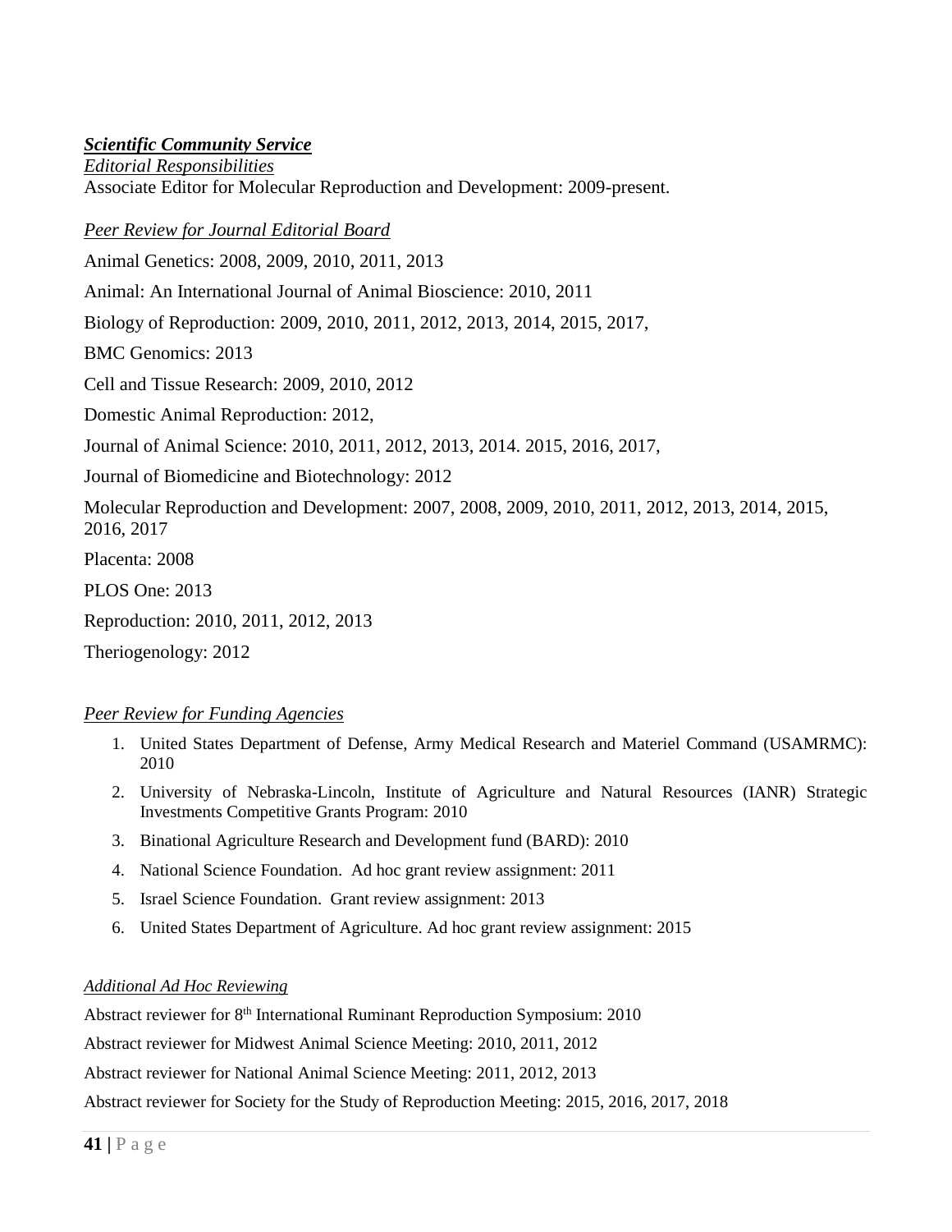***Scientific Community Service***

*Editorial Responsibilities*

Associate Editor for Molecular Reproduction and Development: 2009-present.

*Peer Review for Journal Editorial Board*

Animal Genetics: 2008, 2009, 2010, 2011, 2013

Animal: An International Journal of Animal Bioscience: 2010, 2011

Biology of Reproduction: 2009, 2010, 2011, 2012, 2013, 2014, 2015, 2017,

BMC Genomics: 2013

Cell and Tissue Research: 2009, 2010, 2012

Domestic Animal Reproduction: 2012,

Journal of Animal Science: 2010, 2011, 2012, 2013, 2014. 2015, 2016, 2017,

Journal of Biomedicine and Biotechnology: 2012

Molecular Reproduction and Development: 2007, 2008, 2009, 2010, 2011, 2012, 2013, 2014, 2015, 2016, 2017

Placenta: 2008

PLOS One: 2013

Reproduction: 2010, 2011, 2012, 2013

Theriogenology: 2012

*Peer Review for Funding Agencies*

1. United States Department of Defense, Army Medical Research and Materiel Command (USAMRMC): 2010
2. University of Nebraska-Lincoln, Institute of Agriculture and Natural Resources (IANR) Strategic Investments Competitive Grants Program: 2010
3. Binational Agriculture Research and Development fund (BARD): 2010
4. National Science Foundation. Ad hoc grant review assignment: 2011
5. Israel Science Foundation. Grant review assignment: 2013
6. United States Department of Agriculture. Ad hoc grant review assignment: 2015

*Additional Ad Hoc Reviewing*

Abstract reviewer for 8th International Ruminant Reproduction Symposium: 2010

Abstract reviewer for Midwest Animal Science Meeting: 2010, 2011, 2012

Abstract reviewer for National Animal Science Meeting: 2011, 2012, 2013

Abstract reviewer for Society for the Study of Reproduction Meeting: 2015, 2016, 2017, 2018